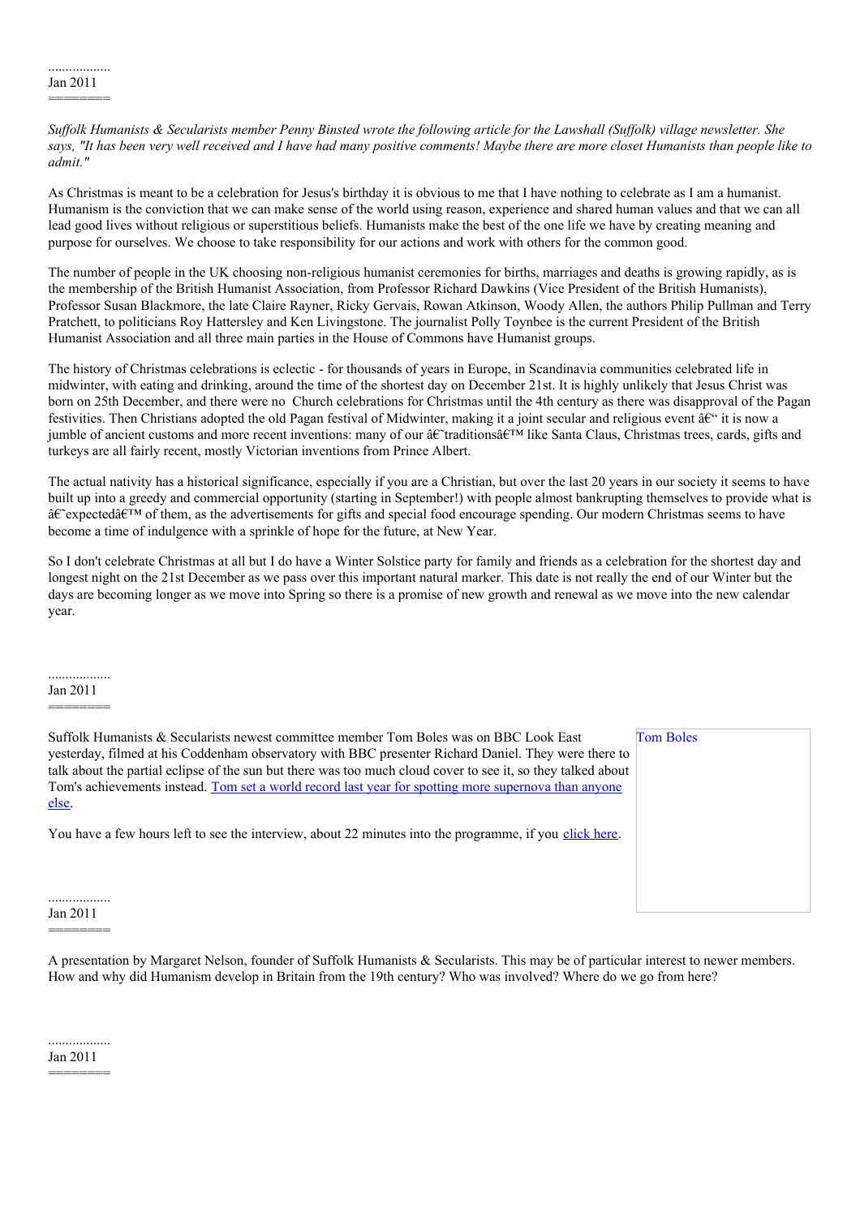..................
Jan 2011
========

*Suffolk Humanists & Secularists member Penny Binsted wrote the following article for the Lawshall (Suffolk) village newsletter. She says, "It has been very well received and I have had many positive comments! Maybe there are more closet Humanists than people like to admit."*

As Christmas is meant to be a celebration for Jesus's birthday it is obvious to me that I have nothing to celebrate as I am a humanist. Humanism is the conviction that we can make sense of the world using reason, experience and shared human values and that we can all lead good lives without religious or superstitious beliefs. Humanists make the best of the one life we have by creating meaning and purpose for ourselves. We choose to take responsibility for our actions and work with others for the common good.

The number of people in the UK choosing non-religious humanist ceremonies for births, marriages and deaths is growing rapidly, as is the membership of the British Humanist Association, from Professor Richard Dawkins (Vice President of the British Humanists), Professor Susan Blackmore, the late Claire Rayner, Ricky Gervais, Rowan Atkinson, Woody Allen, the authors Philip Pullman and Terry Pratchett, to politicians Roy Hattersley and Ken Livingstone. The journalist Polly Toynbee is the current President of the British Humanist Association and all three main parties in the House of Commons have Humanist groups.

The history of Christmas celebrations is eclectic - for thousands of years in Europe, in Scandinavia communities celebrated life in midwinter, with eating and drinking, around the time of the shortest day on December 21st. It is highly unlikely that Jesus Christ was born on 25th December, and there were no Church celebrations for Christmas until the 4th century as there was disapproval of the Pagan festivities. Then Christians adopted the old Pagan festival of Midwinter, making it a joint secular and religious event â€“ it is now a jumble of ancient customs and more recent inventions: many of our â€˜traditionsâ€™ like Santa Claus, Christmas trees, cards, gifts and turkeys are all fairly recent, mostly Victorian inventions from Prince Albert.

The actual nativity has a historical significance, especially if you are a Christian, but over the last 20 years in our society it seems to have built up into a greedy and commercial opportunity (starting in September!) with people almost bankrupting themselves to provide what is â€˜expectedâ€™ of them, as the advertisements for gifts and special food encourage spending. Our modern Christmas seems to have become a time of indulgence with a sprinkle of hope for the future, at New Year.

So I don't celebrate Christmas at all but I do have a Winter Solstice party for family and friends as a celebration for the shortest day and longest night on the 21st December as we pass over this important natural marker. This date is not really the end of our Winter but the days are becoming longer as we move into Spring so there is a promise of new growth and renewal as we move into the new calendar year.

..................
Jan 2011
========

Suffolk Humanists & Secularists newest committee member Tom Boles was on BBC Look East yesterday, filmed at his Coddenham observatory with BBC presenter Richard Daniel. They were there to talk about the partial eclipse of the sun but there was too much cloud cover to see it, so they talked about Tom's achievements instead. [Tom set a world record last year for spotting more supernova than anyone else](#).

Tom Boles

You have a few hours left to see the interview, about 22 minutes into the programme, if you [click here](#).

..................
Jan 2011
========

A presentation by Margaret Nelson, founder of Suffolk Humanists & Secularists. This may be of particular interest to newer members. How and why did Humanism develop in Britain from the 19th century? Who was involved? Where do we go from here?

..................
Jan 2011
========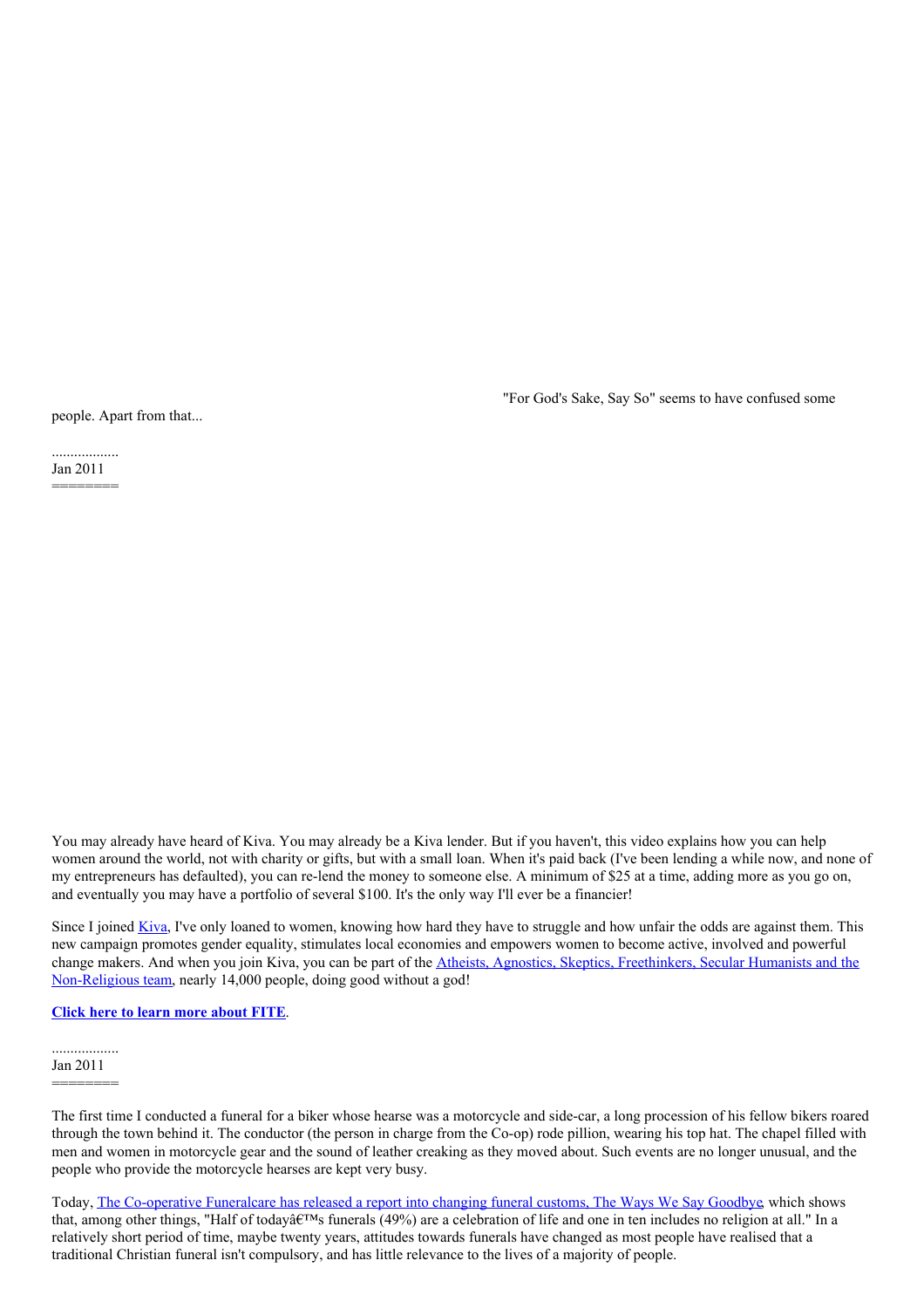"For God's Sake, Say So" seems to have confused some people. Apart from that...

..................
Jan 2011
========

You may already have heard of Kiva. You may already be a Kiva lender. But if you haven't, this video explains how you can help women around the world, not with charity or gifts, but with a small loan. When it's paid back (I've been lending a while now, and none of my entrepreneurs has defaulted), you can re-lend the money to someone else. A minimum of $25 at a time, adding more as you go on, and eventually you may have a portfolio of several $100. It's the only way I'll ever be a financier!

Since I joined Kiva, I've only loaned to women, knowing how hard they have to struggle and how unfair the odds are against them. This new campaign promotes gender equality, stimulates local economies and empowers women to become active, involved and powerful change makers. And when you join Kiva, you can be part of the Atheists, Agnostics, Skeptics, Freethinkers, Secular Humanists and the Non-Religious team, nearly 14,000 people, doing good without a god!

**Click here to learn more about FITE**.

..................
Jan 2011
========

The first time I conducted a funeral for a biker whose hearse was a motorcycle and side-car, a long procession of his fellow bikers roared through the town behind it. The conductor (the person in charge from the Co-op) rode pillion, wearing his top hat. The chapel filled with men and women in motorcycle gear and the sound of leather creaking as they moved about. Such events are no longer unusual, and the people who provide the motorcycle hearses are kept very busy.

Today, The Co-operative Funeralcare has released a report into changing funeral customs, The Ways We Say Goodbye, which shows that, among other things, "Half of todayâ€™s funerals (49%) are a celebration of life and one in ten includes no religion at all." In a relatively short period of time, maybe twenty years, attitudes towards funerals have changed as most people have realised that a traditional Christian funeral isn't compulsory, and has little relevance to the lives of a majority of people.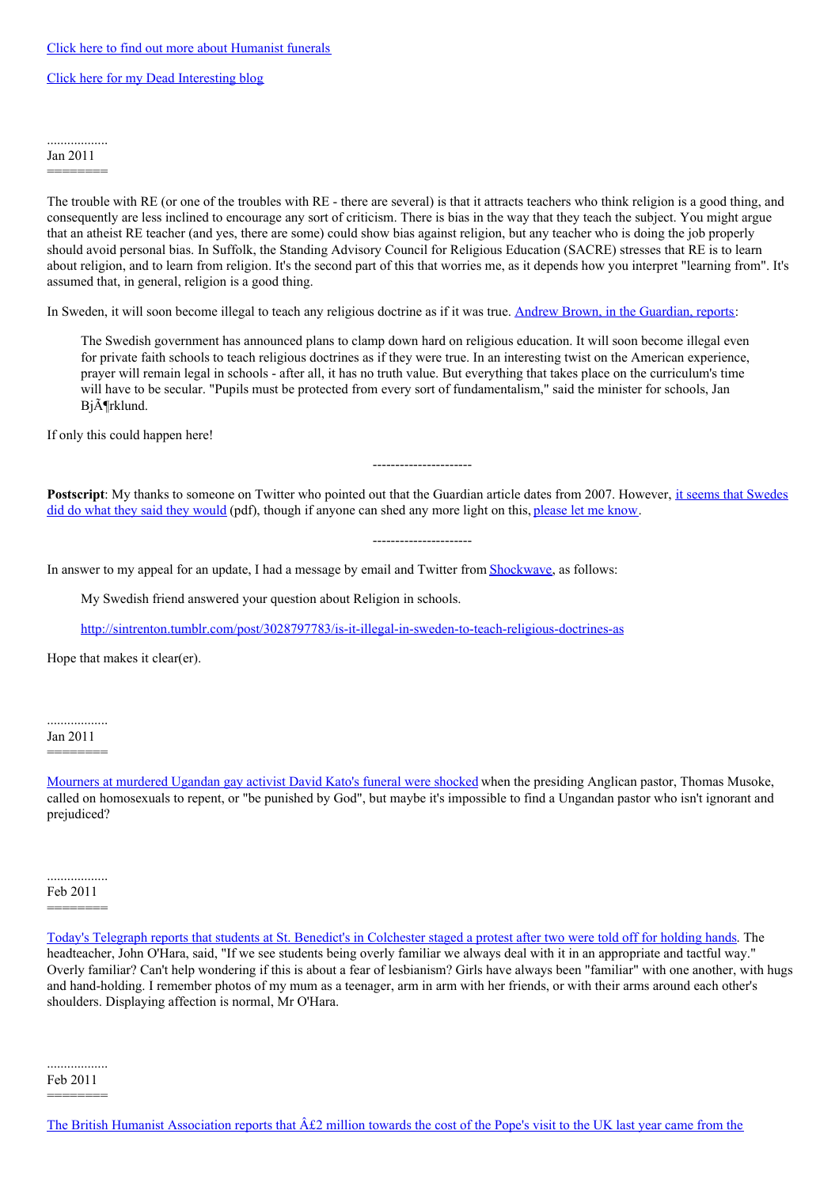[Click here to find out more about Humanist funerals](#)

[Click here for my Dead Interesting blog](#)

..................
Jan 2011
========

The trouble with RE (or one of the troubles with RE - there are several) is that it attracts teachers who think religion is a good thing, and consequently are less inclined to encourage any sort of criticism. There is bias in the way that they teach the subject. You might argue that an atheist RE teacher (and yes, there are some) could show bias against religion, but any teacher who is doing the job properly should avoid personal bias. In Suffolk, the Standing Advisory Council for Religious Education (SACRE) stresses that RE is to learn about religion, and to learn from religion. It's the second part of this that worries me, as it depends how you interpret "learning from". It's assumed that, in general, religion is a good thing.

In Sweden, it will soon become illegal to teach any religious doctrine as if it was true. [Andrew Brown, in the Guardian, reports](#):

> The Swedish government has announced plans to clamp down hard on religious education. It will soon become illegal even for private faith schools to teach religious doctrines as if they were true. In an interesting twist on the American experience, prayer will remain legal in schools - after all, it has no truth value. But everything that takes place on the curriculum's time will have to be secular. "Pupils must be protected from every sort of fundamentalism," said the minister for schools, Jan BjÃ¶rklund.

If only this could happen here!

----------------------

**Postscript**: My thanks to someone on Twitter who pointed out that the Guardian article dates from 2007. However, [it seems that Swedes did do what they said they would](#) (pdf), though if anyone can shed any more light on this, [please let me know](#).

----------------------

In answer to my appeal for an update, I had a message by email and Twitter from [Shockwave](#), as follows:

> My Swedish friend answered your question about Religion in schools.
>
> http://sintrenton.tumblr.com/post/3028797783/is-it-illegal-in-sweden-to-teach-religious-doctrines-as

Hope that makes it clear(er).

..................
Jan 2011
========

[Mourners at murdered Ugandan gay activist David Kato's funeral were shocked](#) when the presiding Anglican pastor, Thomas Musoke, called on homosexuals to repent, or "be punished by God", but maybe it's impossible to find a Ungandan pastor who isn't ignorant and prejudiced?

..................
Feb 2011
========

[Today's Telegraph reports that students at St. Benedict's in Colchester staged a protest after two were told off for holding hands](#). The headteacher, John O'Hara, said, "If we see students being overly familiar we always deal with it in an appropriate and tactful way." Overly familiar? Can't help wondering if this is about a fear of lesbianism? Girls have always been "familiar" with one another, with hugs and hand-holding. I remember photos of my mum as a teenager, arm in arm with her friends, or with their arms around each other's shoulders. Displaying affection is normal, Mr O'Hara.

..................
Feb 2011
========

[The British Humanist Association reports that Â£2 million towards the cost of the Pope's visit to the UK last year came from the](#)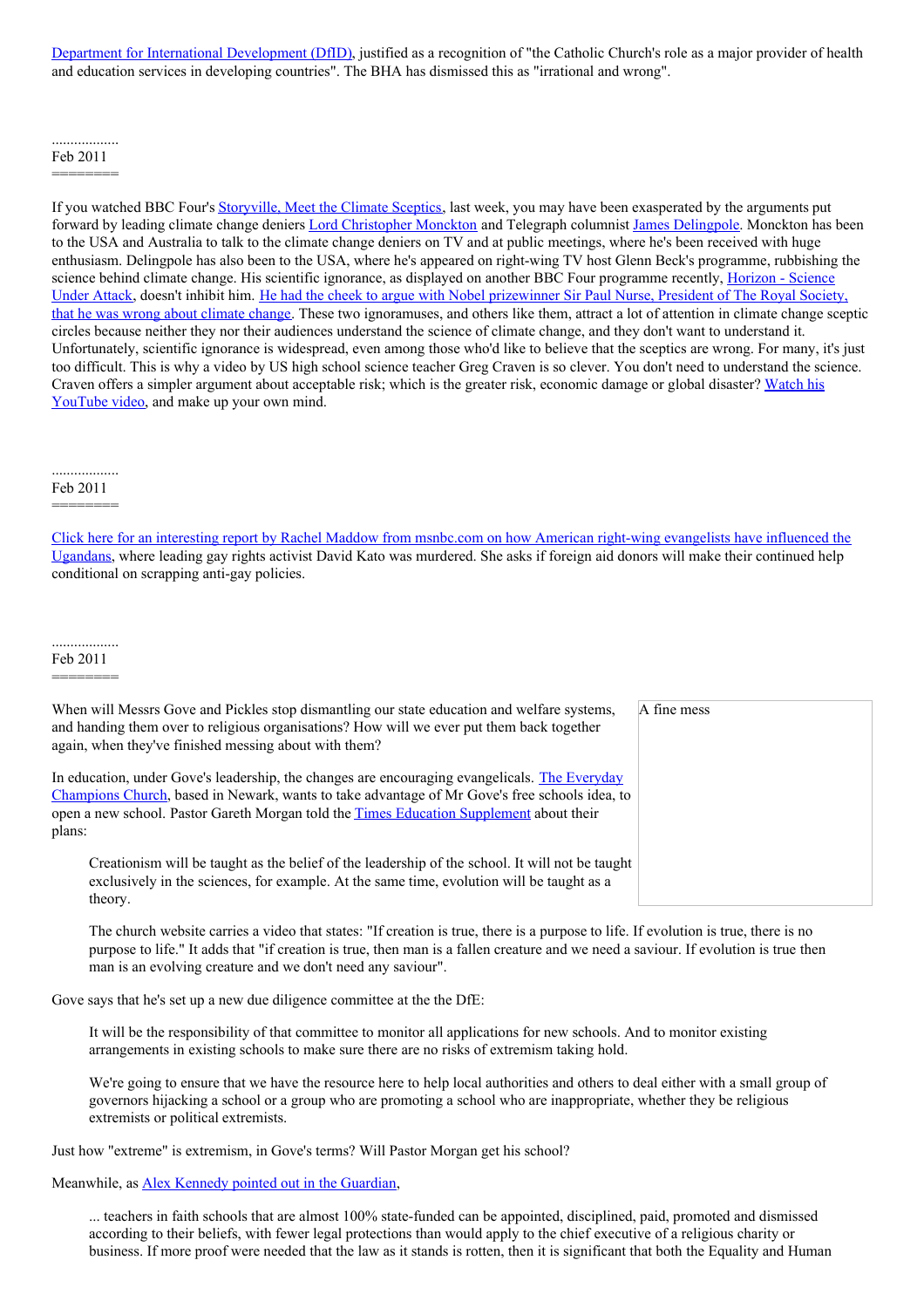Department for International Development (DfID), justified as a recognition of "the Catholic Church's role as a major provider of health and education services in developing countries". The BHA has dismissed this as "irrational and wrong".

..................
Feb 2011
========

If you watched BBC Four's Storyville, Meet the Climate Sceptics, last week, you may have been exasperated by the arguments put forward by leading climate change deniers Lord Christopher Monckton and Telegraph columnist James Delingpole. Monckton has been to the USA and Australia to talk to the climate change deniers on TV and at public meetings, where he's been received with huge enthusiasm. Delingpole has also been to the USA, where he's appeared on right-wing TV host Glenn Beck's programme, rubbishing the science behind climate change. His scientific ignorance, as displayed on another BBC Four programme recently, Horizon - Science Under Attack, doesn't inhibit him. He had the cheek to argue with Nobel prizewinner Sir Paul Nurse, President of The Royal Society, that he was wrong about climate change. These two ignoramuses, and others like them, attract a lot of attention in climate change sceptic circles because neither they nor their audiences understand the science of climate change, and they don't want to understand it. Unfortunately, scientific ignorance is widespread, even among those who'd like to believe that the sceptics are wrong. For many, it's just too difficult. This is why a video by US high school science teacher Greg Craven is so clever. You don't need to understand the science. Craven offers a simpler argument about acceptable risk; which is the greater risk, economic damage or global disaster? Watch his YouTube video, and make up your own mind.

..................
Feb 2011
========

Click here for an interesting report by Rachel Maddow from msnbc.com on how American right-wing evangelists have influenced the Ugandans, where leading gay rights activist David Kato was murdered. She asks if foreign aid donors will make their continued help conditional on scrapping anti-gay policies.

..................
Feb 2011
========

A fine mess

When will Messrs Gove and Pickles stop dismantling our state education and welfare systems, and handing them over to religious organisations? How will we ever put them back together again, when they've finished messing about with them?

In education, under Gove's leadership, the changes are encouraging evangelicals. The Everyday Champions Church, based in Newark, wants to take advantage of Mr Gove's free schools idea, to open a new school. Pastor Gareth Morgan told the Times Education Supplement about their plans:

> Creationism will be taught as the belief of the leadership of the school. It will not be taught exclusively in the sciences, for example. At the same time, evolution will be taught as a theory.
>
> The church website carries a video that states: "If creation is true, there is a purpose to life. If evolution is true, there is no purpose to life." It adds that "if creation is true, then man is a fallen creature and we need a saviour. If evolution is true then man is an evolving creature and we don't need any saviour".

Gove says that he's set up a new due diligence committee at the the DfE:

> It will be the responsibility of that committee to monitor all applications for new schools. And to monitor existing arrangements in existing schools to make sure there are no risks of extremism taking hold.
>
> We're going to ensure that we have the resource here to help local authorities and others to deal either with a small group of governors hijacking a school or a group who are promoting a school who are inappropriate, whether they be religious extremists or political extremists.

Just how "extreme" is extremism, in Gove's terms? Will Pastor Morgan get his school?

Meanwhile, as Alex Kennedy pointed out in the Guardian,

> ... teachers in faith schools that are almost 100% state-funded can be appointed, disciplined, paid, promoted and dismissed according to their beliefs, with fewer legal protections than would apply to the chief executive of a religious charity or business. If more proof were needed that the law as it stands is rotten, then it is significant that both the Equality and Human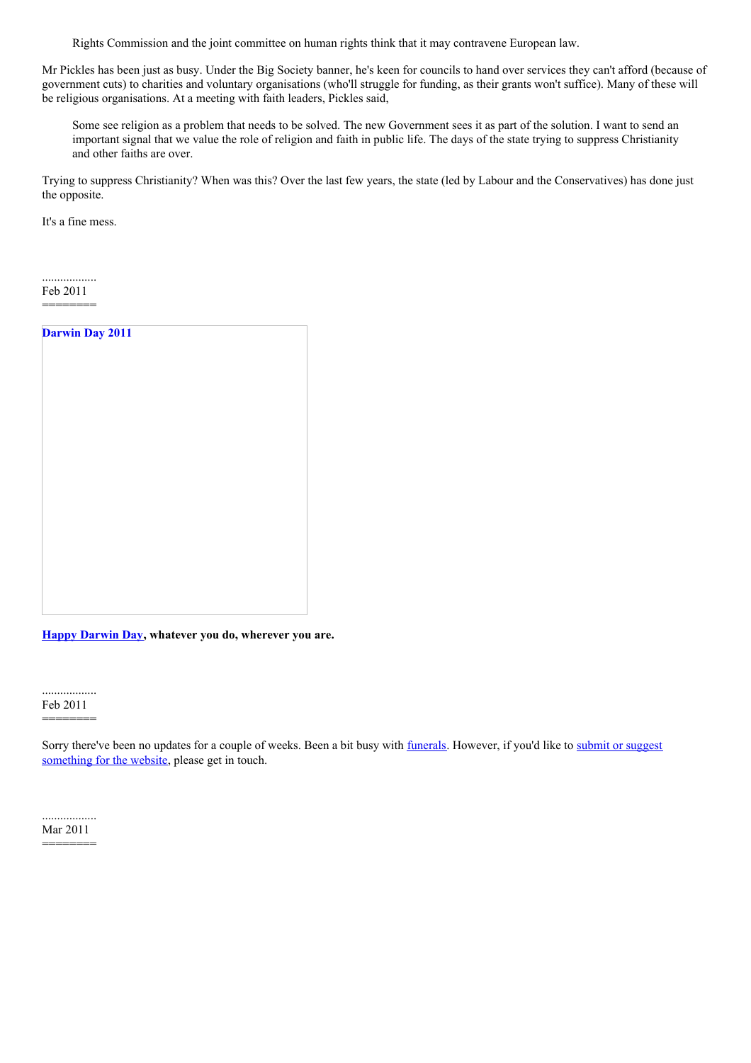> Rights Commission and the joint committee on human rights think that it may contravene European law.

Mr Pickles has been just as busy. Under the Big Society banner, he's keen for councils to hand over services they can't afford (because of government cuts) to charities and voluntary organisations (who'll struggle for funding, as their grants won't suffice). Many of these will be religious organisations. At a meeting with faith leaders, Pickles said,

> Some see religion as a problem that needs to be solved. The new Government sees it as part of the solution. I want to send an important signal that we value the role of religion and faith in public life. The days of the state trying to suppress Christianity and other faiths are over.

Trying to suppress Christianity? When was this? Over the last few years, the state (led by Labour and the Conservatives) has done just the opposite.

It's a fine mess.

..................
Feb 2011
========

**Darwin Day 2011**

**Happy Darwin Day, whatever you do, wherever you are.**

..................
Feb 2011
========

Sorry there've been no updates for a couple of weeks. Been a bit busy with funerals. However, if you'd like to submit or suggest something for the website, please get in touch.

..................
Mar 2011
========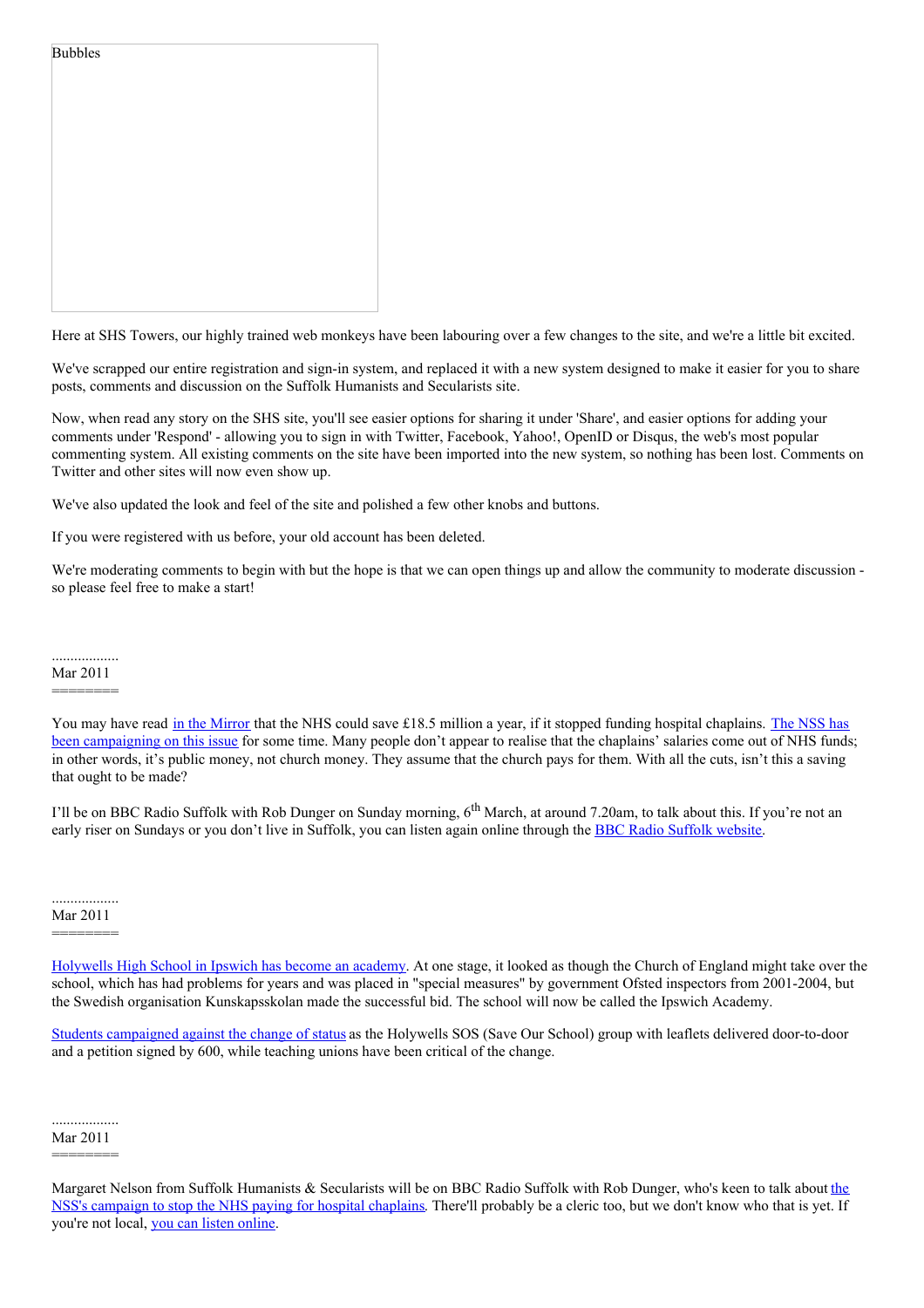Bubbles

Here at SHS Towers, our highly trained web monkeys have been labouring over a few changes to the site, and we're a little bit excited.

We've scrapped our entire registration and sign-in system, and replaced it with a new system designed to make it easier for you to share posts, comments and discussion on the Suffolk Humanists and Secularists site.

Now, when read any story on the SHS site, you'll see easier options for sharing it under 'Share', and easier options for adding your comments under 'Respond' - allowing you to sign in with Twitter, Facebook, Yahoo!, OpenID or Disqus, the web's most popular commenting system. All existing comments on the site have been imported into the new system, so nothing has been lost. Comments on Twitter and other sites will now even show up.

We've also updated the look and feel of the site and polished a few other knobs and buttons.

If you were registered with us before, your old account has been deleted.

We're moderating comments to begin with but the hope is that we can open things up and allow the community to moderate discussion - so please feel free to make a start!

..................
Mar 2011
========

You may have read in the Mirror that the NHS could save £18.5 million a year, if it stopped funding hospital chaplains. The NSS has been campaigning on this issue for some time. Many people don't appear to realise that the chaplains' salaries come out of NHS funds; in other words, it's public money, not church money. They assume that the church pays for them. With all the cuts, isn't this a saving that ought to be made?

I'll be on BBC Radio Suffolk with Rob Dunger on Sunday morning, 6th March, at around 7.20am, to talk about this. If you're not an early riser on Sundays or you don't live in Suffolk, you can listen again online through the BBC Radio Suffolk website.

..................
Mar 2011
========

Holywells High School in Ipswich has become an academy. At one stage, it looked as though the Church of England might take over the school, which has had problems for years and was placed in "special measures" by government Ofsted inspectors from 2001-2004, but the Swedish organisation Kunskapsskolan made the successful bid. The school will now be called the Ipswich Academy.

Students campaigned against the change of status as the Holywells SOS (Save Our School) group with leaflets delivered door-to-door and a petition signed by 600, while teaching unions have been critical of the change.

..................
Mar 2011
========

Margaret Nelson from Suffolk Humanists & Secularists will be on BBC Radio Suffolk with Rob Dunger, who's keen to talk about the NSS's campaign to stop the NHS paying for hospital chaplains. There'll probably be a cleric too, but we don't know who that is yet. If you're not local, you can listen online.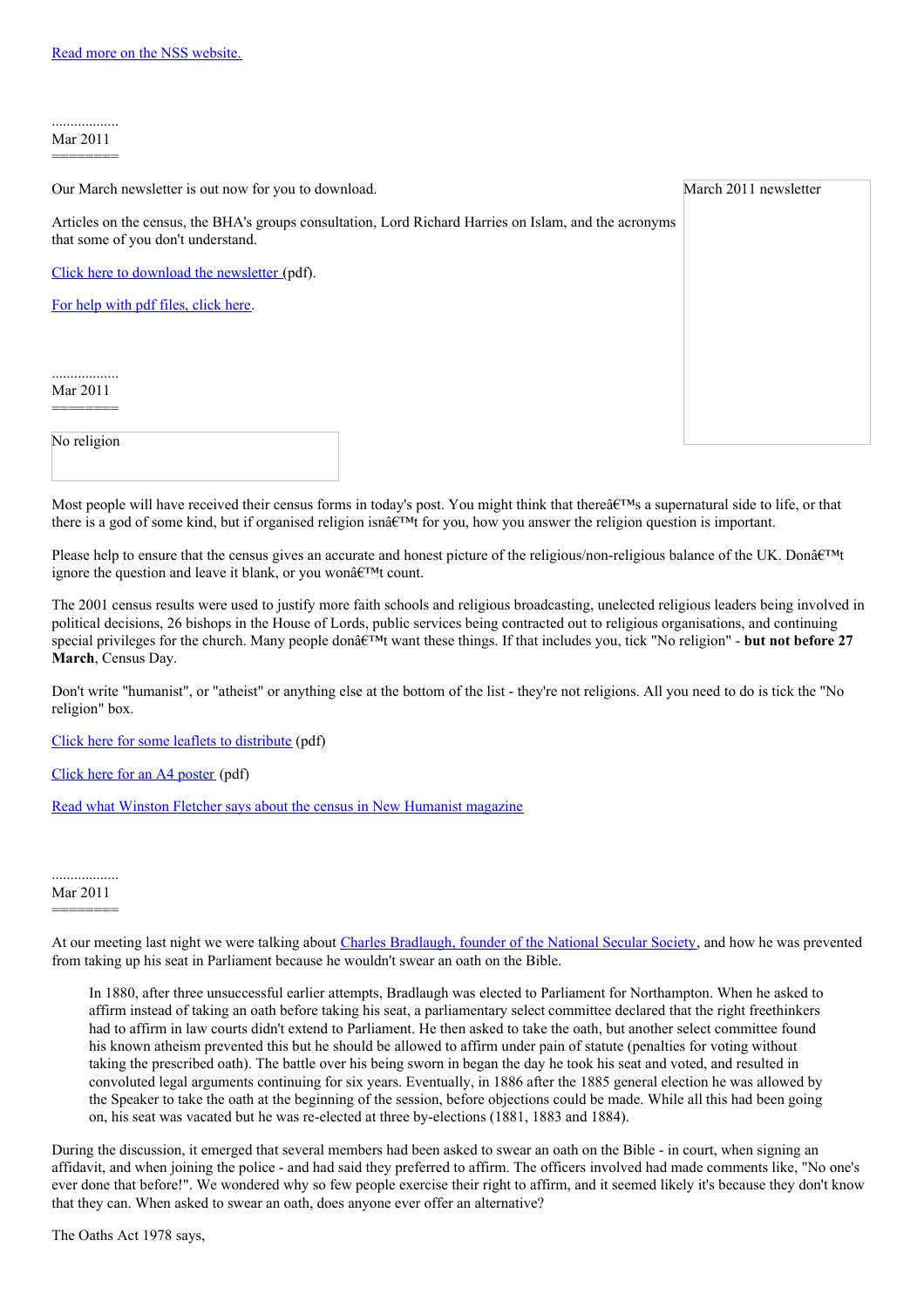[Read more on the NSS website.](#)

..................
Mar 2011
========

Our March newsletter is out now for you to download.

March 2011 newsletter

Articles on the census, the BHA's groups consultation, Lord Richard Harries on Islam, and the acronyms that some of you don't understand.

[Click here to download the newsletter](#) (pdf).

[For help with pdf files, click here](#).

..................
Mar 2011
========

No religion

Most people will have received their census forms in today's post. You might think that thereâ€™s a supernatural side to life, or that there is a god of some kind, but if organised religion isnâ€™t for you, how you answer the religion question is important.

Please help to ensure that the census gives an accurate and honest picture of the religious/non-religious balance of the UK. Donâ€™t ignore the question and leave it blank, or you wonâ€™t count.

The 2001 census results were used to justify more faith schools and religious broadcasting, unelected religious leaders being involved in political decisions, 26 bishops in the House of Lords, public services being contracted out to religious organisations, and continuing special privileges for the church. Many people donâ€™t want these things. If that includes you, tick "No religion" - **but not before 27 March**, Census Day.

Don't write "humanist", or "atheist" or anything else at the bottom of the list - they're not religions. All you need to do is tick the "No religion" box.

[Click here for some leaflets to distribute](#) (pdf)

[Click here for an A4 poster](#) (pdf)

[Read what Winston Fletcher says about the census in New Humanist magazine](#)

..................
Mar 2011
========

At our meeting last night we were talking about [Charles Bradlaugh, founder of the National Secular Society](#), and how he was prevented from taking up his seat in Parliament because he wouldn't swear an oath on the Bible.

> In 1880, after three unsuccessful earlier attempts, Bradlaugh was elected to Parliament for Northampton. When he asked to affirm instead of taking an oath before taking his seat, a parliamentary select committee declared that the right freethinkers had to affirm in law courts didn't extend to Parliament. He then asked to take the oath, but another select committee found his known atheism prevented this but he should be allowed to affirm under pain of statute (penalties for voting without taking the prescribed oath). The battle over his being sworn in began the day he took his seat and voted, and resulted in convoluted legal arguments continuing for six years. Eventually, in 1886 after the 1885 general election he was allowed by the Speaker to take the oath at the beginning of the session, before objections could be made. While all this had been going on, his seat was vacated but he was re-elected at three by-elections (1881, 1883 and 1884).

During the discussion, it emerged that several members had been asked to swear an oath on the Bible - in court, when signing an affidavit, and when joining the police - and had said they preferred to affirm. The officers involved had made comments like, "No one's ever done that before!". We wondered why so few people exercise their right to affirm, and it seemed likely it's because they don't know that they can. When asked to swear an oath, does anyone ever offer an alternative?

The Oaths Act 1978 says,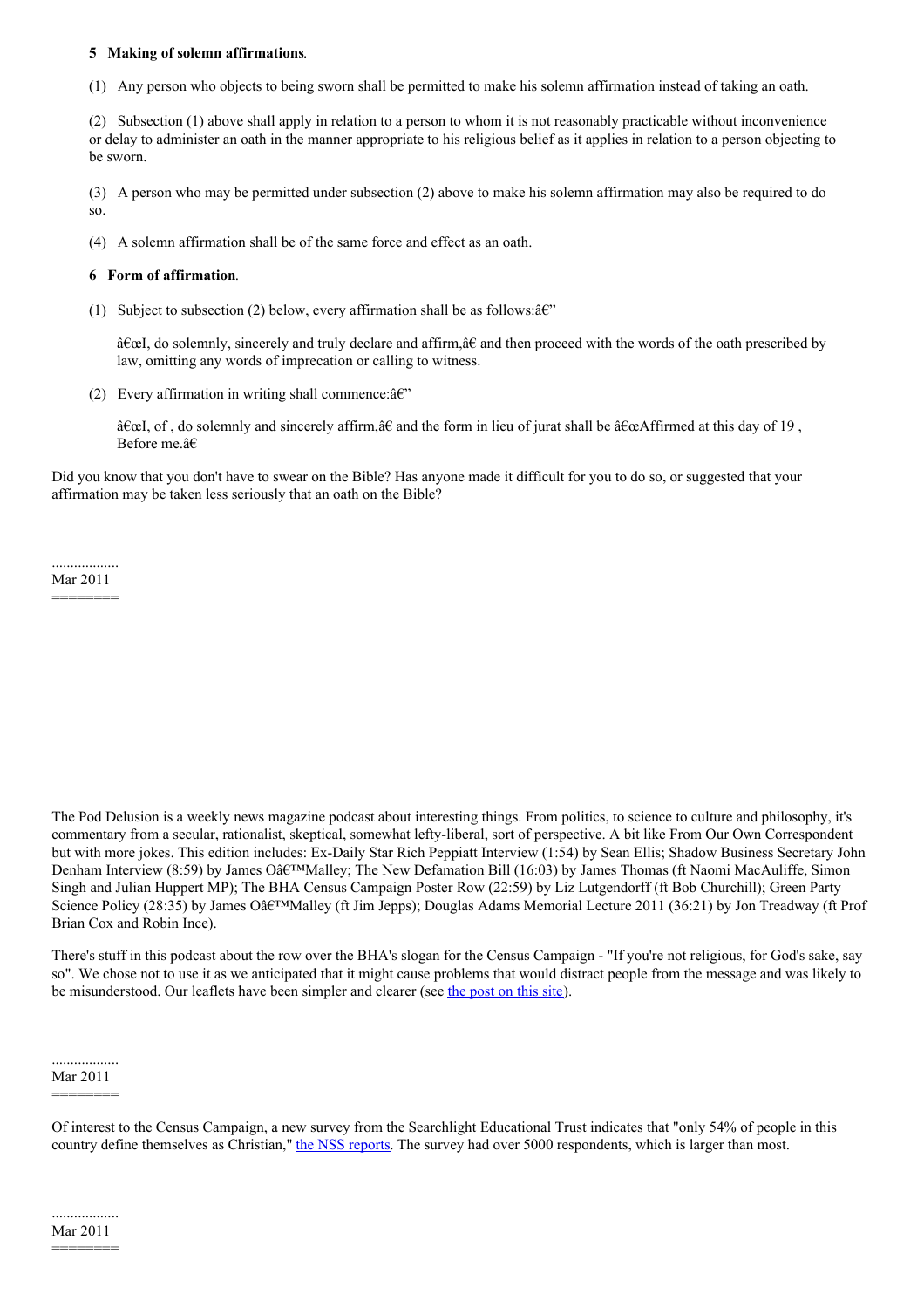**5 Making of solemn affirmations**.

(1) Any person who objects to being sworn shall be permitted to make his solemn affirmation instead of taking an oath.

(2) Subsection (1) above shall apply in relation to a person to whom it is not reasonably practicable without inconvenience or delay to administer an oath in the manner appropriate to his religious belief as it applies in relation to a person objecting to be sworn.

(3) A person who may be permitted under subsection (2) above to make his solemn affirmation may also be required to do so.

(4) A solemn affirmation shall be of the same force and effect as an oath.

**6 Form of affirmation**.

(1) Subject to subsection (2) below, every affirmation shall be as follows:â€"

> â€œI, do solemnly, sincerely and truly declare and affirm,â€ and then proceed with the words of the oath prescribed by law, omitting any words of imprecation or calling to witness.

(2) Every affirmation in writing shall commence:â€"

> â€œI, of , do solemnly and sincerely affirm,â€ and the form in lieu of jurat shall be â€œAffirmed at this day of 19 , Before me.â€

Did you know that you don't have to swear on the Bible? Has anyone made it difficult for you to do so, or suggested that your affirmation may be taken less seriously that an oath on the Bible?

..................
Mar 2011
========

The Pod Delusion is a weekly news magazine podcast about interesting things. From politics, to science to culture and philosophy, it's commentary from a secular, rationalist, skeptical, somewhat lefty-liberal, sort of perspective. A bit like From Our Own Correspondent but with more jokes. This edition includes: Ex-Daily Star Rich Peppiatt Interview (1:54) by Sean Ellis; Shadow Business Secretary John Denham Interview (8:59) by James Oâ€™Malley; The New Defamation Bill (16:03) by James Thomas (ft Naomi MacAuliffe, Simon Singh and Julian Huppert MP); The BHA Census Campaign Poster Row (22:59) by Liz Lutgendorff (ft Bob Churchill); Green Party Science Policy (28:35) by James Oâ€™Malley (ft Jim Jepps); Douglas Adams Memorial Lecture 2011 (36:21) by Jon Treadway (ft Prof Brian Cox and Robin Ince).

There's stuff in this podcast about the row over the BHA's slogan for the Census Campaign - "If you're not religious, for God's sake, say so". We chose not to use it as we anticipated that it might cause problems that would distract people from the message and was likely to be misunderstood. Our leaflets have been simpler and clearer (see the post on this site).

..................
Mar 2011
========

Of interest to the Census Campaign, a new survey from the Searchlight Educational Trust indicates that "only 54% of people in this country define themselves as Christian," the NSS reports. The survey had over 5000 respondents, which is larger than most.

..................
Mar 2011
========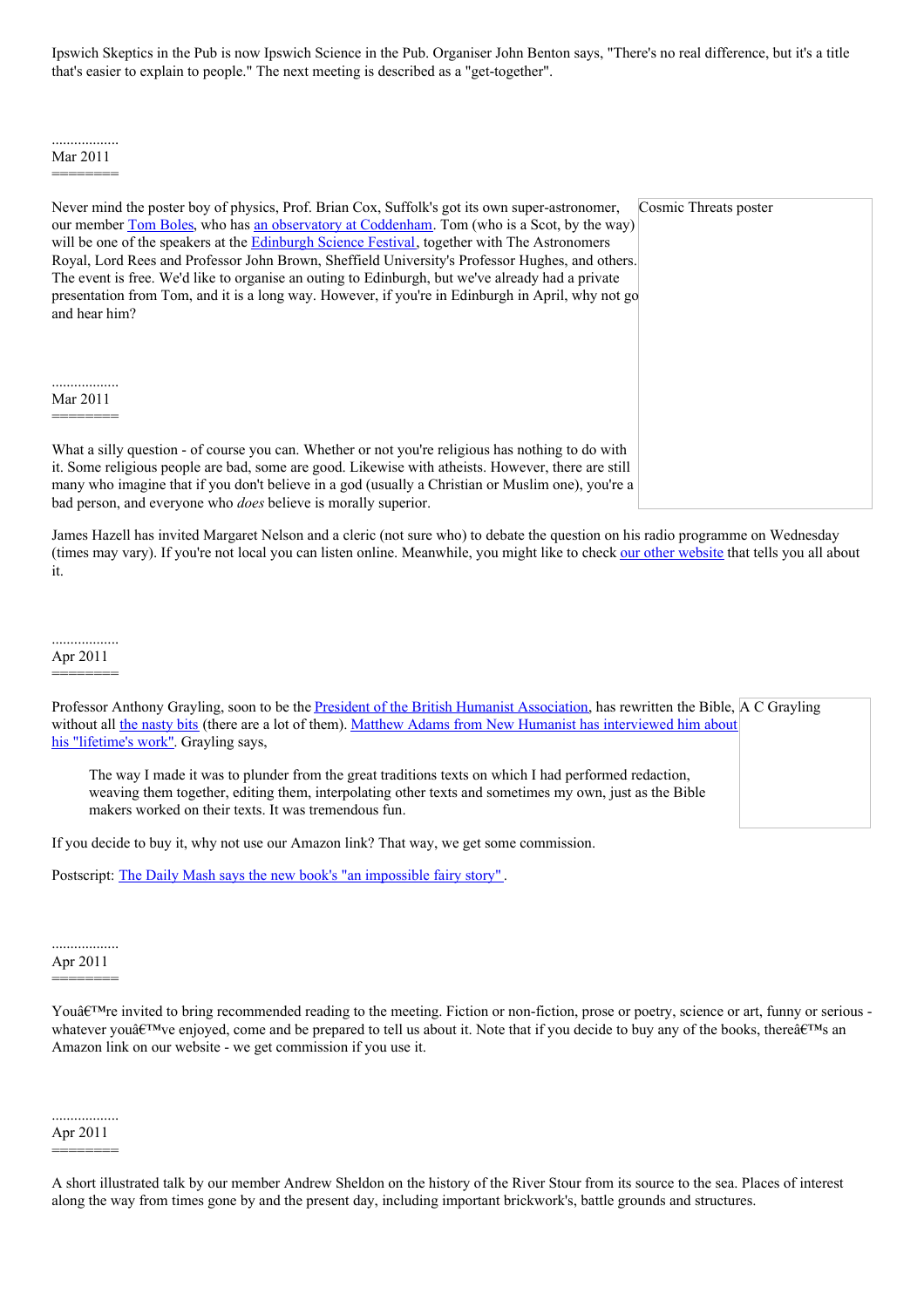Ipswich Skeptics in the Pub is now Ipswich Science in the Pub. Organiser John Benton says, "There's no real difference, but it's a title that's easier to explain to people." The next meeting is described as a "get-together".

..................
Mar 2011
========

Never mind the poster boy of physics, Prof. Brian Cox, Suffolk's got its own super-astronomer, our member Tom Boles, who has an observatory at Coddenham. Tom (who is a Scot, by the way) will be one of the speakers at the Edinburgh Science Festival, together with The Astronomers Royal, Lord Rees and Professor John Brown, Sheffield University's Professor Hughes, and others. The event is free. We'd like to organise an outing to Edinburgh, but we've already had a private presentation from Tom, and it is a long way. However, if you're in Edinburgh in April, why not go and hear him?

Cosmic Threats poster

..................
Mar 2011
========

What a silly question - of course you can. Whether or not you're religious has nothing to do with it. Some religious people are bad, some are good. Likewise with atheists. However, there are still many who imagine that if you don't believe in a god (usually a Christian or Muslim one), you're a bad person, and everyone who *does* believe is morally superior.

James Hazell has invited Margaret Nelson and a cleric (not sure who) to debate the question on his radio programme on Wednesday (times may vary). If you're not local you can listen online. Meanwhile, you might like to check our other website that tells you all about it.

..................
Apr 2011
========

Professor Anthony Grayling, soon to be the President of the British Humanist Association, has rewritten the Bible, without all the nasty bits (there are a lot of them). Matthew Adams from New Humanist has interviewed him about his "lifetime's work". Grayling says,

A C Grayling

> The way I made it was to plunder from the great traditions texts on which I had performed redaction, weaving them together, editing them, interpolating other texts and sometimes my own, just as the Bible makers worked on their texts. It was tremendous fun.

If you decide to buy it, why not use our Amazon link? That way, we get some commission.

Postscript: The Daily Mash says the new book's "an impossible fairy story" .

..................
Apr 2011
========

Youâ€™re invited to bring recommended reading to the meeting. Fiction or non-fiction, prose or poetry, science or art, funny or serious - whatever youâ€™ve enjoyed, come and be prepared to tell us about it. Note that if you decide to buy any of the books, thereâ€™s an Amazon link on our website - we get commission if you use it.

..................
Apr 2011
========

A short illustrated talk by our member Andrew Sheldon on the history of the River Stour from its source to the sea. Places of interest along the way from times gone by and the present day, including important brickwork's, battle grounds and structures.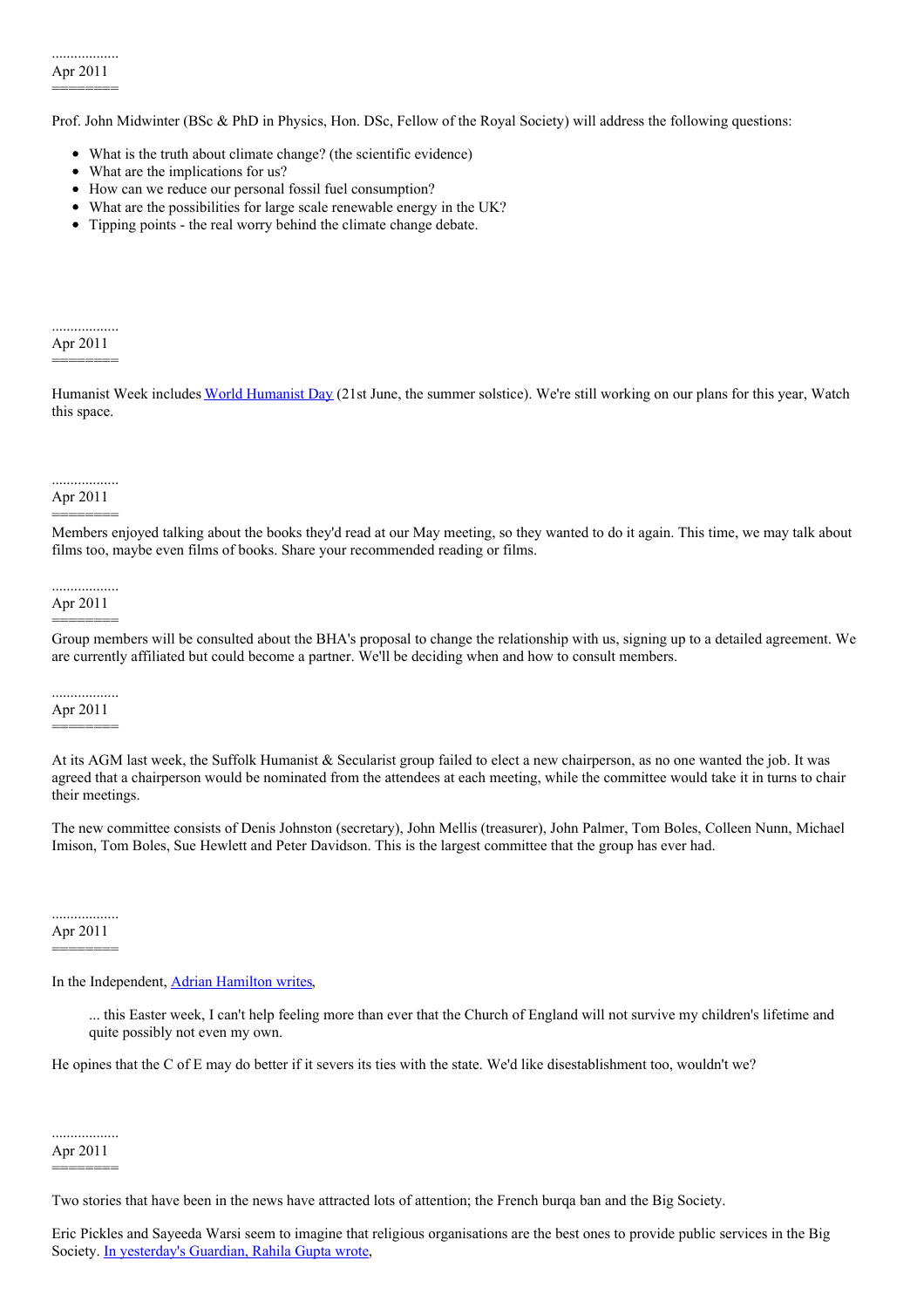..................
Apr 2011
========

Prof. John Midwinter (BSc & PhD in Physics, Hon. DSc, Fellow of the Royal Society) will address the following questions:

- What is the truth about climate change? (the scientific evidence)
- What are the implications for us?
- How can we reduce our personal fossil fuel consumption?
- What are the possibilities for large scale renewable energy in the UK?
- Tipping points - the real worry behind the climate change debate.

..................
Apr 2011
========

Humanist Week includes World Humanist Day (21st June, the summer solstice). We're still working on our plans for this year, Watch this space.

..................
Apr 2011
========

Members enjoyed talking about the books they'd read at our May meeting, so they wanted to do it again. This time, we may talk about films too, maybe even films of books. Share your recommended reading or films.

..................
Apr 2011
========

Group members will be consulted about the BHA's proposal to change the relationship with us, signing up to a detailed agreement. We are currently affiliated but could become a partner. We'll be deciding when and how to consult members.

..................
Apr 2011
========

At its AGM last week, the Suffolk Humanist & Secularist group failed to elect a new chairperson, as no one wanted the job. It was agreed that a chairperson would be nominated from the attendees at each meeting, while the committee would take it in turns to chair their meetings.

The new committee consists of Denis Johnston (secretary), John Mellis (treasurer), John Palmer, Tom Boles, Colleen Nunn, Michael Imison, Tom Boles, Sue Hewlett and Peter Davidson. This is the largest committee that the group has ever had.

..................
Apr 2011
========

In the Independent, Adrian Hamilton writes,

> ... this Easter week, I can't help feeling more than ever that the Church of England will not survive my children's lifetime and quite possibly not even my own.

He opines that the C of E may do better if it severs its ties with the state. We'd like disestablishment too, wouldn't we?

..................
Apr 2011
========

Two stories that have been in the news have attracted lots of attention; the French burqa ban and the Big Society.

Eric Pickles and Sayeeda Warsi seem to imagine that religious organisations are the best ones to provide public services in the Big Society. In yesterday's Guardian, Rahila Gupta wrote,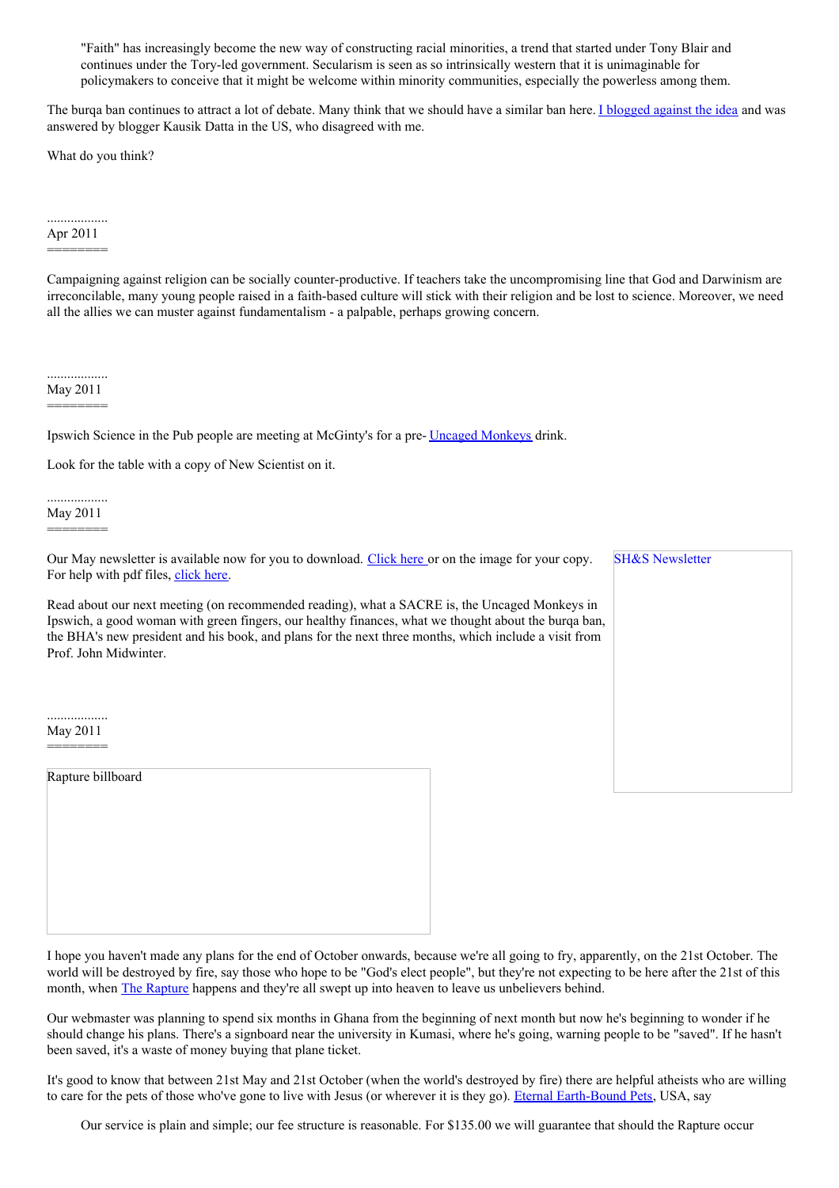> "Faith" has increasingly become the new way of constructing racial minorities, a trend that started under Tony Blair and continues under the Tory-led government. Secularism is seen as so intrinsically western that it is unimaginable for policymakers to conceive that it might be welcome within minority communities, especially the powerless among them.

The burqa ban continues to attract a lot of debate. Many think that we should have a similar ban here. I blogged against the idea and was answered by blogger Kausik Datta in the US, who disagreed with me.

What do you think?

..................
Apr 2011
========

Campaigning against religion can be socially counter-productive. If teachers take the uncompromising line that God and Darwinism are irreconcilable, many young people raised in a faith-based culture will stick with their religion and be lost to science. Moreover, we need all the allies we can muster against fundamentalism - a palpable, perhaps growing concern.

..................
May 2011
========

Ipswich Science in the Pub people are meeting at McGinty's for a pre- Uncaged Monkeys drink.

Look for the table with a copy of New Scientist on it.

..................
May 2011
========

Our May newsletter is available now for you to download. Click here or on the image for your copy. For help with pdf files, click here.

SH&S Newsletter

Read about our next meeting (on recommended reading), what a SACRE is, the Uncaged Monkeys in Ipswich, a good woman with green fingers, our healthy finances, what we thought about the burqa ban, the BHA's new president and his book, and plans for the next three months, which include a visit from Prof. John Midwinter.

..................
May 2011
========

Rapture billboard

I hope you haven't made any plans for the end of October onwards, because we're all going to fry, apparently, on the 21st October. The world will be destroyed by fire, say those who hope to be "God's elect people", but they're not expecting to be here after the 21st of this month, when The Rapture happens and they're all swept up into heaven to leave us unbelievers behind.

Our webmaster was planning to spend six months in Ghana from the beginning of next month but now he's beginning to wonder if he should change his plans. There's a signboard near the university in Kumasi, where he's going, warning people to be "saved". If he hasn't been saved, it's a waste of money buying that plane ticket.

It's good to know that between 21st May and 21st October (when the world's destroyed by fire) there are helpful atheists who are willing to care for the pets of those who've gone to live with Jesus (or wherever it is they go). Eternal Earth-Bound Pets, USA, say

> Our service is plain and simple; our fee structure is reasonable. For $135.00 we will guarantee that should the Rapture occur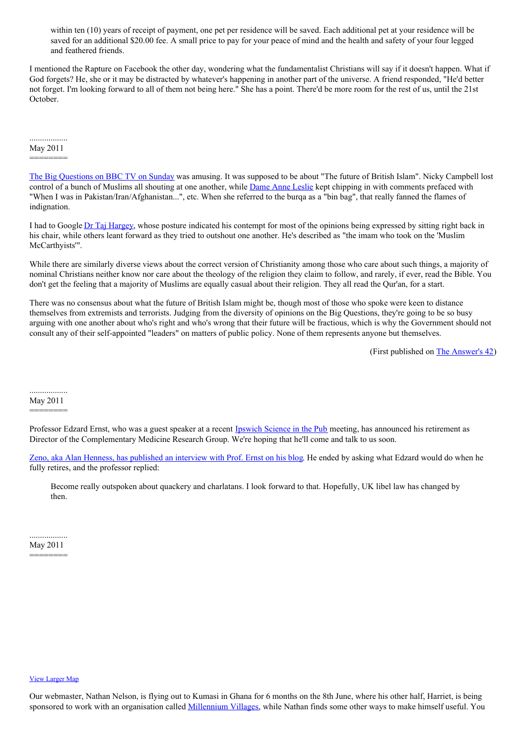> within ten (10) years of receipt of payment, one pet per residence will be saved. Each additional pet at your residence will be saved for an additional $20.00 fee. A small price to pay for your peace of mind and the health and safety of your four legged and feathered friends.

I mentioned the Rapture on Facebook the other day, wondering what the fundamentalist Christians will say if it doesn't happen. What if God forgets? He, she or it may be distracted by whatever's happening in another part of the universe. A friend responded, "He'd better not forget. I'm looking forward to all of them not being here." She has a point. There'd be more room for the rest of us, until the 21st October.

..................
May 2011
========

The Big Questions on BBC TV on Sunday was amusing. It was supposed to be about "The future of British Islam". Nicky Campbell lost control of a bunch of Muslims all shouting at one another, while Dame Anne Leslie kept chipping in with comments prefaced with "When I was in Pakistan/Iran/Afghanistan...", etc. When she referred to the burqa as a "bin bag", that really fanned the flames of indignation.

I had to Google Dr Taj Hargey, whose posture indicated his contempt for most of the opinions being expressed by sitting right back in his chair, while others leant forward as they tried to outshout one another. He's described as "the imam who took on the 'Muslim McCarthyists'".

While there are similarly diverse views about the correct version of Christianity among those who care about such things, a majority of nominal Christians neither know nor care about the theology of the religion they claim to follow, and rarely, if ever, read the Bible. You don't get the feeling that a majority of Muslims are equally casual about their religion. They all read the Qur'an, for a start.

There was no consensus about what the future of British Islam might be, though most of those who spoke were keen to distance themselves from extremists and terrorists. Judging from the diversity of opinions on the Big Questions, they're going to be so busy arguing with one another about who's right and who's wrong that their future will be fractious, which is why the Government should not consult any of their self-appointed "leaders" on matters of public policy. None of them represents anyone but themselves.

(First published on The Answer's 42)

..................
May 2011
========

Professor Edzard Ernst, who was a guest speaker at a recent Ipswich Science in the Pub meeting, has announced his retirement as Director of the Complementary Medicine Research Group. We're hoping that he'll come and talk to us soon.

Zeno, aka Alan Henness, has published an interview with Prof. Ernst on his blog. He ended by asking what Edzard would do when he fully retires, and the professor replied:

> Become really outspoken about quackery and charlatans. I look forward to that. Hopefully, UK libel law has changed by then.

..................
May 2011
========

View Larger Map

Our webmaster, Nathan Nelson, is flying out to Kumasi in Ghana for 6 months on the 8th June, where his other half, Harriet, is being sponsored to work with an organisation called Millennium Villages, while Nathan finds some other ways to make himself useful. You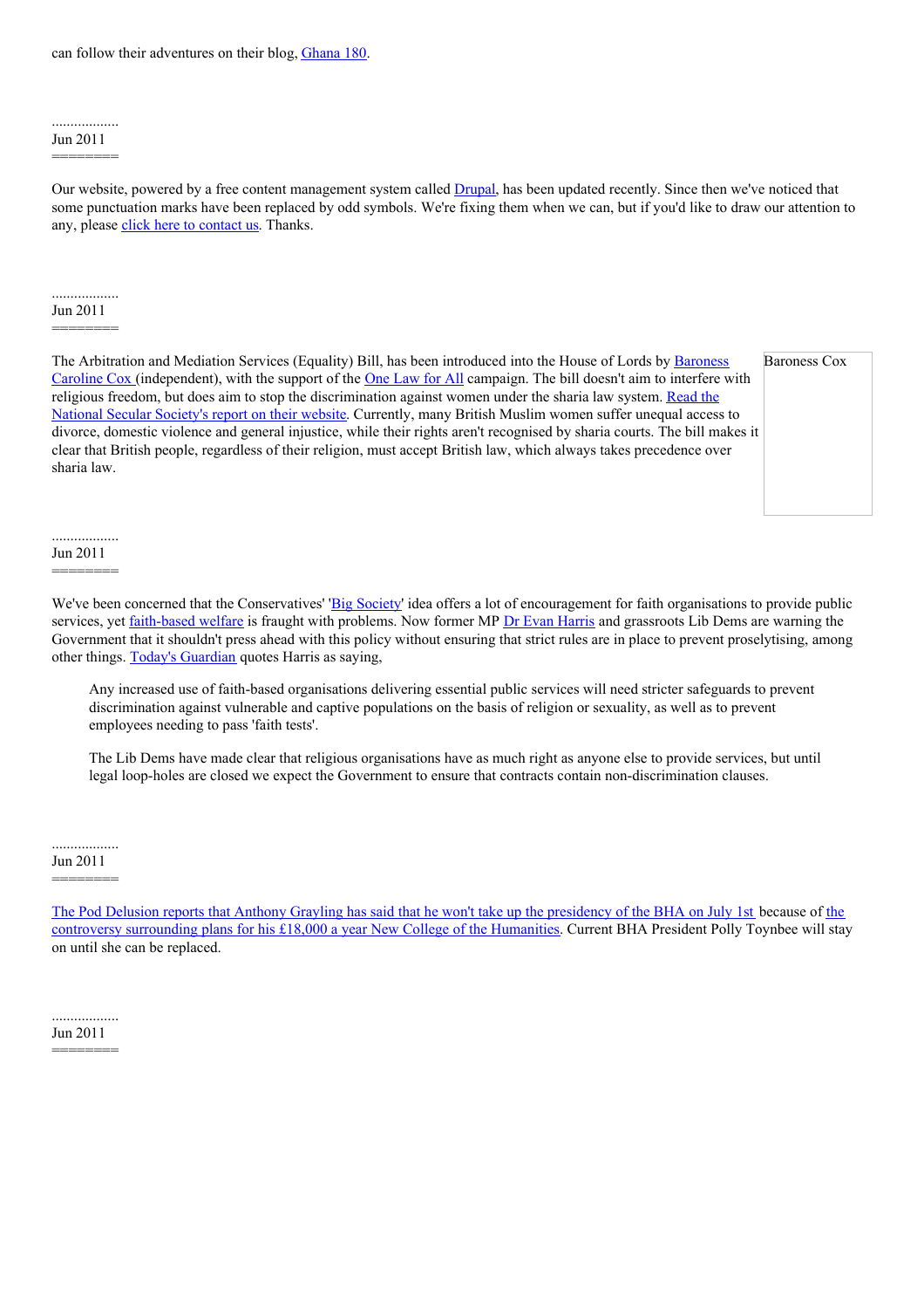can follow their adventures on their blog, Ghana 180.

..................
Jun 2011
========

Our website, powered by a free content management system called Drupal, has been updated recently. Since then we've noticed that some punctuation marks have been replaced by odd symbols. We're fixing them when we can, but if you'd like to draw our attention to any, please click here to contact us. Thanks.

..................
Jun 2011
========

The Arbitration and Mediation Services (Equality) Bill, has been introduced into the House of Lords by Baroness Caroline Cox (independent), with the support of the One Law for All campaign. The bill doesn't aim to interfere with religious freedom, but does aim to stop the discrimination against women under the sharia law system. Read the National Secular Society's report on their website. Currently, many British Muslim women suffer unequal access to divorce, domestic violence and general injustice, while their rights aren't recognised by sharia courts. The bill makes it clear that British people, regardless of their religion, must accept British law, which always takes precedence over sharia law.

Baroness Cox

..................
Jun 2011
========

We've been concerned that the Conservatives' 'Big Society' idea offers a lot of encouragement for faith organisations to provide public services, yet faith-based welfare is fraught with problems. Now former MP Dr Evan Harris and grassroots Lib Dems are warning the Government that it shouldn't press ahead with this policy without ensuring that strict rules are in place to prevent proselytising, among other things. Today's Guardian quotes Harris as saying,

> Any increased use of faith-based organisations delivering essential public services will need stricter safeguards to prevent discrimination against vulnerable and captive populations on the basis of religion or sexuality, as well as to prevent employees needing to pass 'faith tests'.
>
> The Lib Dems have made clear that religious organisations have as much right as anyone else to provide services, but until legal loop-holes are closed we expect the Government to ensure that contracts contain non-discrimination clauses.

..................
Jun 2011
========

The Pod Delusion reports that Anthony Grayling has said that he won't take up the presidency of the BHA on July 1st because of the controversy surrounding plans for his £18,000 a year New College of the Humanities. Current BHA President Polly Toynbee will stay on until she can be replaced.

..................
Jun 2011
========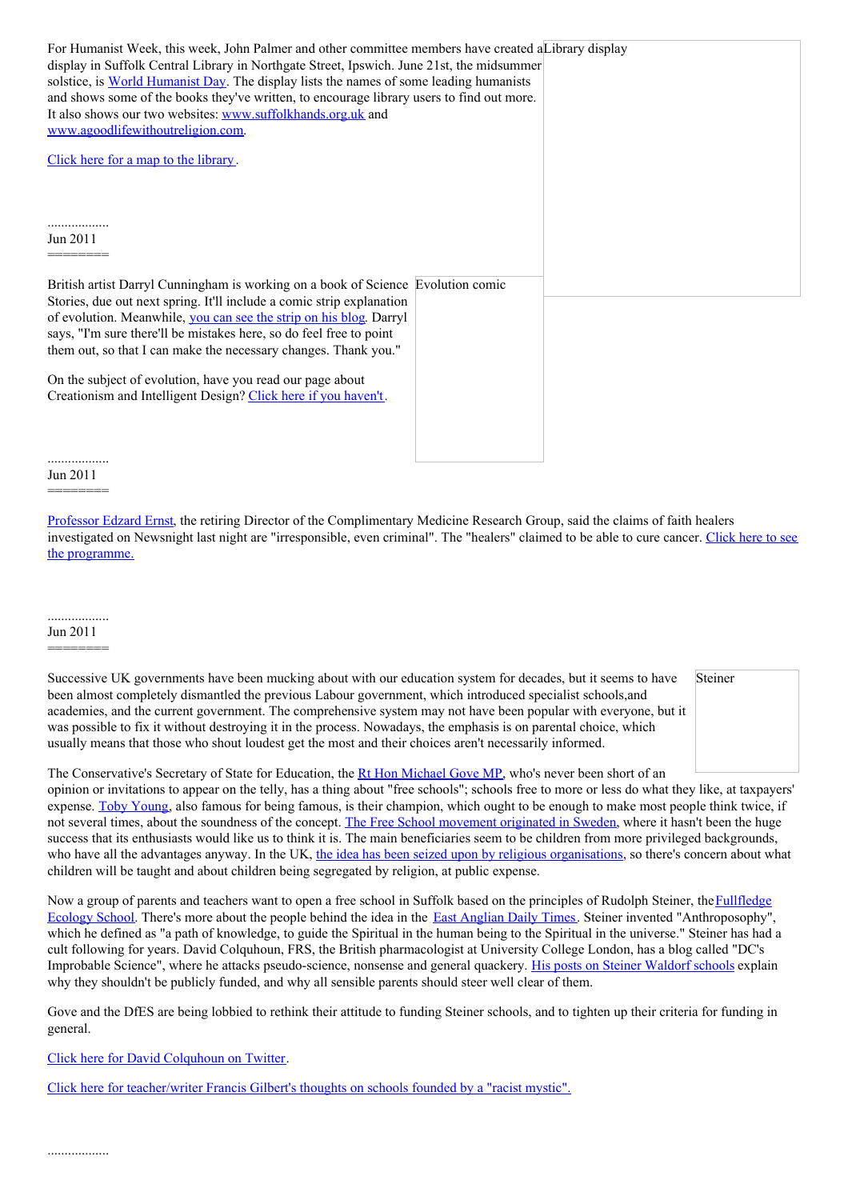For Humanist Week, this week, John Palmer and other committee members have created a display in Suffolk Central Library in Northgate Street, Ipswich. June 21st, the midsummer solstice, is World Humanist Day. The display lists the names of some leading humanists and shows some of the books they've written, to encourage library users to find out more. It also shows our two websites: www.suffolkhands.org.uk and www.agoodlifewithoutreligion.com.

Library display

Click here for a map to the library.

..................
Jun 2011
========

British artist Darryl Cunningham is working on a book of Science Stories, due out next spring. It'll include a comic strip explanation of evolution. Meanwhile, you can see the strip on his blog. Darryl says, "I'm sure there'll be mistakes here, so do feel free to point them out, so that I can make the necessary changes. Thank you."

Evolution comic

On the subject of evolution, have you read our page about Creationism and Intelligent Design? Click here if you haven't.

..................
Jun 2011
========

Professor Edzard Ernst, the retiring Director of the Complimentary Medicine Research Group, said the claims of faith healers investigated on Newsnight last night are "irresponsible, even criminal". The "healers" claimed to be able to cure cancer. Click here to see the programme.

..................
Jun 2011
========

Steiner

Successive UK governments have been mucking about with our education system for decades, but it seems to have been almost completely dismantled the previous Labour government, which introduced specialist schools,and academies, and the current government. The comprehensive system may not have been popular with everyone, but it was possible to fix it without destroying it in the process. Nowadays, the emphasis is on parental choice, which usually means that those who shout loudest get the most and their choices aren't necessarily informed.

The Conservative's Secretary of State for Education, the Rt Hon Michael Gove MP, who's never been short of an opinion or invitations to appear on the telly, has a thing about "free schools"; schools free to more or less do what they like, at taxpayers' expense. Toby Young, also famous for being famous, is their champion, which ought to be enough to make most people think twice, if not several times, about the soundness of the concept. The Free School movement originated in Sweden, where it hasn't been the huge success that its enthusiasts would like us to think it is. The main beneficiaries seem to be children from more privileged backgrounds, who have all the advantages anyway. In the UK, the idea has been seized upon by religious organisations, so there's concern about what children will be taught and about children being segregated by religion, at public expense.

Now a group of parents and teachers want to open a free school in Suffolk based on the principles of Rudolph Steiner, the Fullfledge Ecology School. There's more about the people behind the idea in the East Anglian Daily Times. Steiner invented "Anthroposophy", which he defined as "a path of knowledge, to guide the Spiritual in the human being to the Spiritual in the universe." Steiner has had a cult following for years. David Colquhoun, FRS, the British pharmacologist at University College London, has a blog called "DC's Improbable Science", where he attacks pseudo-science, nonsense and general quackery. His posts on Steiner Waldorf schools explain why they shouldn't be publicly funded, and why all sensible parents should steer well clear of them.

Gove and the DfES are being lobbied to rethink their attitude to funding Steiner schools, and to tighten up their criteria for funding in general.

Click here for David Colquhoun on Twitter.

Click here for teacher/writer Francis Gilbert's thoughts on schools founded by a "racist mystic".

..................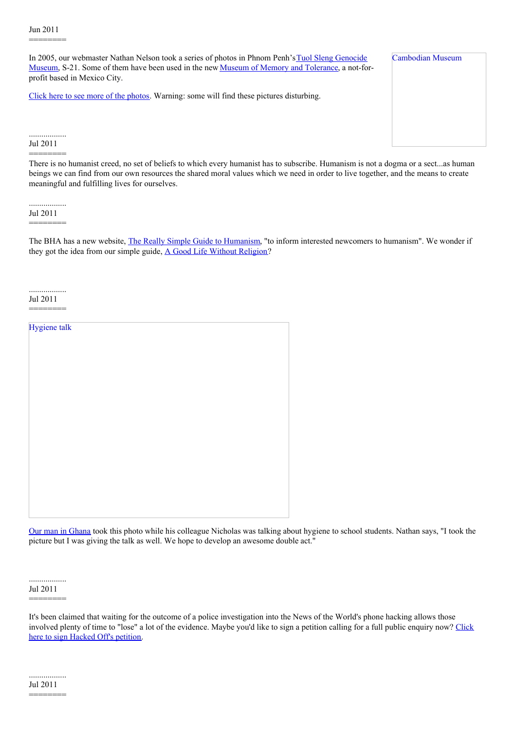Jun 2011
========

In 2005, our webmaster Nathan Nelson took a series of photos in Phnom Penh's Tuol Sleng Genocide Museum, S-21. Some of them have been used in the new Museum of Memory and Tolerance, a not-for-profit based in Mexico City.

Click here to see more of the photos. Warning: some will find these pictures disturbing.

Cambodian Museum

..................
Jul 2011
========

There is no humanist creed, no set of beliefs to which every humanist has to subscribe. Humanism is not a dogma or a sect...as human beings we can find from our own resources the shared moral values which we need in order to live together, and the means to create meaningful and fulfilling lives for ourselves.

..................
Jul 2011
========

The BHA has a new website, The Really Simple Guide to Humanism, "to inform interested newcomers to humanism". We wonder if they got the idea from our simple guide, A Good Life Without Religion?

..................
Jul 2011
========

Hygiene talk

Our man in Ghana took this photo while his colleague Nicholas was talking about hygiene to school students. Nathan says, "I took the picture but I was giving the talk as well. We hope to develop an awesome double act."

..................
Jul 2011
========

It's been claimed that waiting for the outcome of a police investigation into the News of the World's phone hacking allows those involved plenty of time to "lose" a lot of the evidence. Maybe you'd like to sign a petition calling for a full public enquiry now? Click here to sign Hacked Off's petition.

..................
Jul 2011
========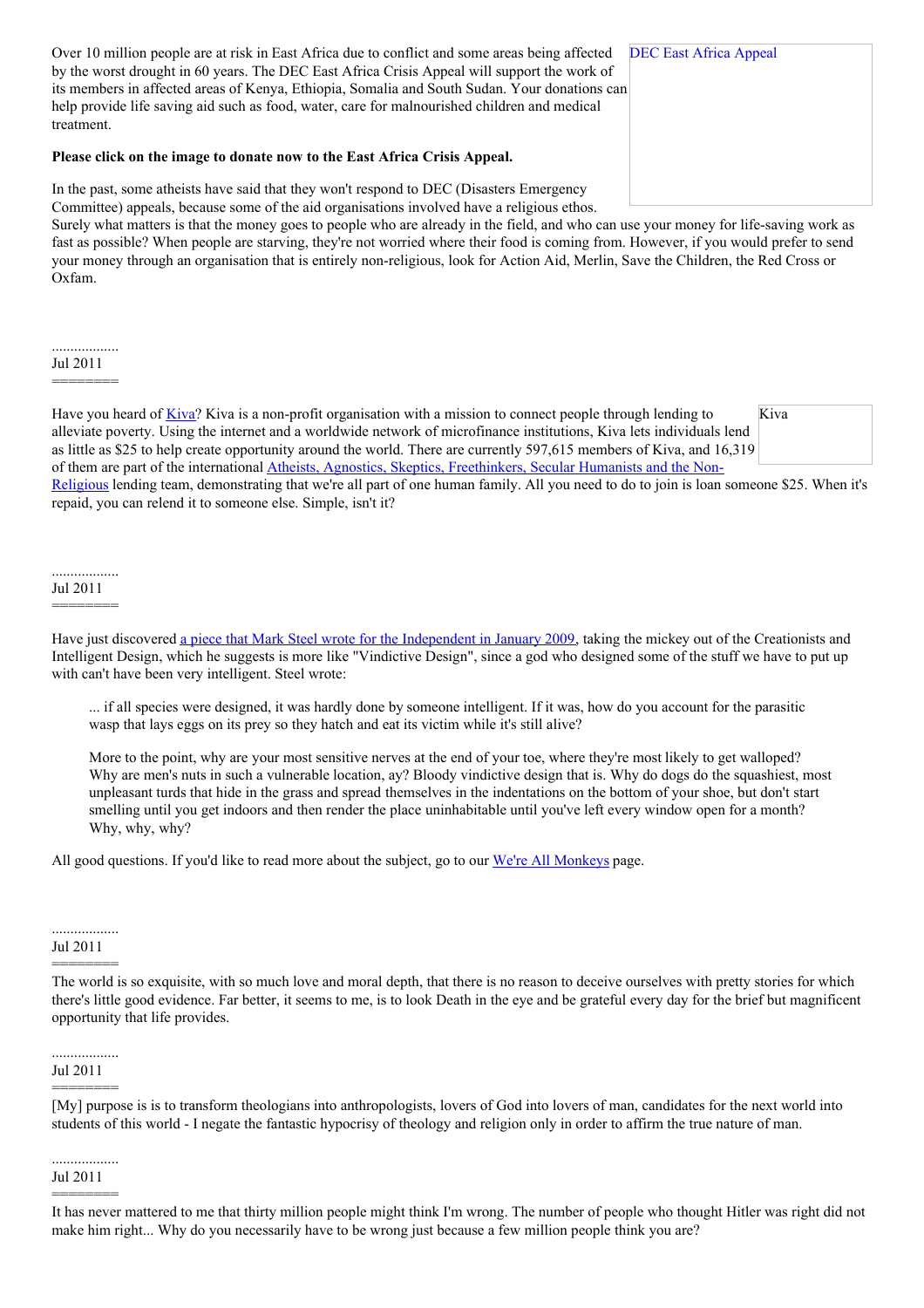Over 10 million people are at risk in East Africa due to conflict and some areas being affected by the worst drought in 60 years. The DEC East Africa Crisis Appeal will support the work of its members in affected areas of Kenya, Ethiopia, Somalia and South Sudan. Your donations can help provide life saving aid such as food, water, care for malnourished children and medical treatment.

DEC East Africa Appeal

**Please click on the image to donate now to the East Africa Crisis Appeal.**

In the past, some atheists have said that they won't respond to DEC (Disasters Emergency Committee) appeals, because some of the aid organisations involved have a religious ethos. Surely what matters is that the money goes to people who are already in the field, and who can use your money for life-saving work as fast as possible? When people are starving, they're not worried where their food is coming from. However, if you would prefer to send your money through an organisation that is entirely non-religious, look for Action Aid, Merlin, Save the Children, the Red Cross or Oxfam.

..................
Jul 2011
========

Have you heard of Kiva? Kiva is a non-profit organisation with a mission to connect people through lending to alleviate poverty. Using the internet and a worldwide network of microfinance institutions, Kiva lets individuals lend as little as $25 to help create opportunity around the world. There are currently 597,615 members of Kiva, and 16,319 of them are part of the international Atheists, Agnostics, Skeptics, Freethinkers, Secular Humanists and the Non-Religious lending team, demonstrating that we're all part of one human family. All you need to do to join is loan someone $25. When it's repaid, you can relend it to someone else. Simple, isn't it?

Kiva

..................
Jul 2011
========

Have just discovered a piece that Mark Steel wrote for the Independent in January 2009, taking the mickey out of the Creationists and Intelligent Design, which he suggests is more like "Vindictive Design", since a god who designed some of the stuff we have to put up with can't have been very intelligent. Steel wrote:

> ... if all species were designed, it was hardly done by someone intelligent. If it was, how do you account for the parasitic wasp that lays eggs on its prey so they hatch and eat its victim while it's still alive?
>
> More to the point, why are your most sensitive nerves at the end of your toe, where they're most likely to get walloped? Why are men's nuts in such a vulnerable location, ay? Bloody vindictive design that is. Why do dogs do the squashiest, most unpleasant turds that hide in the grass and spread themselves in the indentations on the bottom of your shoe, but don't start smelling until you get indoors and then render the place uninhabitable until you've left every window open for a month? Why, why, why?

All good questions. If you'd like to read more about the subject, go to our We're All Monkeys page.

..................
Jul 2011
========

The world is so exquisite, with so much love and moral depth, that there is no reason to deceive ourselves with pretty stories for which there's little good evidence. Far better, it seems to me, is to look Death in the eye and be grateful every day for the brief but magnificent opportunity that life provides.

..................
Jul 2011
========

[My] purpose is is to transform theologians into anthropologists, lovers of God into lovers of man, candidates for the next world into students of this world - I negate the fantastic hypocrisy of theology and religion only in order to affirm the true nature of man.

..................
Jul 2011
========

It has never mattered to me that thirty million people might think I'm wrong. The number of people who thought Hitler was right did not make him right... Why do you necessarily have to be wrong just because a few million people think you are?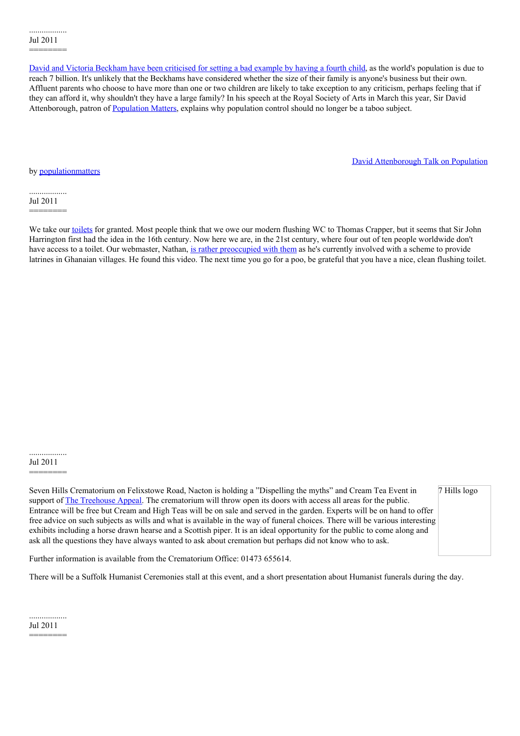..................
Jul 2011
========

David and Victoria Beckham have been criticised for setting a bad example by having a fourth child, as the world's population is due to reach 7 billion. It's unlikely that the Beckhams have considered whether the size of their family is anyone's business but their own. Affluent parents who choose to have more than one or two children are likely to take exception to any criticism, perhaps feeling that if they can afford it, why shouldn't they have a large family? In his speech at the Royal Society of Arts in March this year, Sir David Attenborough, patron of Population Matters, explains why population control should no longer be a taboo subject.

David Attenborough Talk on Population

by populationmatters

..................
Jul 2011
========

We take our toilets for granted. Most people think that we owe our modern flushing WC to Thomas Crapper, but it seems that Sir John Harrington first had the idea in the 16th century. Now here we are, in the 21st century, where four out of ten people worldwide don't have access to a toilet. Our webmaster, Nathan, is rather preoccupied with them as he's currently involved with a scheme to provide latrines in Ghanaian villages. He found this video. The next time you go for a poo, be grateful that you have a nice, clean flushing toilet.

..................
Jul 2011
========

7 Hills logo

Seven Hills Crematorium on Felixstowe Road, Nacton is holding a "Dispelling the myths" and Cream Tea Event in support of The Treehouse Appeal. The crematorium will throw open its doors with access all areas for the public. Entrance will be free but Cream and High Teas will be on sale and served in the garden. Experts will be on hand to offer free advice on such subjects as wills and what is available in the way of funeral choices. There will be various interesting exhibits including a horse drawn hearse and a Scottish piper. It is an ideal opportunity for the public to come along and ask all the questions they have always wanted to ask about cremation but perhaps did not know who to ask.

Further information is available from the Crematorium Office: 01473 655614.

There will be a Suffolk Humanist Ceremonies stall at this event, and a short presentation about Humanist funerals during the day.

..................
Jul 2011
========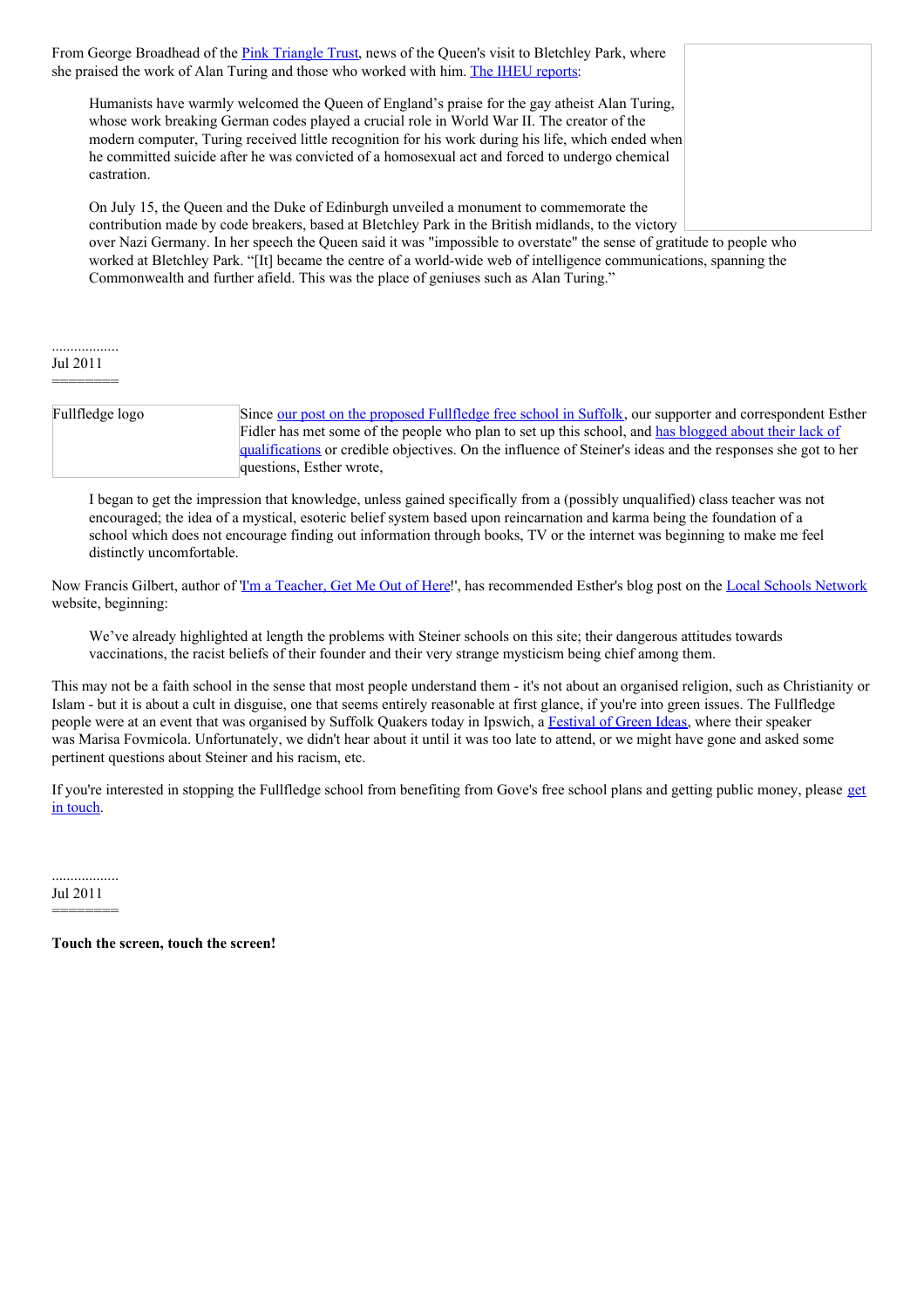From George Broadhead of the Pink Triangle Trust, news of the Queen's visit to Bletchley Park, where she praised the work of Alan Turing and those who worked with him. The IHEU reports:

> Humanists have warmly welcomed the Queen of England's praise for the gay atheist Alan Turing, whose work breaking German codes played a crucial role in World War II. The creator of the modern computer, Turing received little recognition for his work during his life, which ended when he committed suicide after he was convicted of a homosexual act and forced to undergo chemical castration.
>
> On July 15, the Queen and the Duke of Edinburgh unveiled a monument to commemorate the contribution made by code breakers, based at Bletchley Park in the British midlands, to the victory over Nazi Germany. In her speech the Queen said it was "impossible to overstate" the sense of gratitude to people who worked at Bletchley Park. "[It] became the centre of a world-wide web of intelligence communications, spanning the Commonwealth and further afield. This was the place of geniuses such as Alan Turing."

..................
Jul 2011
========

Fullfledge logo

Since our post on the proposed Fullfledge free school in Suffolk, our supporter and correspondent Esther Fidler has met some of the people who plan to set up this school, and has blogged about their lack of qualifications or credible objectives. On the influence of Steiner's ideas and the responses she got to her questions, Esther wrote,

> I began to get the impression that knowledge, unless gained specifically from a (possibly unqualified) class teacher was not encouraged; the idea of a mystical, esoteric belief system based upon reincarnation and karma being the foundation of a school which does not encourage finding out information through books, TV or the internet was beginning to make me feel distinctly uncomfortable.

Now Francis Gilbert, author of 'I'm a Teacher, Get Me Out of Here!', has recommended Esther's blog post on the Local Schools Network website, beginning:

> We've already highlighted at length the problems with Steiner schools on this site; their dangerous attitudes towards vaccinations, the racist beliefs of their founder and their very strange mysticism being chief among them.

This may not be a faith school in the sense that most people understand them - it's not about an organised religion, such as Christianity or Islam - but it is about a cult in disguise, one that seems entirely reasonable at first glance, if you're into green issues. The Fullfledge people were at an event that was organised by Suffolk Quakers today in Ipswich, a Festival of Green Ideas, where their speaker was Marisa Fovmicola. Unfortunately, we didn't hear about it until it was too late to attend, or we might have gone and asked some pertinent questions about Steiner and his racism, etc.

If you're interested in stopping the Fullfledge school from benefiting from Gove's free school plans and getting public money, please get in touch.

..................
Jul 2011
========

**Touch the screen, touch the screen!**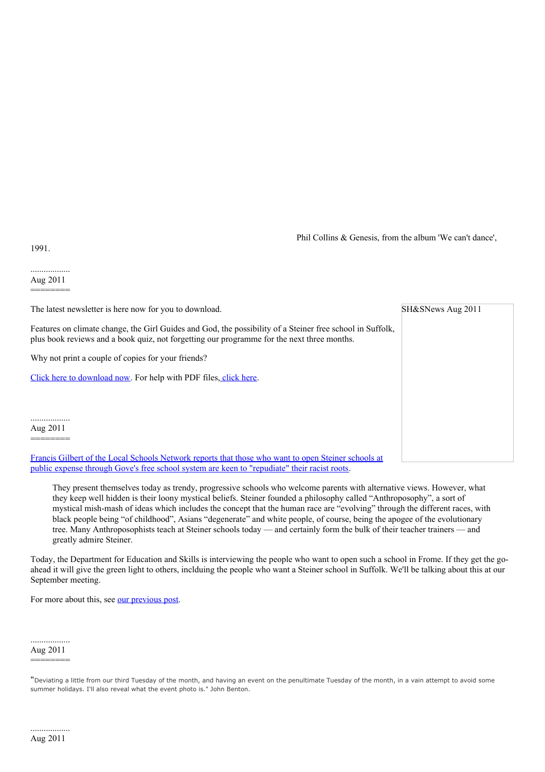Phil Collins & Genesis, from the album 'We can't dance', 1991.

..................
Aug 2011
========

The latest newsletter is here now for you to download.

SH&SNews Aug 2011

Features on climate change, the Girl Guides and God, the possibility of a Steiner free school in Suffolk, plus book reviews and a book quiz, not forgetting our programme for the next three months.

Why not print a couple of copies for your friends?

Click here to download now. For help with PDF files, click here.

..................
Aug 2011
========

Francis Gilbert of the Local Schools Network reports that those who want to open Steiner schools at public expense through Gove's free school system are keen to "repudiate" their racist roots.

> They present themselves today as trendy, progressive schools who welcome parents with alternative views. However, what they keep well hidden is their loony mystical beliefs. Steiner founded a philosophy called "Anthroposophy", a sort of mystical mish-mash of ideas which includes the concept that the human race are "evolving" through the different races, with black people being "of childhood", Asians "degenerate" and white people, of course, being the apogee of the evolutionary tree. Many Anthroposophists teach at Steiner schools today — and certainly form the bulk of their teacher trainers — and greatly admire Steiner.

Today, the Department for Education and Skills is interviewing the people who want to open such a school in Frome. If they get the go-ahead it will give the green light to others, inclduing the people who want a Steiner school in Suffolk. We'll be talking about this at our September meeting.

For more about this, see our previous post.

..................
Aug 2011
========

"Deviating a little from our third Tuesday of the month, and having an event on the penultimate Tuesday of the month, in a vain attempt to avoid some summer holidays. I'll also reveal what the event photo is." John Benton.

..................
Aug 2011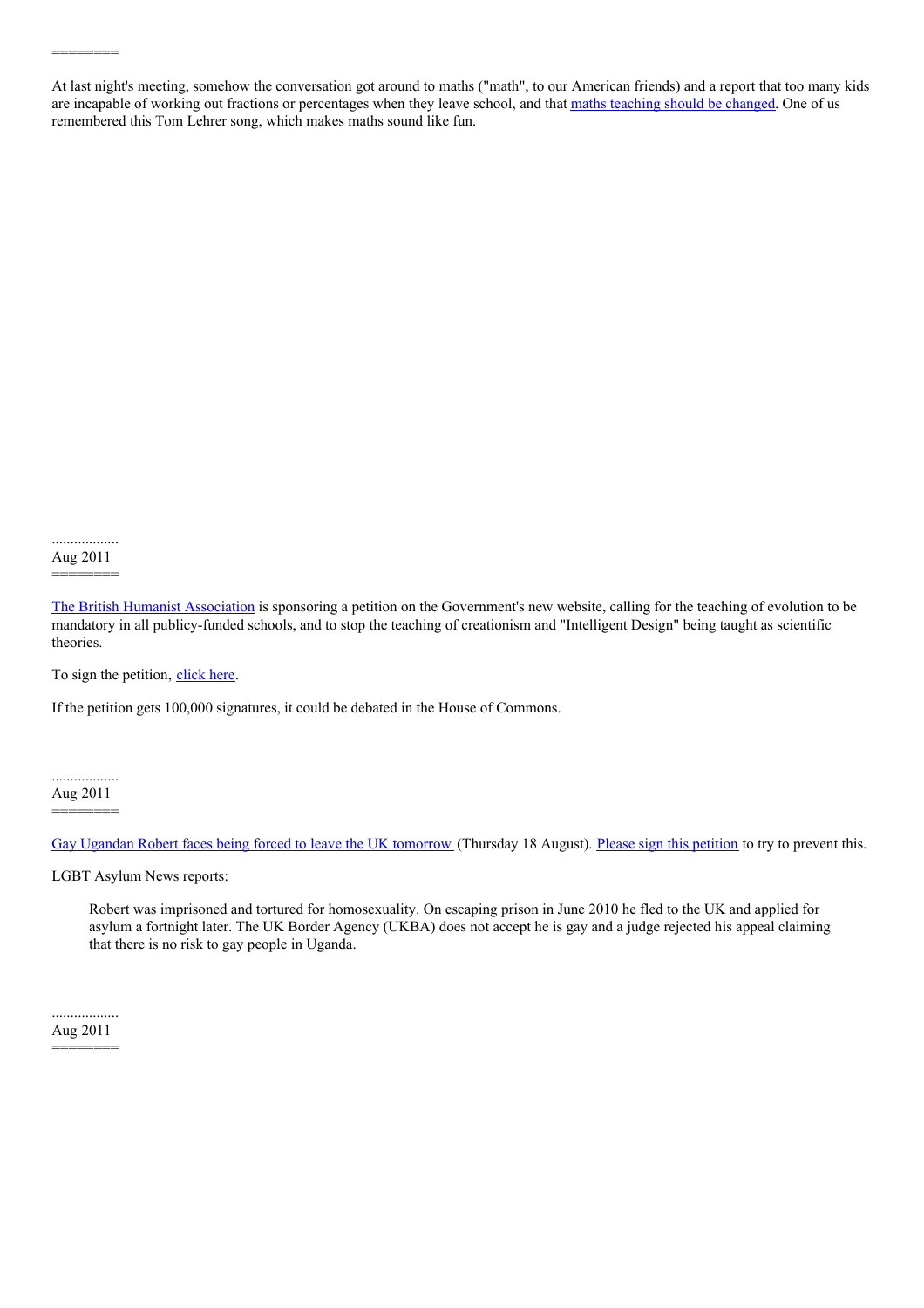========

At last night's meeting, somehow the conversation got around to maths ("math", to our American friends) and a report that too many kids are incapable of working out fractions or percentages when they leave school, and that maths teaching should be changed. One of us remembered this Tom Lehrer song, which makes maths sound like fun.

..................
Aug 2011
========

The British Humanist Association is sponsoring a petition on the Government's new website, calling for the teaching of evolution to be mandatory in all publicy-funded schools, and to stop the teaching of creationism and "Intelligent Design" being taught as scientific theories.

To sign the petition, click here.

If the petition gets 100,000 signatures, it could be debated in the House of Commons.

..................
Aug 2011
========

Gay Ugandan Robert faces being forced to leave the UK tomorrow (Thursday 18 August). Please sign this petition to try to prevent this.

LGBT Asylum News reports:

> Robert was imprisoned and tortured for homosexuality. On escaping prison in June 2010 he fled to the UK and applied for asylum a fortnight later. The UK Border Agency (UKBA) does not accept he is gay and a judge rejected his appeal claiming that there is no risk to gay people in Uganda.

..................
Aug 2011
========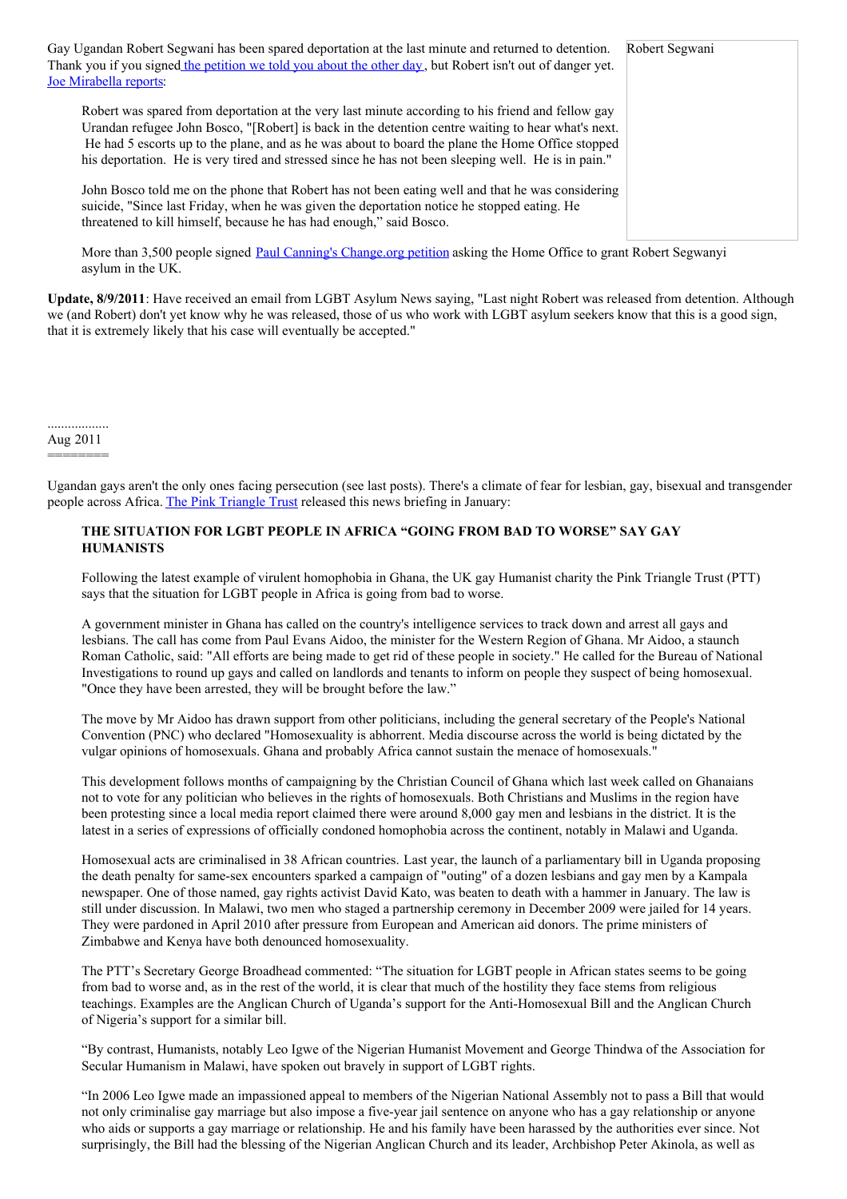Gay Ugandan Robert Segwani has been spared deportation at the last minute and returned to detention. Thank you if you signed [the petition we told you about the other day](), but Robert isn't out of danger yet. [Joe Mirabella reports]():

Robert Segwani

> Robert was spared from deportation at the very last minute according to his friend and fellow gay Urandan refugee John Bosco, "[Robert] is back in the detention centre waiting to hear what's next. He had 5 escorts up to the plane, and as he was about to board the plane the Home Office stopped his deportation. He is very tired and stressed since he has not been sleeping well. He is in pain."
>
> John Bosco told me on the phone that Robert has not been eating well and that he was considering suicide, "Since last Friday, when he was given the deportation notice he stopped eating. He threatened to kill himself, because he has had enough," said Bosco.
>
> More than 3,500 people signed [Paul Canning's Change.org petition]() asking the Home Office to grant Robert Segwanyi asylum in the UK.

**Update, 8/9/2011**: Have received an email from LGBT Asylum News saying, "Last night Robert was released from detention. Although we (and Robert) don't yet know why he was released, those of us who work with LGBT asylum seekers know that this is a good sign, that it is extremely likely that his case will eventually be accepted."

..................

Aug 2011

========

Ugandan gays aren't the only ones facing persecution (see last posts). There's a climate of fear for lesbian, gay, bisexual and transgender people across Africa. [The Pink Triangle Trust]() released this news briefing in January:

> **THE SITUATION FOR LGBT PEOPLE IN AFRICA "GOING FROM BAD TO WORSE" SAY GAY HUMANISTS**
>
> Following the latest example of virulent homophobia in Ghana, the UK gay Humanist charity the Pink Triangle Trust (PTT) says that the situation for LGBT people in Africa is going from bad to worse.
>
> A government minister in Ghana has called on the country's intelligence services to track down and arrest all gays and lesbians. The call has come from Paul Evans Aidoo, the minister for the Western Region of Ghana. Mr Aidoo, a staunch Roman Catholic, said: "All efforts are being made to get rid of these people in society." He called for the Bureau of National Investigations to round up gays and called on landlords and tenants to inform on people they suspect of being homosexual. "Once they have been arrested, they will be brought before the law."
>
> The move by Mr Aidoo has drawn support from other politicians, including the general secretary of the People's National Convention (PNC) who declared "Homosexuality is abhorrent. Media discourse across the world is being dictated by the vulgar opinions of homosexuals. Ghana and probably Africa cannot sustain the menace of homosexuals."
>
> This development follows months of campaigning by the Christian Council of Ghana which last week called on Ghanaians not to vote for any politician who believes in the rights of homosexuals. Both Christians and Muslims in the region have been protesting since a local media report claimed there were around 8,000 gay men and lesbians in the district. It is the latest in a series of expressions of officially condoned homophobia across the continent, notably in Malawi and Uganda.
>
> Homosexual acts are criminalised in 38 African countries. Last year, the launch of a parliamentary bill in Uganda proposing the death penalty for same-sex encounters sparked a campaign of "outing" of a dozen lesbians and gay men by a Kampala newspaper. One of those named, gay rights activist David Kato, was beaten to death with a hammer in January. The law is still under discussion. In Malawi, two men who staged a partnership ceremony in December 2009 were jailed for 14 years. They were pardoned in April 2010 after pressure from European and American aid donors. The prime ministers of Zimbabwe and Kenya have both denounced homosexuality.
>
> The PTT's Secretary George Broadhead commented: "The situation for LGBT people in African states seems to be going from bad to worse and, as in the rest of the world, it is clear that much of the hostility they face stems from religious teachings. Examples are the Anglican Church of Uganda's support for the Anti-Homosexual Bill and the Anglican Church of Nigeria's support for a similar bill.
>
> "By contrast, Humanists, notably Leo Igwe of the Nigerian Humanist Movement and George Thindwa of the Association for Secular Humanism in Malawi, have spoken out bravely in support of LGBT rights.
>
> "In 2006 Leo Igwe made an impassioned appeal to members of the Nigerian National Assembly not to pass a Bill that would not only criminalise gay marriage but also impose a five-year jail sentence on anyone who has a gay relationship or anyone who aids or supports a gay marriage or relationship. He and his family have been harassed by the authorities ever since. Not surprisingly, the Bill had the blessing of the Nigerian Anglican Church and its leader, Archbishop Peter Akinola, as well as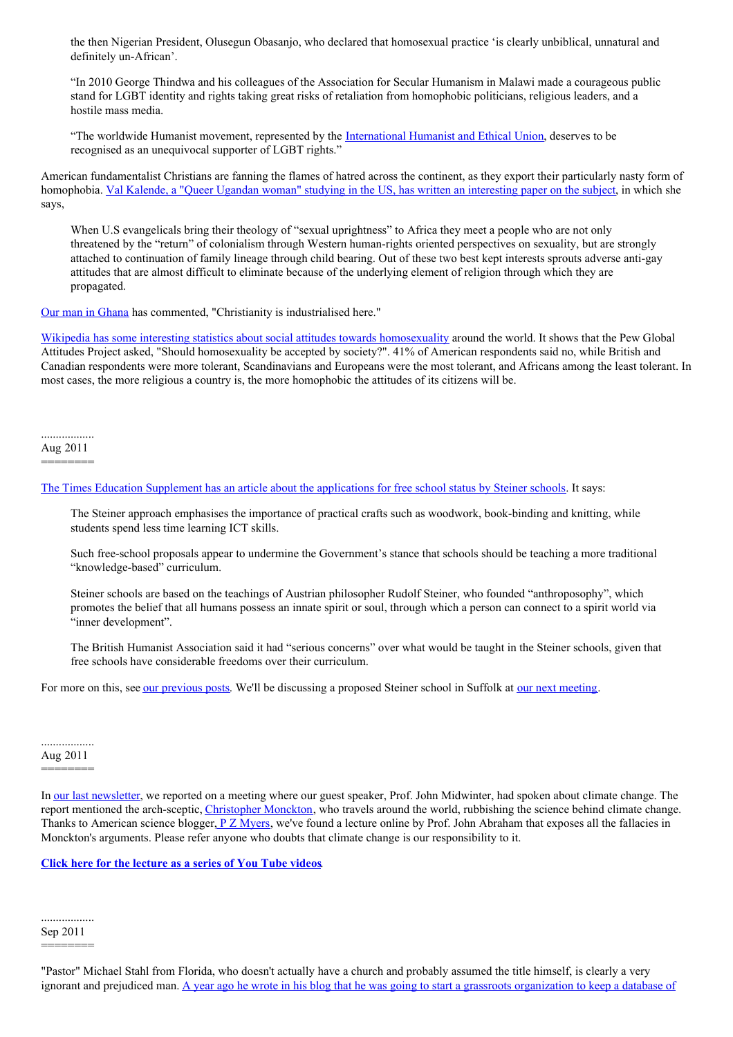the then Nigerian President, Olusegun Obasanjo, who declared that homosexual practice 'is clearly unbiblical, unnatural and definitely un-African'.

> "In 2010 George Thindwa and his colleagues of the Association for Secular Humanism in Malawi made a courageous public stand for LGBT identity and rights taking great risks of retaliation from homophobic politicians, religious leaders, and a hostile mass media.
>
> "The worldwide Humanist movement, represented by the International Humanist and Ethical Union, deserves to be recognised as an unequivocal supporter of LGBT rights."

American fundamentalist Christians are fanning the flames of hatred across the continent, as they export their particularly nasty form of homophobia. Val Kalende, a "Queer Ugandan woman" studying in the US, has written an interesting paper on the subject, in which she says,

> When U.S evangelicals bring their theology of "sexual uprightness" to Africa they meet a people who are not only threatened by the "return" of colonialism through Western human-rights oriented perspectives on sexuality, but are strongly attached to continuation of family lineage through child bearing. Out of these two best kept interests sprouts adverse anti-gay attitudes that are almost difficult to eliminate because of the underlying element of religion through which they are propagated.

Our man in Ghana has commented, "Christianity is industrialised here."

Wikipedia has some interesting statistics about social attitudes towards homosexuality around the world. It shows that the Pew Global Attitudes Project asked, "Should homosexuality be accepted by society?". 41% of American respondents said no, while British and Canadian respondents were more tolerant, Scandinavians and Europeans were the most tolerant, and Africans among the least tolerant. In most cases, the more religious a country is, the more homophobic the attitudes of its citizens will be.

..................
Aug 2011
========

The Times Education Supplement has an article about the applications for free school status by Steiner schools. It says:

> The Steiner approach emphasises the importance of practical crafts such as woodwork, book-binding and knitting, while students spend less time learning ICT skills.
>
> Such free-school proposals appear to undermine the Government's stance that schools should be teaching a more traditional "knowledge-based" curriculum.
>
> Steiner schools are based on the teachings of Austrian philosopher Rudolf Steiner, who founded "anthroposophy", which promotes the belief that all humans possess an innate spirit or soul, through which a person can connect to a spirit world via "inner development".
>
> The British Humanist Association said it had "serious concerns" over what would be taught in the Steiner schools, given that free schools have considerable freedoms over their curriculum.

For more on this, see our previous posts. We'll be discussing a proposed Steiner school in Suffolk at our next meeting.

..................
Aug 2011
========

In our last newsletter, we reported on a meeting where our guest speaker, Prof. John Midwinter, had spoken about climate change. The report mentioned the arch-sceptic, Christopher Monckton, who travels around the world, rubbishing the science behind climate change. Thanks to American science blogger, P Z Myers, we've found a lecture online by Prof. John Abraham that exposes all the fallacies in Monckton's arguments. Please refer anyone who doubts that climate change is our responsibility to it.

**Click here for the lecture as a series of You Tube videos.**

..................
Sep 2011
========

"Pastor" Michael Stahl from Florida, who doesn't actually have a church and probably assumed the title himself, is clearly a very ignorant and prejudiced man. A year ago he wrote in his blog that he was going to start a grassroots organization to keep a database of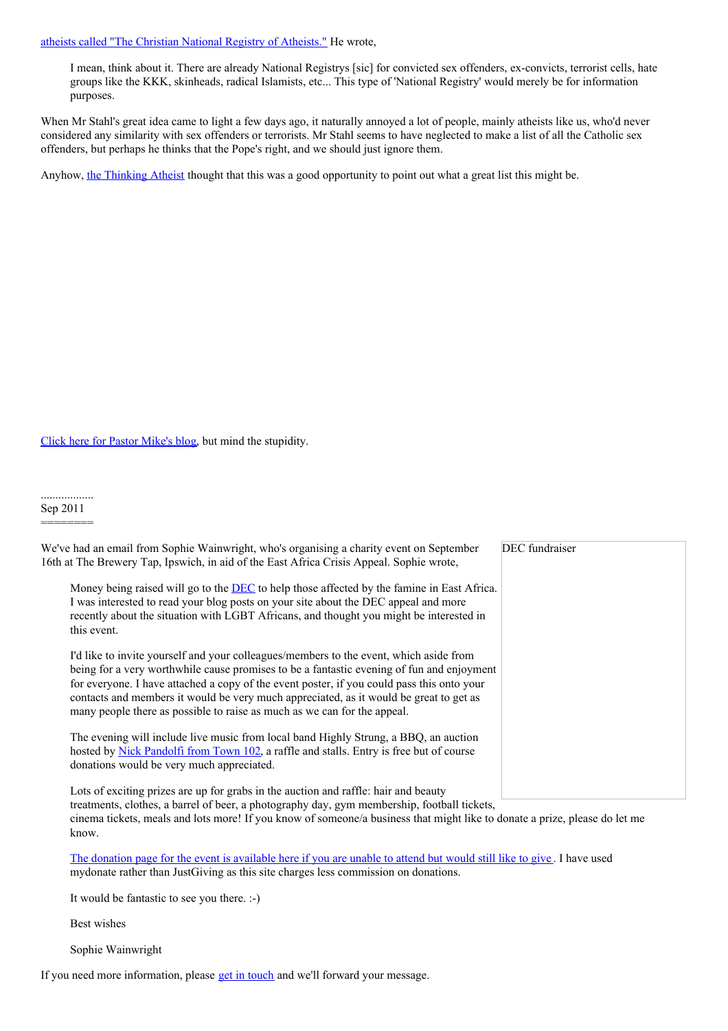atheists called "The Christian National Registry of Atheists." He wrote,

> I mean, think about it. There are already National Registrys [sic] for convicted sex offenders, ex-convicts, terrorist cells, hate groups like the KKK, skinheads, radical Islamists, etc... This type of 'National Registry' would merely be for information purposes.

When Mr Stahl's great idea came to light a few days ago, it naturally annoyed a lot of people, mainly atheists like us, who'd never considered any similarity with sex offenders or terrorists. Mr Stahl seems to have neglected to make a list of all the Catholic sex offenders, but perhaps he thinks that the Pope's right, and we should just ignore them.

Anyhow, the Thinking Atheist thought that this was a good opportunity to point out what a great list this might be.

Click here for Pastor Mike's blog, but mind the stupidity.

..................
Sep 2011
========

DEC fundraiser

We've had an email from Sophie Wainwright, who's organising a charity event on September 16th at The Brewery Tap, Ipswich, in aid of the East Africa Crisis Appeal. Sophie wrote,

> Money being raised will go to the DEC to help those affected by the famine in East Africa. I was interested to read your blog posts on your site about the DEC appeal and more recently about the situation with LGBT Africans, and thought you might be interested in this event.
>
> I'd like to invite yourself and your colleagues/members to the event, which aside from being for a very worthwhile cause promises to be a fantastic evening of fun and enjoyment for everyone. I have attached a copy of the event poster, if you could pass this onto your contacts and members it would be very much appreciated, as it would be great to get as many people there as possible to raise as much as we can for the appeal.
>
> The evening will include live music from local band Highly Strung, a BBQ, an auction hosted by Nick Pandolfi from Town 102, a raffle and stalls. Entry is free but of course donations would be very much appreciated.
>
> Lots of exciting prizes are up for grabs in the auction and raffle: hair and beauty treatments, clothes, a barrel of beer, a photography day, gym membership, football tickets, cinema tickets, meals and lots more! If you know of someone/a business that might like to donate a prize, please do let me know.
>
> The donation page for the event is available here if you are unable to attend but would still like to give . I have used mydonate rather than JustGiving as this site charges less commission on donations.
>
> It would be fantastic to see you there. :-)
>
> Best wishes
>
> Sophie Wainwright

If you need more information, please get in touch and we'll forward your message.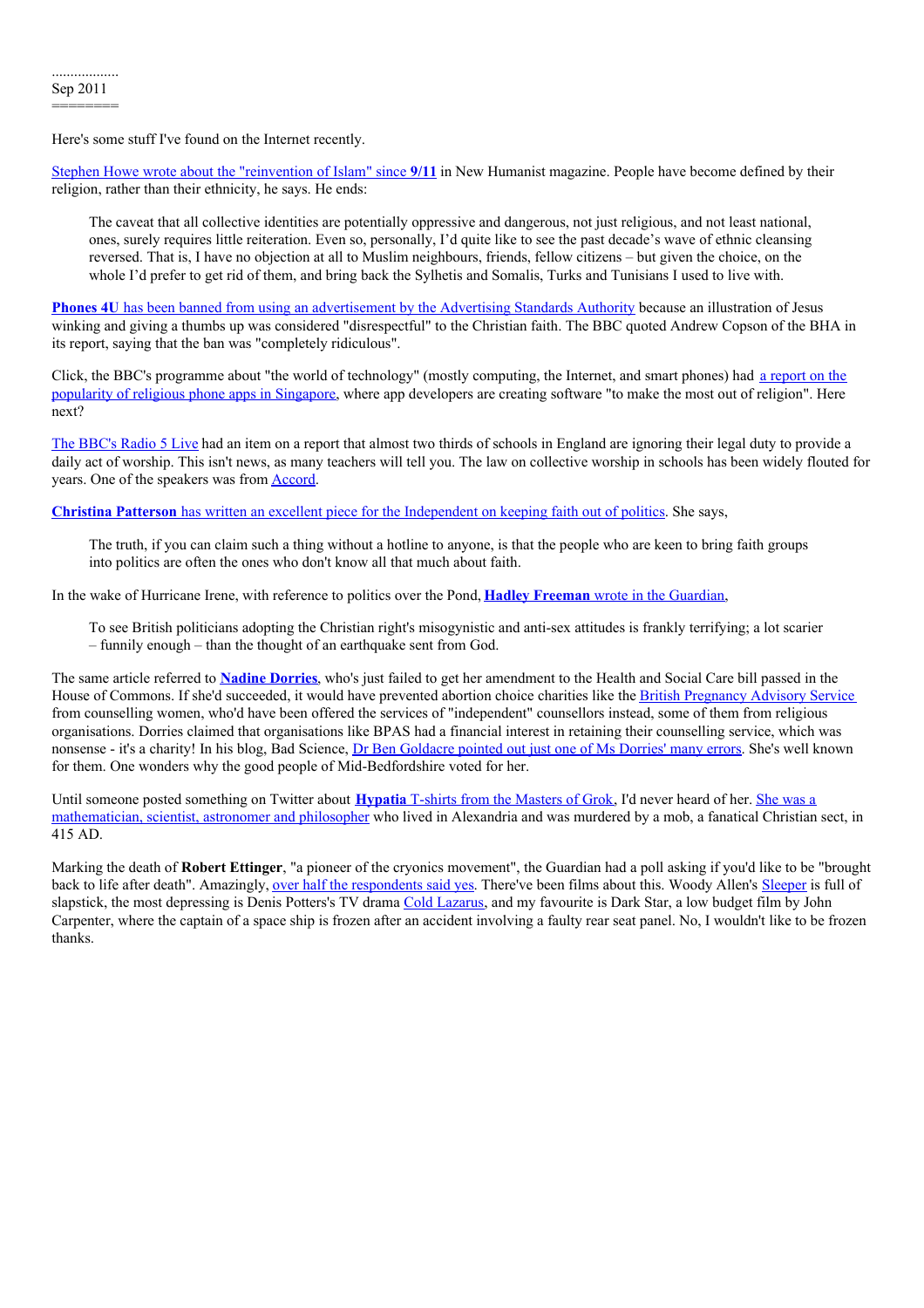..................
Sep 2011
========

Here's some stuff I've found on the Internet recently.

Stephen Howe wrote about the "reinvention of Islam" since **9/11** in New Humanist magazine. People have become defined by their religion, rather than their ethnicity, he says. He ends:

> The caveat that all collective identities are potentially oppressive and dangerous, not just religious, and not least national, ones, surely requires little reiteration. Even so, personally, I'd quite like to see the past decade's wave of ethnic cleansing reversed. That is, I have no objection at all to Muslim neighbours, friends, fellow citizens – but given the choice, on the whole I'd prefer to get rid of them, and bring back the Sylhetis and Somalis, Turks and Tunisians I used to live with.

**Phones 4U** has been banned from using an advertisement by the Advertising Standards Authority because an illustration of Jesus winking and giving a thumbs up was considered "disrespectful" to the Christian faith. The BBC quoted Andrew Copson of the BHA in its report, saying that the ban was "completely ridiculous".

Click, the BBC's programme about "the world of technology" (mostly computing, the Internet, and smart phones) had a report on the popularity of religious phone apps in Singapore, where app developers are creating software "to make the most out of religion". Here next?

The BBC's Radio 5 Live had an item on a report that almost two thirds of schools in England are ignoring their legal duty to provide a daily act of worship. This isn't news, as many teachers will tell you. The law on collective worship in schools has been widely flouted for years. One of the speakers was from Accord.

**Christina Patterson** has written an excellent piece for the Independent on keeping faith out of politics. She says,

> The truth, if you can claim such a thing without a hotline to anyone, is that the people who are keen to bring faith groups into politics are often the ones who don't know all that much about faith.

In the wake of Hurricane Irene, with reference to politics over the Pond, **Hadley Freeman** wrote in the Guardian,

> To see British politicians adopting the Christian right's misogynistic and anti-sex attitudes is frankly terrifying; a lot scarier – funnily enough – than the thought of an earthquake sent from God.

The same article referred to **Nadine Dorries**, who's just failed to get her amendment to the Health and Social Care bill passed in the House of Commons. If she'd succeeded, it would have prevented abortion choice charities like the British Pregnancy Advisory Service from counselling women, who'd have been offered the services of "independent" counsellors instead, some of them from religious organisations. Dorries claimed that organisations like BPAS had a financial interest in retaining their counselling service, which was nonsense - it's a charity! In his blog, Bad Science, Dr Ben Goldacre pointed out just one of Ms Dorries' many errors. She's well known for them. One wonders why the good people of Mid-Bedfordshire voted for her.

Until someone posted something on Twitter about **Hypatia** T-shirts from the Masters of Grok, I'd never heard of her. She was a mathematician, scientist, astronomer and philosopher who lived in Alexandria and was murdered by a mob, a fanatical Christian sect, in 415 AD.

Marking the death of **Robert Ettinger**, "a pioneer of the cryonics movement", the Guardian had a poll asking if you'd like to be "brought back to life after death". Amazingly, over half the respondents said yes. There've been films about this. Woody Allen's Sleeper is full of slapstick, the most depressing is Denis Potters's TV drama Cold Lazarus, and my favourite is Dark Star, a low budget film by John Carpenter, where the captain of a space ship is frozen after an accident involving a faulty rear seat panel. No, I wouldn't like to be frozen thanks.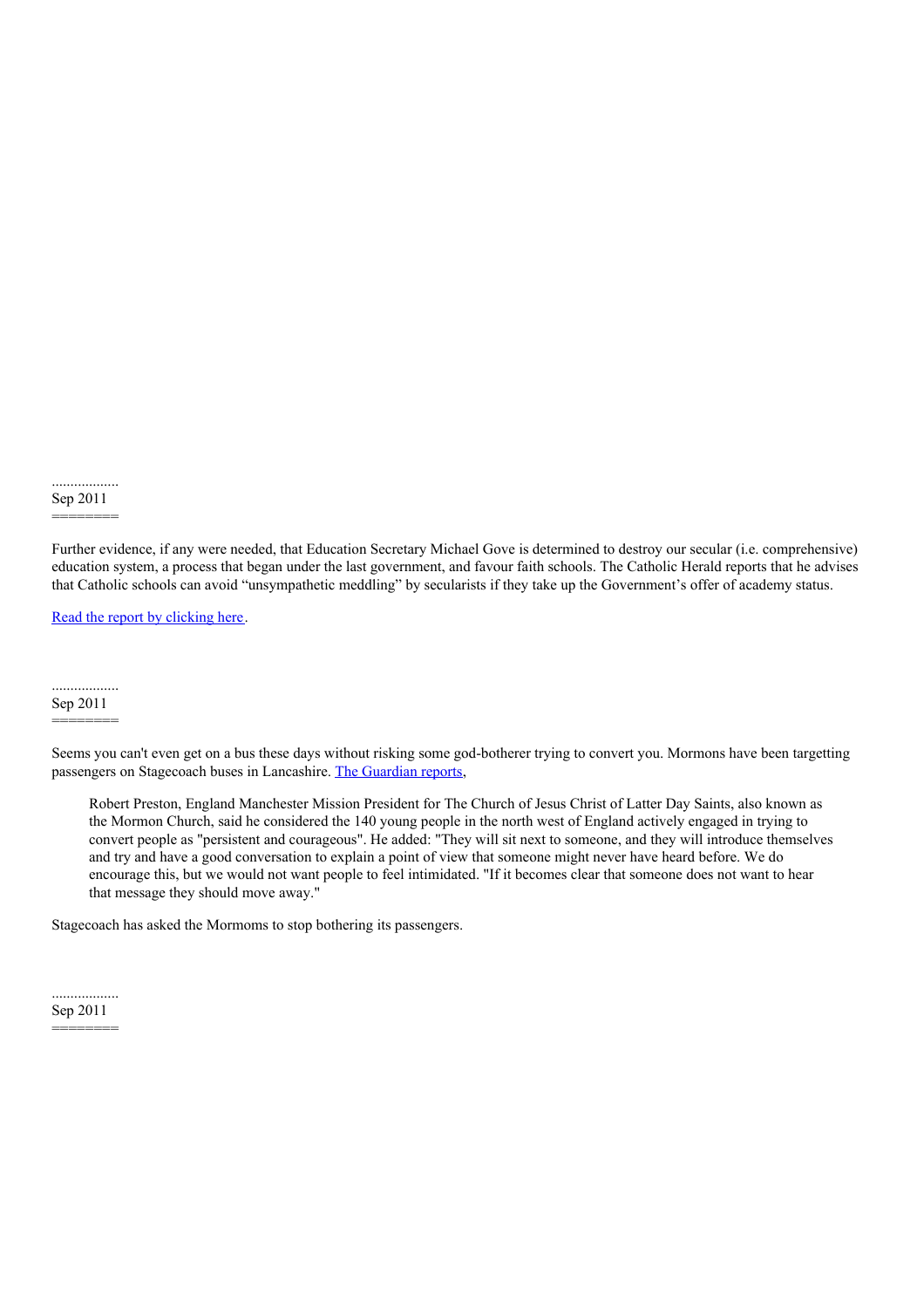..................
Sep 2011
========

Further evidence, if any were needed, that Education Secretary Michael Gove is determined to destroy our secular (i.e. comprehensive) education system, a process that began under the last government, and favour faith schools. The Catholic Herald reports that he advises that Catholic schools can avoid “unsympathetic meddling” by secularists if they take up the Government’s offer of academy status.

[Read the report by clicking here].

..................
Sep 2011
========

Seems you can't even get on a bus these days without risking some god-botherer trying to convert you. Mormons have been targetting passengers on Stagecoach buses in Lancashire. [The Guardian reports],

> Robert Preston, England Manchester Mission President for The Church of Jesus Christ of Latter Day Saints, also known as the Mormon Church, said he considered the 140 young people in the north west of England actively engaged in trying to convert people as "persistent and courageous". He added: "They will sit next to someone, and they will introduce themselves and try and have a good conversation to explain a point of view that someone might never have heard before. We do encourage this, but we would not want people to feel intimidated. "If it becomes clear that someone does not want to hear that message they should move away."

Stagecoach has asked the Mormoms to stop bothering its passengers.

..................
Sep 2011
========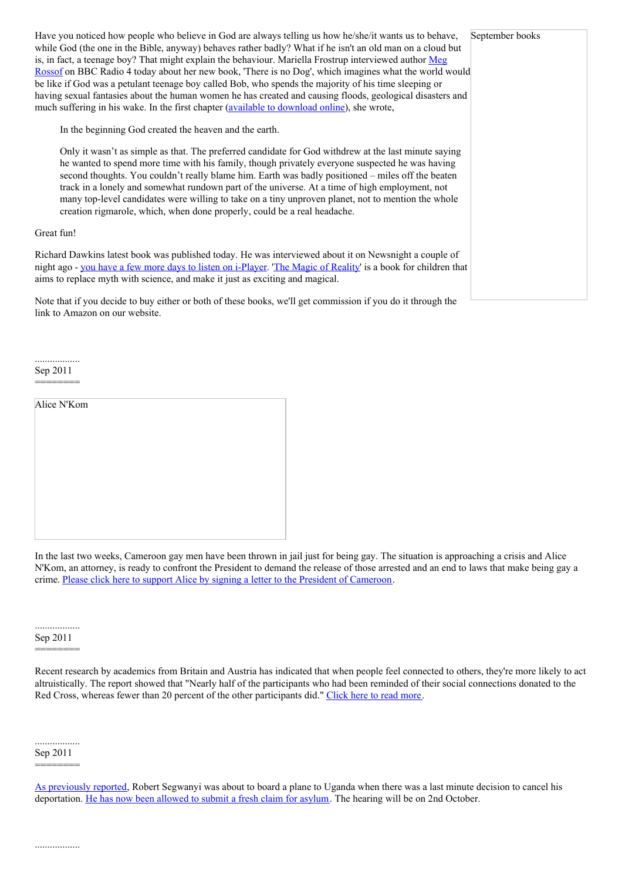Have you noticed how people who believe in God are always telling us how he/she/it wants us to behave, while God (the one in the Bible, anyway) behaves rather badly? What if he isn't an old man on a cloud but is, in fact, a teenage boy? That might explain the behaviour. Mariella Frostrup interviewed author Meg Rossof on BBC Radio 4 today about her new book, 'There is no Dog', which imagines what the world would be like if God was a petulant teenage boy called Bob, who spends the majority of his time sleeping or having sexual fantasies about the human women he has created and causing floods, geological disasters and much suffering in his wake. In the first chapter (available to download online), she wrote,

> In the beginning God created the heaven and the earth.
>
> Only it wasn't as simple as that. The preferred candidate for God withdrew at the last minute saying he wanted to spend more time with his family, though privately everyone suspected he was having second thoughts. You couldn't really blame him. Earth was badly positioned – miles off the beaten track in a lonely and somewhat rundown part of the universe. At a time of high employment, not many top-level candidates were willing to take on a tiny unproven planet, not to mention the whole creation rigmarole, which, when done properly, could be a real headache.

Great fun!

Richard Dawkins latest book was published today. He was interviewed about it on Newsnight a couple of night ago - you have a few more days to listen on i-Player. 'The Magic of Reality' is a book for children that aims to replace myth with science, and make it just as exciting and magical.

Note that if you decide to buy either or both of these books, we'll get commission if you do it through the link to Amazon on our website.

September books

..................
Sep 2011
========

Alice N'Kom

In the last two weeks, Cameroon gay men have been thrown in jail just for being gay. The situation is approaching a crisis and Alice N'Kom, an attorney, is ready to confront the President to demand the release of those arrested and an end to laws that make being gay a crime. Please click here to support Alice by signing a letter to the President of Cameroon.

..................
Sep 2011
========

Recent research by academics from Britain and Austria has indicated that when people feel connected to others, they're more likely to act altruistically. The report showed that "Nearly half of the participants who had been reminded of their social connections donated to the Red Cross, whereas fewer than 20 percent of the other participants did." Click here to read more.

..................
Sep 2011
========

As previously reported, Robert Segwanyi was about to board a plane to Uganda when there was a last minute decision to cancel his deportation. He has now been allowed to submit a fresh claim for asylum. The hearing will be on 2nd October.

..................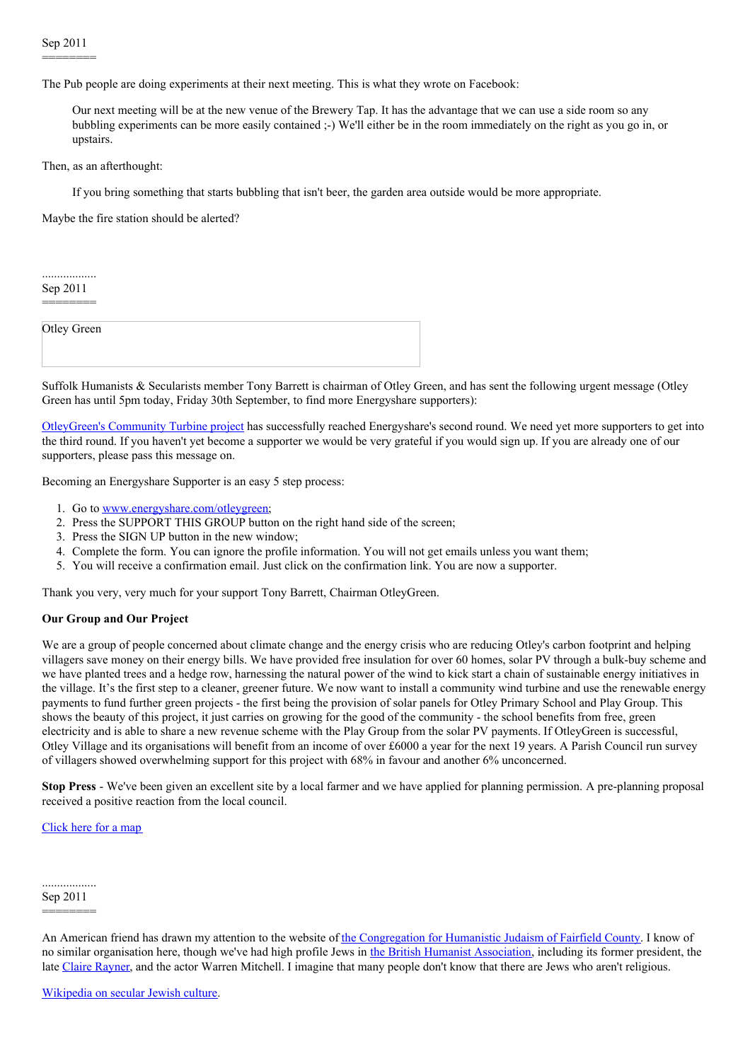Sep 2011
========

The Pub people are doing experiments at their next meeting. This is what they wrote on Facebook:

> Our next meeting will be at the new venue of the Brewery Tap. It has the advantage that we can use a side room so any bubbling experiments can be more easily contained ;-) We'll either be in the room immediately on the right as you go in, or upstairs.

Then, as an afterthought:

> If you bring something that starts bubbling that isn't beer, the garden area outside would be more appropriate.

Maybe the fire station should be alerted?

..................
Sep 2011
========

Otley Green

Suffolk Humanists & Secularists member Tony Barrett is chairman of Otley Green, and has sent the following urgent message (Otley Green has until 5pm today, Friday 30th September, to find more Energyshare supporters):

OtleyGreen's Community Turbine project has successfully reached Energyshare's second round. We need yet more supporters to get into the third round. If you haven't yet become a supporter we would be very grateful if you would sign up. If you are already one of our supporters, please pass this message on.

Becoming an Energyshare Supporter is an easy 5 step process:

1. Go to www.energyshare.com/otleygreen;
2. Press the SUPPORT THIS GROUP button on the right hand side of the screen;
3. Press the SIGN UP button in the new window;
4. Complete the form. You can ignore the profile information. You will not get emails unless you want them;
5. You will receive a confirmation email. Just click on the confirmation link. You are now a supporter.

Thank you very, very much for your support Tony Barrett, Chairman OtleyGreen.

**Our Group and Our Project**

We are a group of people concerned about climate change and the energy crisis who are reducing Otley's carbon footprint and helping villagers save money on their energy bills. We have provided free insulation for over 60 homes, solar PV through a bulk-buy scheme and we have planted trees and a hedge row, harnessing the natural power of the wind to kick start a chain of sustainable energy initiatives in the village. It's the first step to a cleaner, greener future. We now want to install a community wind turbine and use the renewable energy payments to fund further green projects - the first being the provision of solar panels for Otley Primary School and Play Group. This shows the beauty of this project, it just carries on growing for the good of the community - the school benefits from free, green electricity and is able to share a new revenue scheme with the Play Group from the solar PV payments. If OtleyGreen is successful, Otley Village and its organisations will benefit from an income of over £6000 a year for the next 19 years. A Parish Council run survey of villagers showed overwhelming support for this project with 68% in favour and another 6% unconcerned.

**Stop Press** - We've been given an excellent site by a local farmer and we have applied for planning permission. A pre-planning proposal received a positive reaction from the local council.

Click here for a map

..................
Sep 2011
========

An American friend has drawn my attention to the website of the Congregation for Humanistic Judaism of Fairfield County. I know of no similar organisation here, though we've had high profile Jews in the British Humanist Association, including its former president, the late Claire Rayner, and the actor Warren Mitchell. I imagine that many people don't know that there are Jews who aren't religious.

Wikipedia on secular Jewish culture.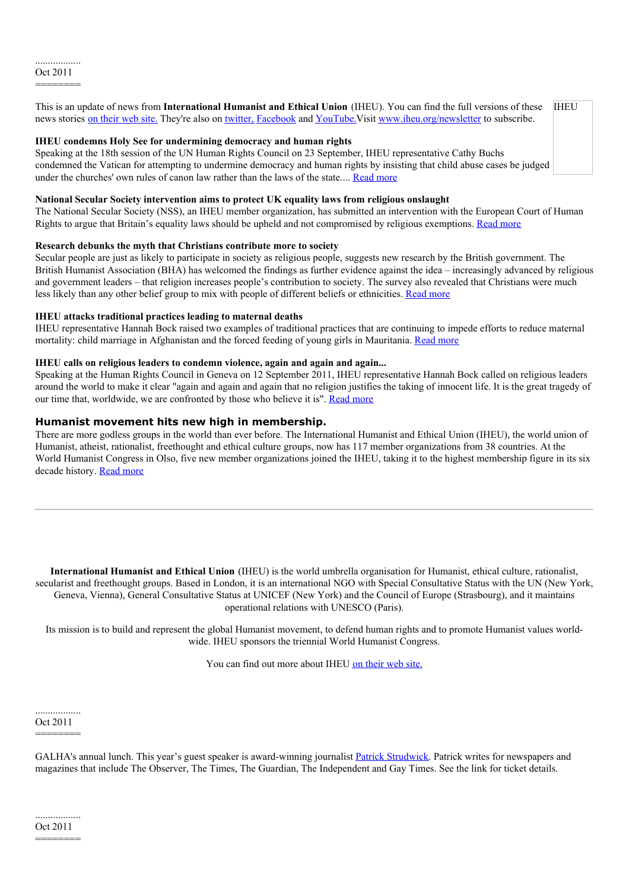..................
Oct 2011
========

This is an update of news from **International Humanist and Ethical Union** (IHEU). You can find the full versions of these news stories on their web site. They're also on twitter, Facebook and YouTube. Visit www.iheu.org/newsletter to subscribe.

IHEU

**IHEU condemns Holy See for undermining democracy and human rights**
Speaking at the 18th session of the UN Human Rights Council on 23 September, IHEU representative Cathy Buchs condemned the Vatican for attempting to undermine democracy and human rights by insisting that child abuse cases be judged under the churches' own rules of canon law rather than the laws of the state.... Read more

**National Secular Society intervention aims to protect UK equality laws from religious onslaught**
The National Secular Society (NSS), an IHEU member organization, has submitted an intervention with the European Court of Human Rights to argue that Britain's equality laws should be upheld and not compromised by religious exemptions. Read more

**Research debunks the myth that Christians contribute more to society**
Secular people are just as likely to participate in society as religious people, suggests new research by the British government. The British Humanist Association (BHA) has welcomed the findings as further evidence against the idea – increasingly advanced by religious and government leaders – that religion increases people's contribution to society. The survey also revealed that Christians were much less likely than any other belief group to mix with people of different beliefs or ethnicities. Read more

**IHEU attacks traditional practices leading to maternal deaths**
IHEU representative Hannah Bock raised two examples of traditional practices that are continuing to impede efforts to reduce maternal mortality: child marriage in Afghanistan and the forced feeding of young girls in Mauritania. Read more

**IHEU calls on religious leaders to condemn violence, again and again and again...**
Speaking at the Human Rights Council in Geneva on 12 September 2011, IHEU representative Hannah Bock called on religious leaders around the world to make it clear "again and again and again that no religion justifies the taking of innocent life. It is the great tragedy of our time that, worldwide, we are confronted by those who believe it is". Read more

**Humanist movement hits new high in membership.**
There are more godless groups in the world than ever before. The International Humanist and Ethical Union (IHEU), the world union of Humanist, atheist, rationalist, freethought and ethical culture groups, now has 117 member organizations from 38 countries. At the World Humanist Congress in Olso, five new member organizations joined the IHEU, taking it to the highest membership figure in its six decade history. Read more

---

**International Humanist and Ethical Union** (IHEU) is the world umbrella organisation for Humanist, ethical culture, rationalist, secularist and freethought groups. Based in London, it is an international NGO with Special Consultative Status with the UN (New York, Geneva, Vienna), General Consultative Status at UNICEF (New York) and the Council of Europe (Strasbourg), and it maintains operational relations with UNESCO (Paris).

Its mission is to build and represent the global Humanist movement, to defend human rights and to promote Humanist values world-wide. IHEU sponsors the triennial World Humanist Congress.

You can find out more about IHEU on their web site.

..................
Oct 2011
========

GALHA's annual lunch. This year's guest speaker is award-winning journalist Patrick Strudwick. Patrick writes for newspapers and magazines that include The Observer, The Times, The Guardian, The Independent and Gay Times. See the link for ticket details.

..................
Oct 2011
========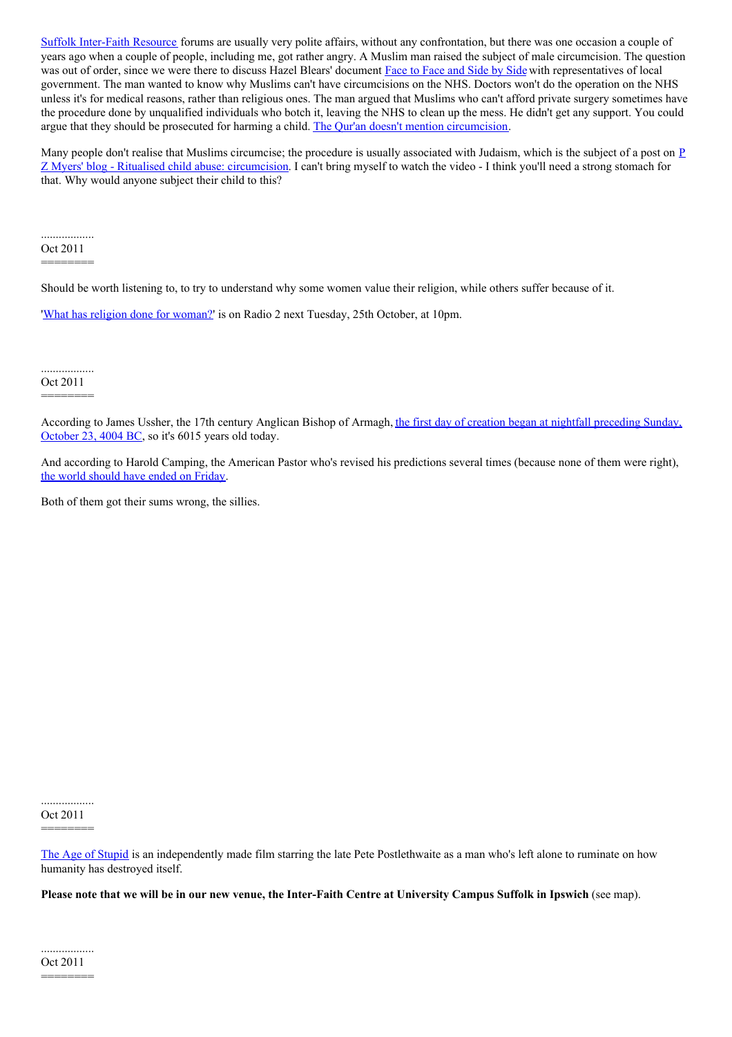Suffolk Inter-Faith Resource forums are usually very polite affairs, without any confrontation, but there was one occasion a couple of years ago when a couple of people, including me, got rather angry. A Muslim man raised the subject of male circumcision. The question was out of order, since we were there to discuss Hazel Blears' document Face to Face and Side by Side with representatives of local government. The man wanted to know why Muslims can't have circumcisions on the NHS. Doctors won't do the operation on the NHS unless it's for medical reasons, rather than religious ones. The man argued that Muslims who can't afford private surgery sometimes have the procedure done by unqualified individuals who botch it, leaving the NHS to clean up the mess. He didn't get any support. You could argue that they should be prosecuted for harming a child. The Qur'an doesn't mention circumcision.

Many people don't realise that Muslims circumcise; the procedure is usually associated with Judaism, which is the subject of a post on P Z Myers' blog - Ritualised child abuse: circumcision. I can't bring myself to watch the video - I think you'll need a strong stomach for that. Why would anyone subject their child to this?

..................
Oct 2011
========

Should be worth listening to, to try to understand why some women value their religion, while others suffer because of it.

'What has religion done for woman?' is on Radio 2 next Tuesday, 25th October, at 10pm.

..................
Oct 2011
========

According to James Ussher, the 17th century Anglican Bishop of Armagh, the first day of creation began at nightfall preceding Sunday, October 23, 4004 BC, so it's 6015 years old today.

And according to Harold Camping, the American Pastor who's revised his predictions several times (because none of them were right), the world should have ended on Friday.

Both of them got their sums wrong, the sillies.

..................
Oct 2011
========

The Age of Stupid is an independently made film starring the late Pete Postlethwaite as a man who's left alone to ruminate on how humanity has destroyed itself.

**Please note that we will be in our new venue, the Inter-Faith Centre at University Campus Suffolk in Ipswich** (see map).

..................
Oct 2011
========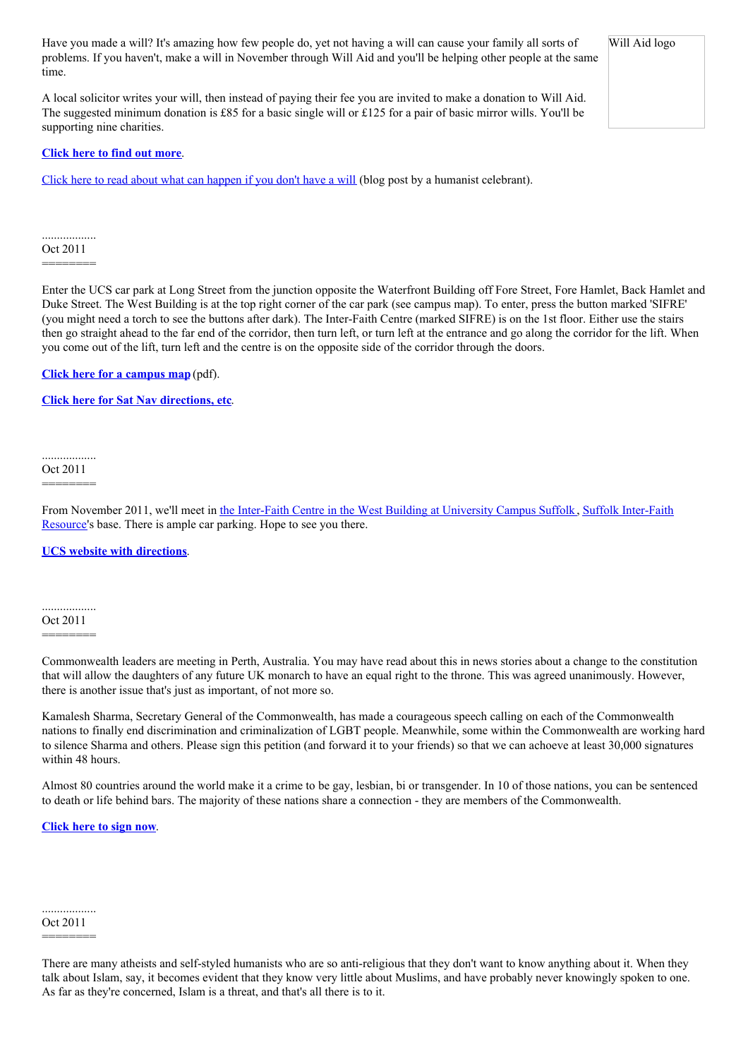Have you made a will? It's amazing how few people do, yet not having a will can cause your family all sorts of problems. If you haven't, make a will in November through Will Aid and you'll be helping other people at the same time.

Will Aid logo

A local solicitor writes your will, then instead of paying their fee you are invited to make a donation to Will Aid. The suggested minimum donation is £85 for a basic single will or £125 for a pair of basic mirror wills. You'll be supporting nine charities.

**Click here to find out more**.

Click here to read about what can happen if you don't have a will (blog post by a humanist celebrant).

..................
Oct 2011
========

Enter the UCS car park at Long Street from the junction opposite the Waterfront Building off Fore Street, Fore Hamlet, Back Hamlet and Duke Street. The West Building is at the top right corner of the car park (see campus map). To enter, press the button marked 'SIFRE' (you might need a torch to see the buttons after dark). The Inter-Faith Centre (marked SIFRE) is on the 1st floor. Either use the stairs then go straight ahead to the far end of the corridor, then turn left, or turn left at the entrance and go along the corridor for the lift. When you come out of the lift, turn left and the centre is on the opposite side of the corridor through the doors.

**Click here for a campus map** (pdf).

**Click here for Sat Nav directions, etc**.

..................
Oct 2011
========

From November 2011, we'll meet in the Inter-Faith Centre in the West Building at University Campus Suffolk, Suffolk Inter-Faith Resource's base. There is ample car parking. Hope to see you there.

**UCS website with directions**.

..................
Oct 2011
========

Commonwealth leaders are meeting in Perth, Australia. You may have read about this in news stories about a change to the constitution that will allow the daughters of any future UK monarch to have an equal right to the throne. This was agreed unanimously. However, there is another issue that's just as important, of not more so.

Kamalesh Sharma, Secretary General of the Commonwealth, has made a courageous speech calling on each of the Commonwealth nations to finally end discrimination and criminalization of LGBT people. Meanwhile, some within the Commonwealth are working hard to silence Sharma and others. Please sign this petition (and forward it to your friends) so that we can achoeve at least 30,000 signatures within 48 hours.

Almost 80 countries around the world make it a crime to be gay, lesbian, bi or transgender. In 10 of those nations, you can be sentenced to death or life behind bars. The majority of these nations share a connection - they are members of the Commonwealth.

**Click here to sign now**.

..................
Oct 2011
========

There are many atheists and self-styled humanists who are so anti-religious that they don't want to know anything about it. When they talk about Islam, say, it becomes evident that they know very little about Muslims, and have probably never knowingly spoken to one. As far as they're concerned, Islam is a threat, and that's all there is to it.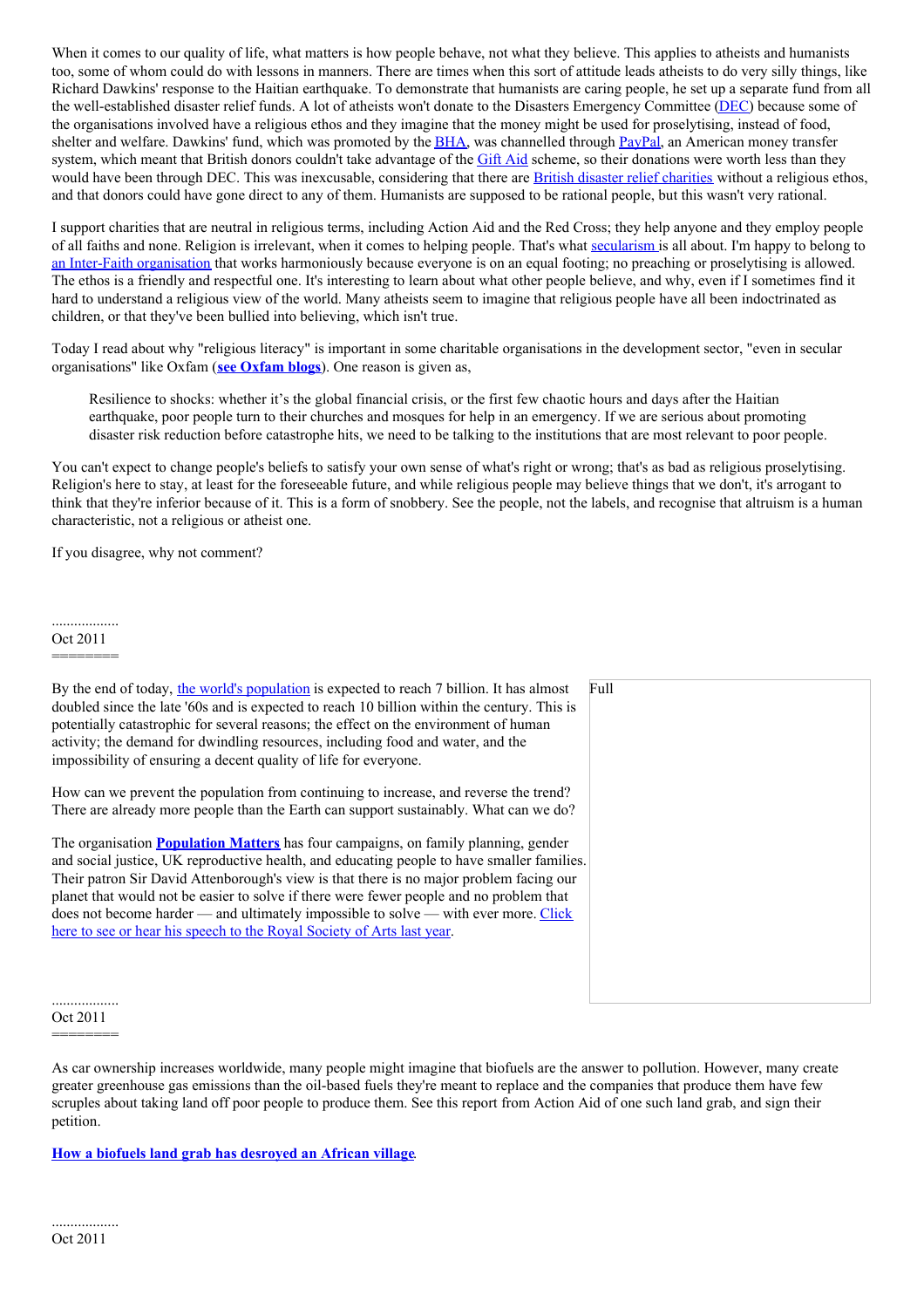When it comes to our quality of life, what matters is how people behave, not what they believe. This applies to atheists and humanists too, some of whom could do with lessons in manners. There are times when this sort of attitude leads atheists to do very silly things, like Richard Dawkins' response to the Haitian earthquake. To demonstrate that humanists are caring people, he set up a separate fund from all the well-established disaster relief funds. A lot of atheists won't donate to the Disasters Emergency Committee (DEC) because some of the organisations involved have a religious ethos and they imagine that the money might be used for proselytising, instead of food, shelter and welfare. Dawkins' fund, which was promoted by the BHA, was channelled through PayPal, an American money transfer system, which meant that British donors couldn't take advantage of the Gift Aid scheme, so their donations were worth less than they would have been through DEC. This was inexcusable, considering that there are British disaster relief charities without a religious ethos, and that donors could have gone direct to any of them. Humanists are supposed to be rational people, but this wasn't very rational.

I support charities that are neutral in religious terms, including Action Aid and the Red Cross; they help anyone and they employ people of all faiths and none. Religion is irrelevant, when it comes to helping people. That's what secularism is all about. I'm happy to belong to an Inter-Faith organisation that works harmoniously because everyone is on an equal footing; no preaching or proselytising is allowed. The ethos is a friendly and respectful one. It's interesting to learn about what other people believe, and why, even if I sometimes find it hard to understand a religious view of the world. Many atheists seem to imagine that religious people have all been indoctrinated as children, or that they've been bullied into believing, which isn't true.

Today I read about why "religious literacy" is important in some charitable organisations in the development sector, "even in secular organisations" like Oxfam (**see Oxfam blogs**). One reason is given as,

> Resilience to shocks: whether it's the global financial crisis, or the first few chaotic hours and days after the Haitian earthquake, poor people turn to their churches and mosques for help in an emergency. If we are serious about promoting disaster risk reduction before catastrophe hits, we need to be talking to the institutions that are most relevant to poor people.

You can't expect to change people's beliefs to satisfy your own sense of what's right or wrong; that's as bad as religious proselytising. Religion's here to stay, at least for the foreseeable future, and while religious people may believe things that we don't, it's arrogant to think that they're inferior because of it. This is a form of snobbery. See the people, not the labels, and recognise that altruism is a human characteristic, not a religious or atheist one.

If you disagree, why not comment?

..................
Oct 2011
========

By the end of today, the world's population is expected to reach 7 billion. It has almost doubled since the late '60s and is expected to reach 10 billion within the century. This is potentially catastrophic for several reasons; the effect on the environment of human activity; the demand for dwindling resources, including food and water, and the impossibility of ensuring a decent quality of life for everyone.

How can we prevent the population from continuing to increase, and reverse the trend? There are already more people than the Earth can support sustainably. What can we do?

The organisation **Population Matters** has four campaigns, on family planning, gender and social justice, UK reproductive health, and educating people to have smaller families. Their patron Sir David Attenborough's view is that there is no major problem facing our planet that would not be easier to solve if there were fewer people and no problem that does not become harder — and ultimately impossible to solve — with ever more. Click here to see or hear his speech to the Royal Society of Arts last year.

Full

..................
Oct 2011
========

As car ownership increases worldwide, many people might imagine that biofuels are the answer to pollution. However, many create greater greenhouse gas emissions than the oil-based fuels they're meant to replace and the companies that produce them have few scruples about taking land off poor people to produce them. See this report from Action Aid of one such land grab, and sign their petition.

**How a biofuels land grab has desroyed an African village**.

..................
Oct 2011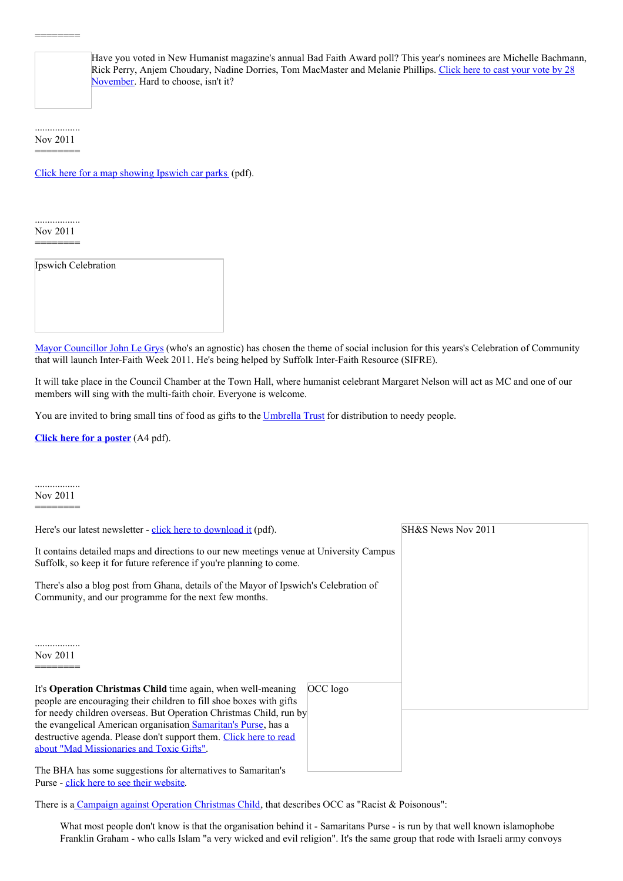========

Have you voted in New Humanist magazine's annual Bad Faith Award poll? This year's nominees are Michelle Bachmann, Rick Perry, Anjem Choudary, Nadine Dorries, Tom MacMaster and Melanie Phillips. Click here to cast your vote by 28 November. Hard to choose, isn't it?

..................
Nov 2011
========

Click here for a map showing Ipswich car parks (pdf).

..................
Nov 2011
========

Ipswich Celebration

Mayor Councillor John Le Grys (who's an agnostic) has chosen the theme of social inclusion for this years's Celebration of Community that will launch Inter-Faith Week 2011. He's being helped by Suffolk Inter-Faith Resource (SIFRE).

It will take place in the Council Chamber at the Town Hall, where humanist celebrant Margaret Nelson will act as MC and one of our members will sing with the multi-faith choir. Everyone is welcome.

You are invited to bring small tins of food as gifts to the Umbrella Trust for distribution to needy people.

**Click here for a poster** (A4 pdf).

..................
Nov 2011
========

SH&S News Nov 2011

Here's our latest newsletter - click here to download it (pdf).

It contains detailed maps and directions to our new meetings venue at University Campus Suffolk, so keep it for future reference if you're planning to come.

There's also a blog post from Ghana, details of the Mayor of Ipswich's Celebration of Community, and our programme for the next few months.

..................
Nov 2011
========

OCC logo

It's **Operation Christmas Child** time again, when well-meaning people are encouraging their children to fill shoe boxes with gifts for needy children overseas. But Operation Christmas Child, run by the evangelical American organisation Samaritan's Purse, has a destructive agenda. Please don't support them. Click here to read about "Mad Missionaries and Toxic Gifts".

The BHA has some suggestions for alternatives to Samaritan's Purse - click here to see their website.

There is a Campaign against Operation Christmas Child, that describes OCC as "Racist & Poisonous":

> What most people don't know is that the organisation behind it - Samaritans Purse - is run by that well known islamophobe Franklin Graham - who calls Islam "a very wicked and evil religion". It's the same group that rode with Israeli army convoys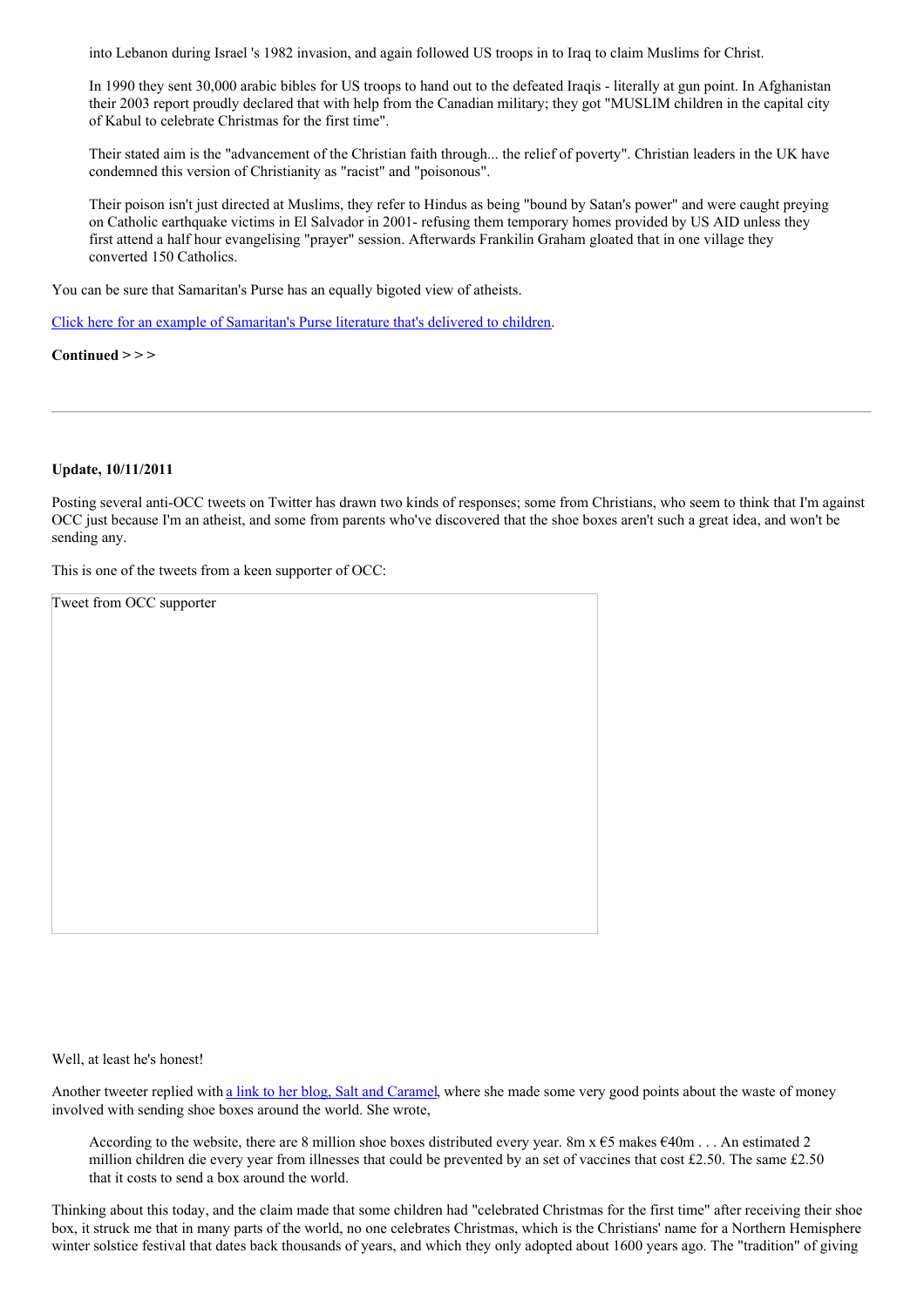> into Lebanon during Israel 's 1982 invasion, and again followed US troops in to Iraq to claim Muslims for Christ.
>
> In 1990 they sent 30,000 arabic bibles for US troops to hand out to the defeated Iraqis - literally at gun point. In Afghanistan their 2003 report proudly declared that with help from the Canadian military; they got "MUSLIM children in the capital city of Kabul to celebrate Christmas for the first time".
>
> Their stated aim is the "advancement of the Christian faith through... the relief of poverty". Christian leaders in the UK have condemned this version of Christianity as "racist" and "poisonous".
>
> Their poison isn't just directed at Muslims, they refer to Hindus as being "bound by Satan's power" and were caught preying on Catholic earthquake victims in El Salvador in 2001- refusing them temporary homes provided by US AID unless they first attend a half hour evangelising "prayer" session. Afterwards Frankilin Graham gloated that in one village they converted 150 Catholics.

You can be sure that Samaritan's Purse has an equally bigoted view of atheists.

[Click here for an example of Samaritan's Purse literature that's delivered to children](.)

**Continued > > >**

---

**Update, 10/11/2011**

Posting several anti-OCC tweets on Twitter has drawn two kinds of responses; some from Christians, who seem to think that I'm against OCC just because I'm an atheist, and some from parents who've discovered that the shoe boxes aren't such a great idea, and won't be sending any.

This is one of the tweets from a keen supporter of OCC:

Tweet from OCC supporter

Well, at least he's honest!

Another tweeter replied with [a link to her blog, Salt and Caramel](.), where she made some very good points about the waste of money involved with sending shoe boxes around the world. She wrote,

> According to the website, there are 8 million shoe boxes distributed every year. 8m x €5 makes €40m . . . An estimated 2 million children die every year from illnesses that could be prevented by an set of vaccines that cost £2.50. The same £2.50 that it costs to send a box around the world.

Thinking about this today, and the claim made that some children had "celebrated Christmas for the first time" after receiving their shoe box, it struck me that in many parts of the world, no one celebrates Christmas, which is the Christians' name for a Northern Hemisphere winter solstice festival that dates back thousands of years, and which they only adopted about 1600 years ago. The "tradition" of giving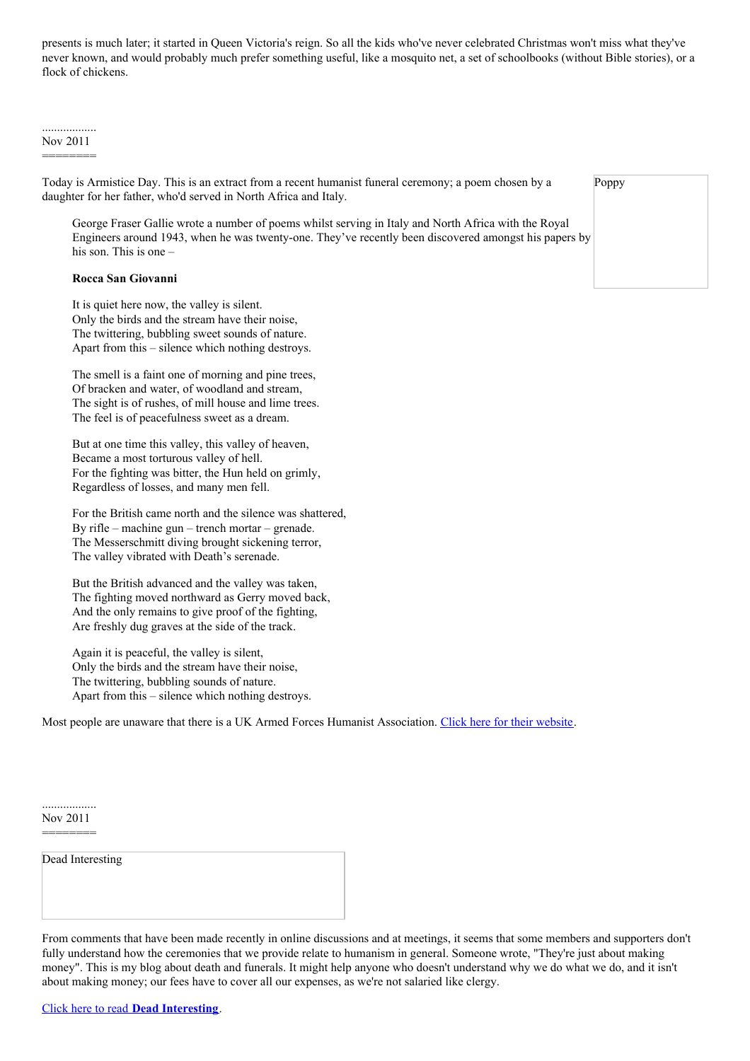presents is much later; it started in Queen Victoria's reign. So all the kids who've never celebrated Christmas won't miss what they've never known, and would probably much prefer something useful, like a mosquito net, a set of schoolbooks (without Bible stories), or a flock of chickens.

..................
Nov 2011
=======

Poppy

Today is Armistice Day. This is an extract from a recent humanist funeral ceremony; a poem chosen by a daughter for her father, who'd served in North Africa and Italy.

> George Fraser Gallie wrote a number of poems whilst serving in Italy and North Africa with the Royal Engineers around 1943, when he was twenty-one. They've recently been discovered amongst his papers by his son. This is one –
>
> **Rocca San Giovanni**
>
> It is quiet here now, the valley is silent.
> Only the birds and the stream have their noise,
> The twittering, bubbling sweet sounds of nature.
> Apart from this – silence which nothing destroys.
>
> The smell is a faint one of morning and pine trees,
> Of bracken and water, of woodland and stream,
> The sight is of rushes, of mill house and lime trees.
> The feel is of peacefulness sweet as a dream.
>
> But at one time this valley, this valley of heaven,
> Became a most torturous valley of hell.
> For the fighting was bitter, the Hun held on grimly,
> Regardless of losses, and many men fell.
>
> For the British came north and the silence was shattered,
> By rifle – machine gun – trench mortar – grenade.
> The Messerschmitt diving brought sickening terror,
> The valley vibrated with Death's serenade.
>
> But the British advanced and the valley was taken,
> The fighting moved northward as Gerry moved back,
> And the only remains to give proof of the fighting,
> Are freshly dug graves at the side of the track.
>
> Again it is peaceful, the valley is silent,
> Only the birds and the stream have their noise,
> The twittering, bubbling sounds of nature.
> Apart from this – silence which nothing destroys.

Most people are unaware that there is a UK Armed Forces Humanist Association. Click here for their website.

..................
Nov 2011
=======

Dead Interesting

From comments that have been made recently in online discussions and at meetings, it seems that some members and supporters don't fully understand how the ceremonies that we provide relate to humanism in general. Someone wrote, "They're just about making money". This is my blog about death and funerals. It might help anyone who doesn't understand why we do what we do, and it isn't about making money; our fees have to cover all our expenses, as we're not salaried like clergy.

Click here to read **Dead Interesting**.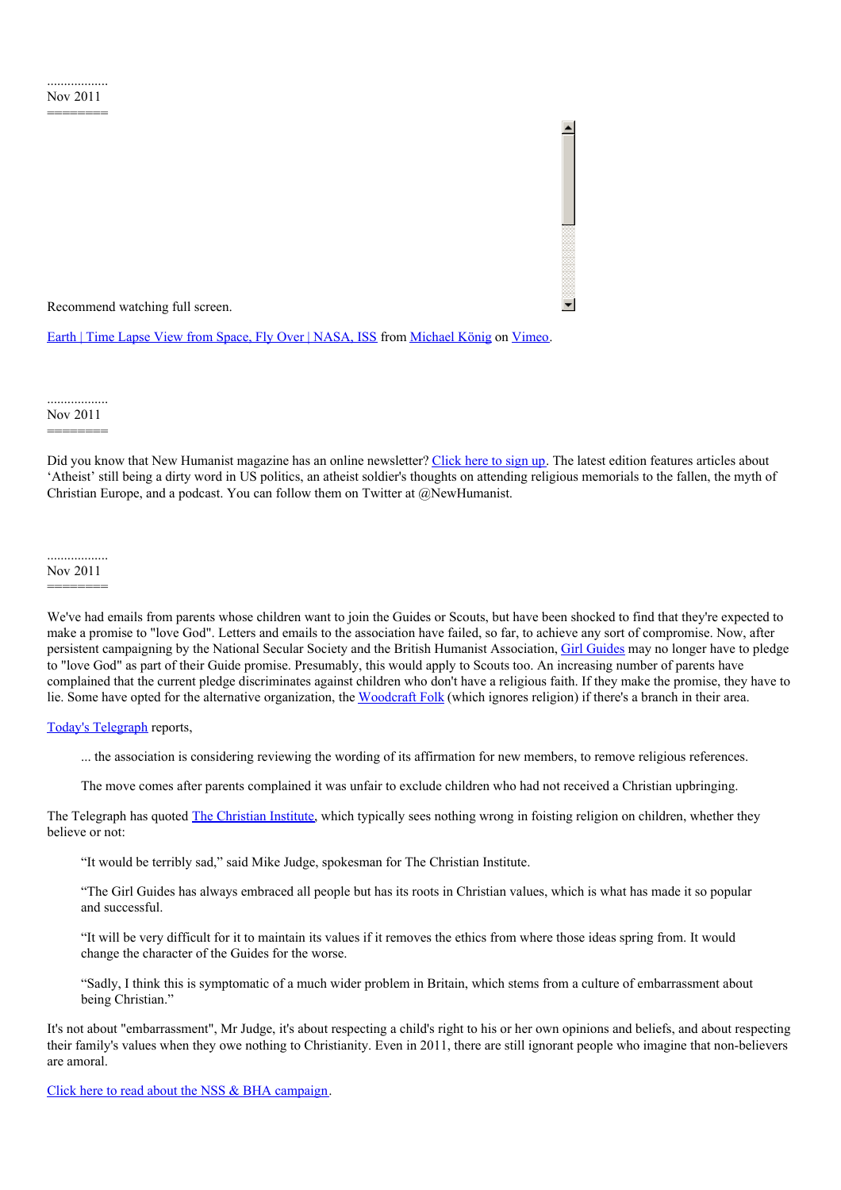..................
Nov 2011
========

Recommend watching full screen.

Earth | Time Lapse View from Space, Fly Over | NASA, ISS from Michael König on Vimeo.

..................
Nov 2011
========

Did you know that New Humanist magazine has an online newsletter? Click here to sign up. The latest edition features articles about 'Atheist' still being a dirty word in US politics, an atheist soldier's thoughts on attending religious memorials to the fallen, the myth of Christian Europe, and a podcast. You can follow them on Twitter at @NewHumanist.

..................
Nov 2011
========

We've had emails from parents whose children want to join the Guides or Scouts, but have been shocked to find that they're expected to make a promise to "love God". Letters and emails to the association have failed, so far, to achieve any sort of compromise. Now, after persistent campaigning by the National Secular Society and the British Humanist Association, Girl Guides may no longer have to pledge to "love God" as part of their Guide promise. Presumably, this would apply to Scouts too. An increasing number of parents have complained that the current pledge discriminates against children who don't have a religious faith. If they make the promise, they have to lie. Some have opted for the alternative organization, the Woodcraft Folk (which ignores religion) if there's a branch in their area.

Today's Telegraph reports,

> ... the association is considering reviewing the wording of its affirmation for new members, to remove religious references.
>
> The move comes after parents complained it was unfair to exclude children who had not received a Christian upbringing.

The Telegraph has quoted The Christian Institute, which typically sees nothing wrong in foisting religion on children, whether they believe or not:

> "It would be terribly sad," said Mike Judge, spokesman for The Christian Institute.
>
> "The Girl Guides has always embraced all people but has its roots in Christian values, which is what has made it so popular and successful.
>
> "It will be very difficult for it to maintain its values if it removes the ethics from where those ideas spring from. It would change the character of the Guides for the worse.
>
> "Sadly, I think this is symptomatic of a much wider problem in Britain, which stems from a culture of embarrassment about being Christian."

It's not about "embarrassment", Mr Judge, it's about respecting a child's right to his or her own opinions and beliefs, and about respecting their family's values when they owe nothing to Christianity. Even in 2011, there are still ignorant people who imagine that non-believers are amoral.

Click here to read about the NSS & BHA campaign.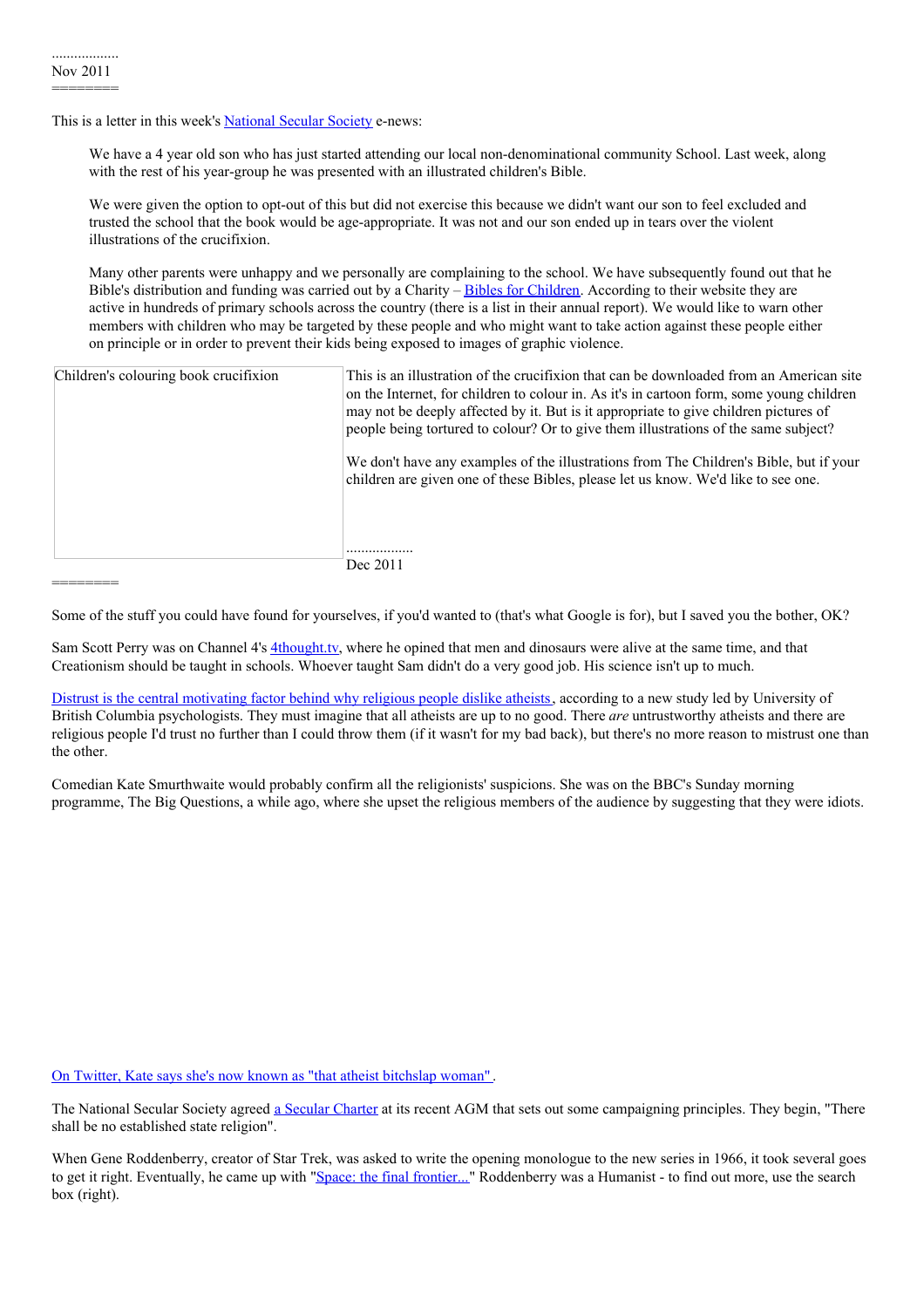..................
Nov 2011
========

This is a letter in this week's National Secular Society e-news:

> We have a 4 year old son who has just started attending our local non-denominational community School. Last week, along with the rest of his year-group he was presented with an illustrated children's Bible.
>
> We were given the option to opt-out of this but did not exercise this because we didn't want our son to feel excluded and trusted the school that the book would be age-appropriate. It was not and our son ended up in tears over the violent illustrations of the crucifixion.
>
> Many other parents were unhappy and we personally are complaining to the school. We have subsequently found out that he Bible's distribution and funding was carried out by a Charity – Bibles for Children. According to their website they are active in hundreds of primary schools across the country (there is a list in their annual report). We would like to warn other members with children who may be targeted by these people and who might want to take action against these people either on principle or in order to prevent their kids being exposed to images of graphic violence.

Children's colouring book crucifixion

This is an illustration of the crucifixion that can be downloaded from an American site on the Internet, for children to colour in. As it's in cartoon form, some young children may not be deeply affected by it. But is it appropriate to give children pictures of people being tortured to colour? Or to give them illustrations of the same subject?

We don't have any examples of the illustrations from The Children's Bible, but if your children are given one of these Bibles, please let us know. We'd like to see one.

..................
Dec 2011
========

Some of the stuff you could have found for yourselves, if you'd wanted to (that's what Google is for), but I saved you the bother, OK?

Sam Scott Perry was on Channel 4's 4thought.tv, where he opined that men and dinosaurs were alive at the same time, and that Creationism should be taught in schools. Whoever taught Sam didn't do a very good job. His science isn't up to much.

Distrust is the central motivating factor behind why religious people dislike atheists, according to a new study led by University of British Columbia psychologists. They must imagine that all atheists are up to no good. There *are* untrustworthy atheists and there are religious people I'd trust no further than I could throw them (if it wasn't for my bad back), but there's no more reason to mistrust one than the other.

Comedian Kate Smurthwaite would probably confirm all the religionists' suspicions. She was on the BBC's Sunday morning programme, The Big Questions, a while ago, where she upset the religious members of the audience by suggesting that they were idiots.

On Twitter, Kate says she's now known as "that atheist bitchslap woman".

The National Secular Society agreed a Secular Charter at its recent AGM that sets out some campaigning principles. They begin, "There shall be no established state religion".

When Gene Roddenberry, creator of Star Trek, was asked to write the opening monologue to the new series in 1966, it took several goes to get it right. Eventually, he came up with "Space: the final frontier..." Roddenberry was a Humanist - to find out more, use the search box (right).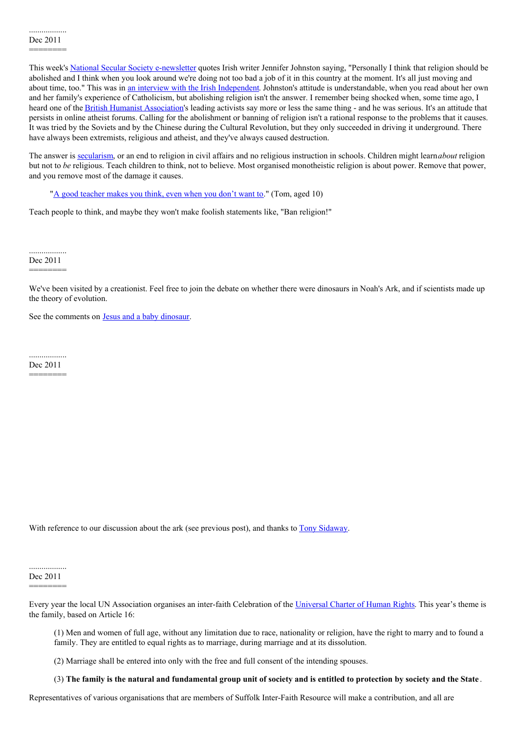..................
Dec 2011
========

This week's National Secular Society e-newsletter quotes Irish writer Jennifer Johnston saying, "Personally I think that religion should be abolished and I think when you look around we're doing not too bad a job of it in this country at the moment. It's all just moving and about time, too." This was in an interview with the Irish Independent. Johnston's attitude is understandable, when you read about her own and her family's experience of Catholicism, but abolishing religion isn't the answer. I remember being shocked when, some time ago, I heard one of the British Humanist Association's leading activists say more or less the same thing - and he was serious. It's an attitude that persists in online atheist forums. Calling for the abolishment or banning of religion isn't a rational response to the problems that it causes. It was tried by the Soviets and by the Chinese during the Cultural Revolution, but they only succeeded in driving it underground. There have always been extremists, religious and atheist, and they've always caused destruction.

The answer is secularism, or an end to religion in civil affairs and no religious instruction in schools. Children might learn *about* religion but not to *be* religious. Teach children to think, not to believe. Most organised monotheistic religion is about power. Remove that power, and you remove most of the damage it causes.

> "A good teacher makes you think, even when you don't want to." (Tom, aged 10)

Teach people to think, and maybe they won't make foolish statements like, "Ban religion!"

..................
Dec 2011
========

We've been visited by a creationist. Feel free to join the debate on whether there were dinosaurs in Noah's Ark, and if scientists made up the theory of evolution.

See the comments on Jesus and a baby dinosaur.

..................
Dec 2011
========

With reference to our discussion about the ark (see previous post), and thanks to Tony Sidaway.

..................
Dec 2011
========

Every year the local UN Association organises an inter-faith Celebration of the Universal Charter of Human Rights. This year's theme is the family, based on Article 16:

> (1) Men and women of full age, without any limitation due to race, nationality or religion, have the right to marry and to found a family. They are entitled to equal rights as to marriage, during marriage and at its dissolution.
>
> (2) Marriage shall be entered into only with the free and full consent of the intending spouses.
>
> (3) **The family is the natural and fundamental group unit of society and is entitled to protection by society and the State**.

Representatives of various organisations that are members of Suffolk Inter-Faith Resource will make a contribution, and all are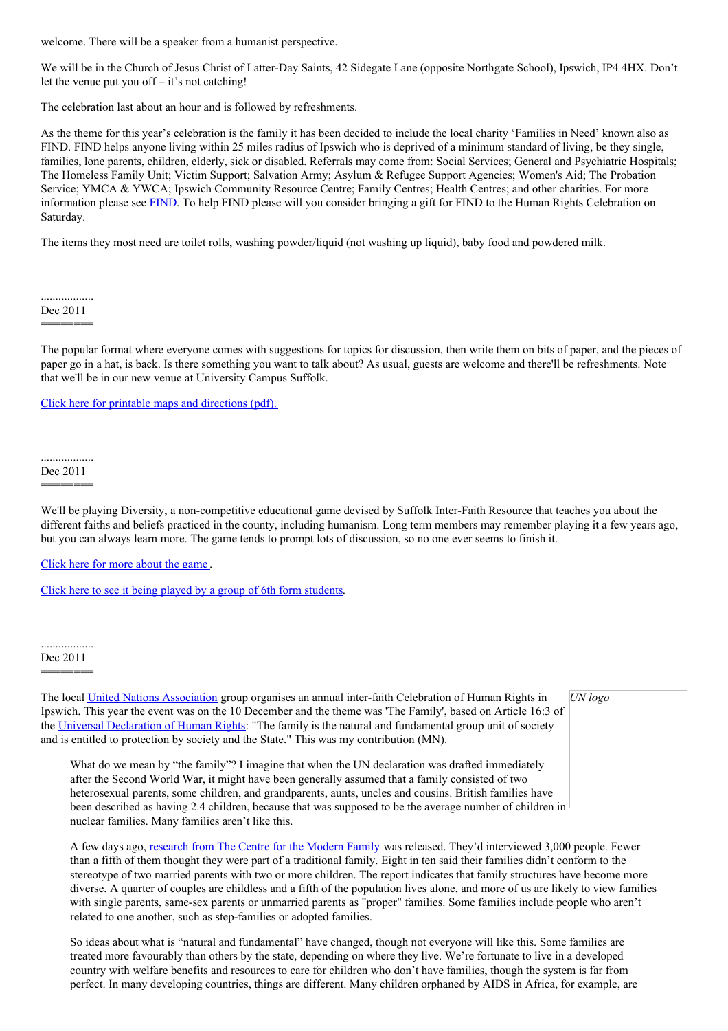welcome. There will be a speaker from a humanist perspective.

We will be in the Church of Jesus Christ of Latter-Day Saints, 42 Sidegate Lane (opposite Northgate School), Ipswich, IP4 4HX. Don't let the venue put you off – it's not catching!

The celebration last about an hour and is followed by refreshments.

As the theme for this year's celebration is the family it has been decided to include the local charity 'Families in Need' known also as FIND. FIND helps anyone living within 25 miles radius of Ipswich who is deprived of a minimum standard of living, be they single, families, lone parents, children, elderly, sick or disabled. Referrals may come from: Social Services; General and Psychiatric Hospitals; The Homeless Family Unit; Victim Support; Salvation Army; Asylum & Refugee Support Agencies; Women's Aid; The Probation Service; YMCA & YWCA; Ipswich Community Resource Centre; Family Centres; Health Centres; and other charities. For more information please see FIND. To help FIND please will you consider bringing a gift for FIND to the Human Rights Celebration on Saturday.

The items they most need are toilet rolls, washing powder/liquid (not washing up liquid), baby food and powdered milk.

..................
Dec 2011
========

The popular format where everyone comes with suggestions for topics for discussion, then write them on bits of paper, and the pieces of paper go in a hat, is back. Is there something you want to talk about? As usual, guests are welcome and there'll be refreshments. Note that we'll be in our new venue at University Campus Suffolk.

Click here for printable maps and directions (pdf).

..................
Dec 2011
========

We'll be playing Diversity, a non-competitive educational game devised by Suffolk Inter-Faith Resource that teaches you about the different faiths and beliefs practiced in the county, including humanism. Long term members may remember playing it a few years ago, but you can always learn more. The game tends to prompt lots of discussion, so no one ever seems to finish it.

Click here for more about the game.

Click here to see it being played by a group of 6th form students.

..................
Dec 2011
========

*UN logo*

The local United Nations Association group organises an annual inter-faith Celebration of Human Rights in Ipswich. This year the event was on the 10 December and the theme was 'The Family', based on Article 16:3 of the Universal Declaration of Human Rights: "The family is the natural and fundamental group unit of society and is entitled to protection by society and the State." This was my contribution (MN).

> What do we mean by "the family"? I imagine that when the UN declaration was drafted immediately after the Second World War, it might have been generally assumed that a family consisted of two heterosexual parents, some children, and grandparents, aunts, uncles and cousins. British families have been described as having 2.4 children, because that was supposed to be the average number of children in nuclear families. Many families aren't like this.
>
> A few days ago, research from The Centre for the Modern Family was released. They'd interviewed 3,000 people. Fewer than a fifth of them thought they were part of a traditional family. Eight in ten said their families didn't conform to the stereotype of two married parents with two or more children. The report indicates that family structures have become more diverse. A quarter of couples are childless and a fifth of the population lives alone, and more of us are likely to view families with single parents, same-sex parents or unmarried parents as "proper" families. Some families include people who aren't related to one another, such as step-families or adopted families.
>
> So ideas about what is "natural and fundamental" have changed, though not everyone will like this. Some families are treated more favourably than others by the state, depending on where they live. We're fortunate to live in a developed country with welfare benefits and resources to care for children who don't have families, though the system is far from perfect. In many developing countries, things are different. Many children orphaned by AIDS in Africa, for example, are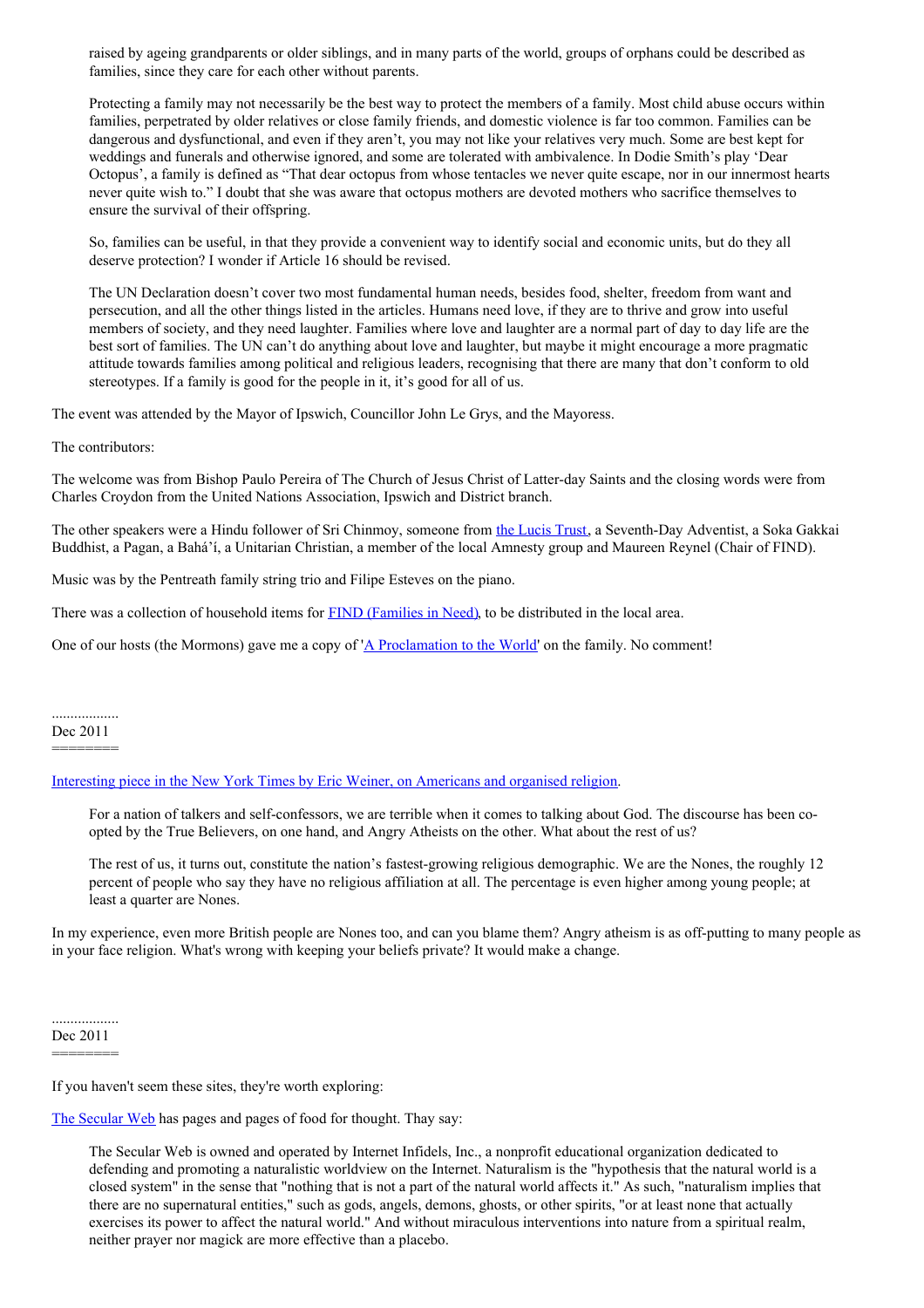> raised by ageing grandparents or older siblings, and in many parts of the world, groups of orphans could be described as families, since they care for each other without parents.
>
> Protecting a family may not necessarily be the best way to protect the members of a family. Most child abuse occurs within families, perpetrated by older relatives or close family friends, and domestic violence is far too common. Families can be dangerous and dysfunctional, and even if they aren't, you may not like your relatives very much. Some are best kept for weddings and funerals and otherwise ignored, and some are tolerated with ambivalence. In Dodie Smith's play 'Dear Octopus', a family is defined as "That dear octopus from whose tentacles we never quite escape, nor in our innermost hearts never quite wish to." I doubt that she was aware that octopus mothers are devoted mothers who sacrifice themselves to ensure the survival of their offspring.
>
> So, families can be useful, in that they provide a convenient way to identify social and economic units, but do they all deserve protection? I wonder if Article 16 should be revised.
>
> The UN Declaration doesn't cover two most fundamental human needs, besides food, shelter, freedom from want and persecution, and all the other things listed in the articles. Humans need love, if they are to thrive and grow into useful members of society, and they need laughter. Families where love and laughter are a normal part of day to day life are the best sort of families. The UN can't do anything about love and laughter, but maybe it might encourage a more pragmatic attitude towards families among political and religious leaders, recognising that there are many that don't conform to old stereotypes. If a family is good for the people in it, it's good for all of us.

The event was attended by the Mayor of Ipswich, Councillor John Le Grys, and the Mayoress.

The contributors:

The welcome was from Bishop Paulo Pereira of The Church of Jesus Christ of Latter-day Saints and the closing words were from Charles Croydon from the United Nations Association, Ipswich and District branch.

The other speakers were a Hindu follower of Sri Chinmoy, someone from the Lucis Trust, a Seventh-Day Adventist, a Soka Gakkai Buddhist, a Pagan, a Bahá'í, a Unitarian Christian, a member of the local Amnesty group and Maureen Reynel (Chair of FIND).

Music was by the Pentreath family string trio and Filipe Esteves on the piano.

There was a collection of household items for FIND (Families in Need), to be distributed in the local area.

One of our hosts (the Mormons) gave me a copy of 'A Proclamation to the World' on the family. No comment!

..................
Dec 2011
========

Interesting piece in the New York Times by Eric Weiner, on Americans and organised religion.

> For a nation of talkers and self-confessors, we are terrible when it comes to talking about God. The discourse has been co-opted by the True Believers, on one hand, and Angry Atheists on the other. What about the rest of us?
>
> The rest of us, it turns out, constitute the nation's fastest-growing religious demographic. We are the Nones, the roughly 12 percent of people who say they have no religious affiliation at all. The percentage is even higher among young people; at least a quarter are Nones.

In my experience, even more British people are Nones too, and can you blame them? Angry atheism is as off-putting to many people as in your face religion. What's wrong with keeping your beliefs private? It would make a change.

..................
Dec 2011
========

If you haven't seem these sites, they're worth exploring:

The Secular Web has pages and pages of food for thought. Thay say:

> The Secular Web is owned and operated by Internet Infidels, Inc., a nonprofit educational organization dedicated to defending and promoting a naturalistic worldview on the Internet. Naturalism is the "hypothesis that the natural world is a closed system" in the sense that "nothing that is not a part of the natural world affects it." As such, "naturalism implies that there are no supernatural entities," such as gods, angels, demons, ghosts, or other spirits, "or at least none that actually exercises its power to affect the natural world." And without miraculous interventions into nature from a spiritual realm, neither prayer nor magick are more effective than a placebo.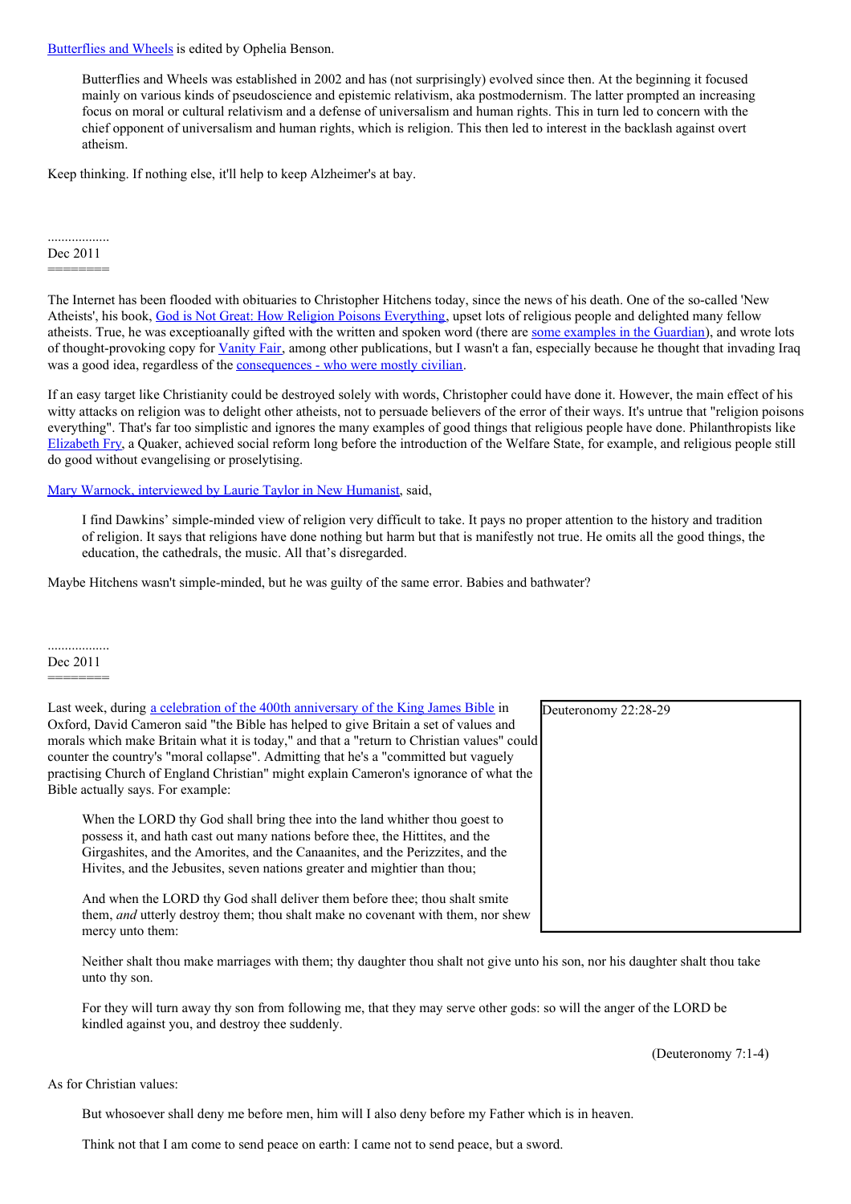Butterflies and Wheels is edited by Ophelia Benson.

> Butterflies and Wheels was established in 2002 and has (not surprisingly) evolved since then. At the beginning it focused mainly on various kinds of pseudoscience and epistemic relativism, aka postmodernism. The latter prompted an increasing focus on moral or cultural relativism and a defense of universalism and human rights. This in turn led to concern with the chief opponent of universalism and human rights, which is religion. This then led to interest in the backlash against overt atheism.

Keep thinking. If nothing else, it'll help to keep Alzheimer's at bay.

..................
Dec 2011
========

The Internet has been flooded with obituaries to Christopher Hitchens today, since the news of his death. One of the so-called 'New Atheists', his book, God is Not Great: How Religion Poisons Everything, upset lots of religious people and delighted many fellow atheists. True, he was exceptioanally gifted with the written and spoken word (there are some examples in the Guardian), and wrote lots of thought-provoking copy for Vanity Fair, among other publications, but I wasn't a fan, especially because he thought that invading Iraq was a good idea, regardless of the consequences - who were mostly civilian.

If an easy target like Christianity could be destroyed solely with words, Christopher could have done it. However, the main effect of his witty attacks on religion was to delight other atheists, not to persuade believers of the error of their ways. It's untrue that "religion poisons everything". That's far too simplistic and ignores the many examples of good things that religious people have done. Philanthropists like Elizabeth Fry, a Quaker, achieved social reform long before the introduction of the Welfare State, for example, and religious people still do good without evangelising or proselytising.

Mary Warnock, interviewed by Laurie Taylor in New Humanist, said,

> I find Dawkins' simple-minded view of religion very difficult to take. It pays no proper attention to the history and tradition of religion. It says that religions have done nothing but harm but that is manifestly not true. He omits all the good things, the education, the cathedrals, the music. All that's disregarded.

Maybe Hitchens wasn't simple-minded, but he was guilty of the same error. Babies and bathwater?

..................
Dec 2011
========

Deuteronomy 22:28-29

Last week, during a celebration of the 400th anniversary of the King James Bible in Oxford, David Cameron said "the Bible has helped to give Britain a set of values and morals which make Britain what it is today," and that a "return to Christian values" could counter the country's "moral collapse". Admitting that he's a "committed but vaguely practising Church of England Christian" might explain Cameron's ignorance of what the Bible actually says. For example:

> When the LORD thy God shall bring thee into the land whither thou goest to possess it, and hath cast out many nations before thee, the Hittites, and the Girgashites, and the Amorites, and the Canaanites, and the Perizzites, and the Hivites, and the Jebusites, seven nations greater and mightier than thou;
>
> And when the LORD thy God shall deliver them before thee; thou shalt smite them, *and* utterly destroy them; thou shalt make no covenant with them, nor shew mercy unto them:
>
> Neither shalt thou make marriages with them; thy daughter thou shalt not give unto his son, nor his daughter shalt thou take unto thy son.
>
> For they will turn away thy son from following me, that they may serve other gods: so will the anger of the LORD be kindled against you, and destroy thee suddenly.
>
> (Deuteronomy 7:1-4)

As for Christian values:

> But whosoever shall deny me before men, him will I also deny before my Father which is in heaven.
>
> Think not that I am come to send peace on earth: I came not to send peace, but a sword.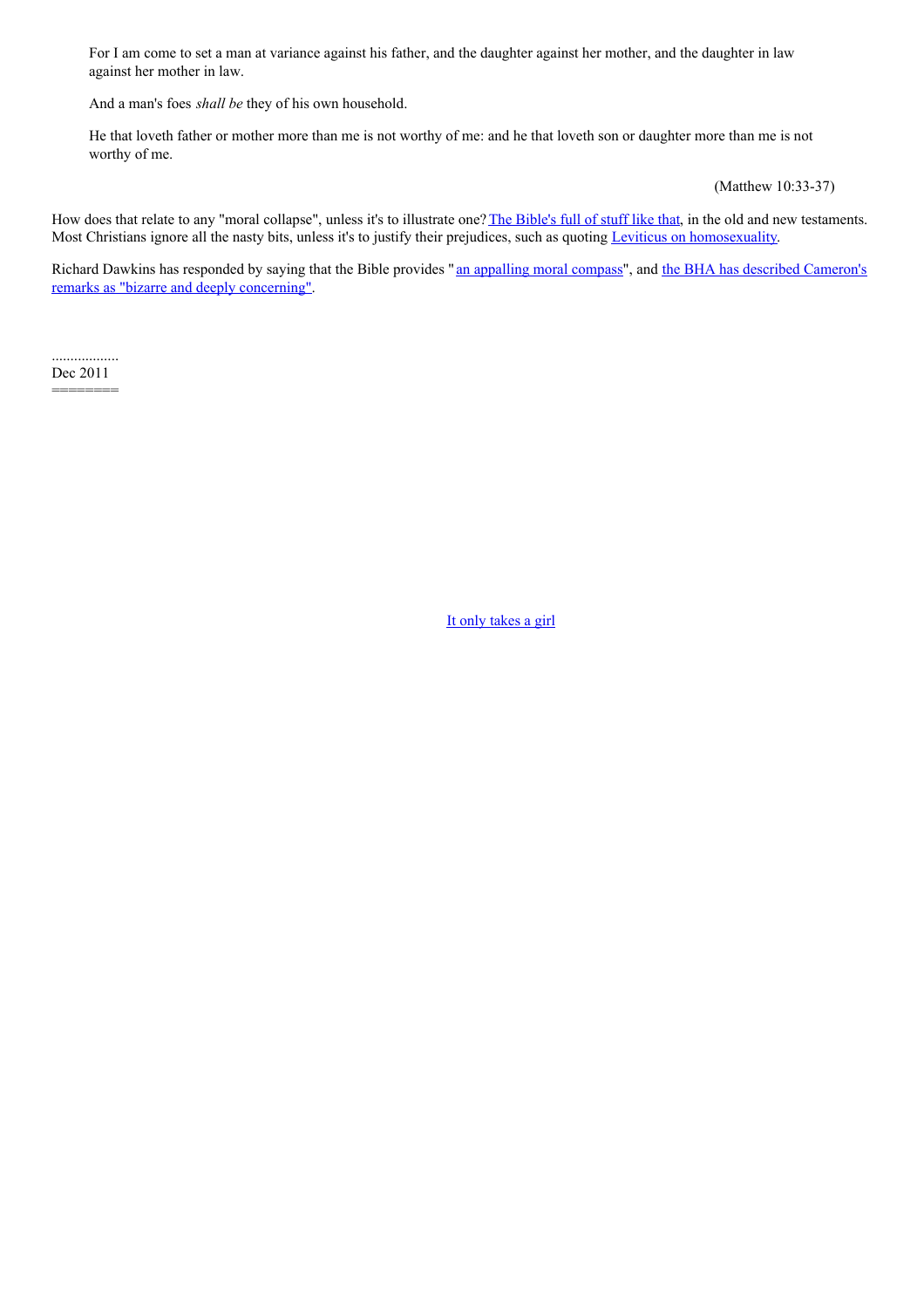> For I am come to set a man at variance against his father, and the daughter against her mother, and the daughter in law against her mother in law.
>
> And a man's foes *shall be* they of his own household.
>
> He that loveth father or mother more than me is not worthy of me: and he that loveth son or daughter more than me is not worthy of me.
>
> (Matthew 10:33-37)

How does that relate to any "moral collapse", unless it's to illustrate one? The Bible's full of stuff like that, in the old and new testaments. Most Christians ignore all the nasty bits, unless it's to justify their prejudices, such as quoting Leviticus on homosexuality.

Richard Dawkins has responded by saying that the Bible provides "an appalling moral compass", and the BHA has described Cameron's remarks as "bizarre and deeply concerning".

..................
Dec 2011
========

It only takes a girl